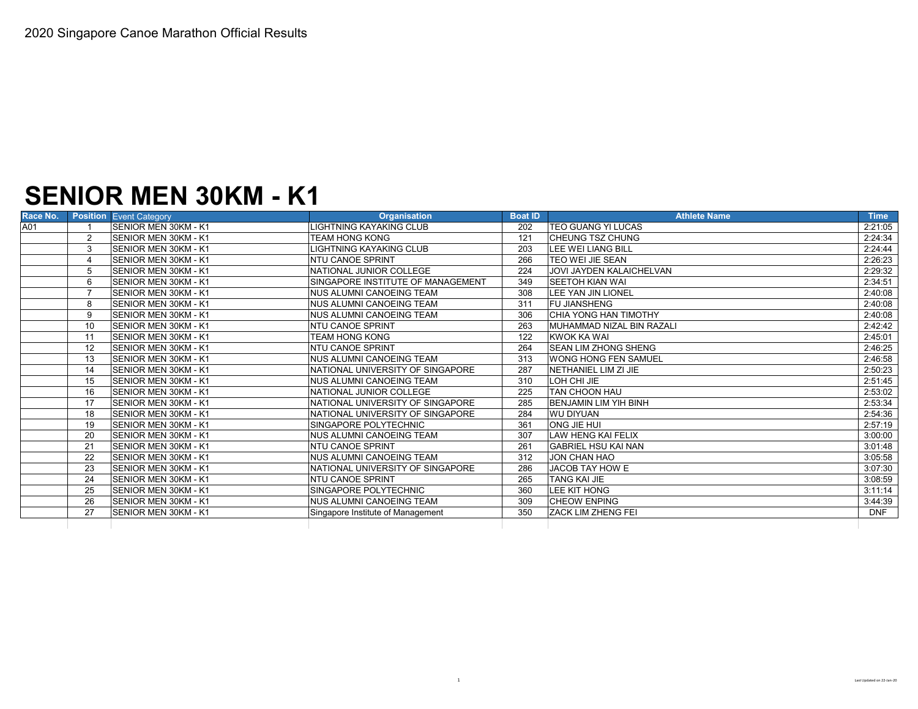2020 Singapore Canoe Marathon Official Results

# SENIOR MEN 30KM - K1

| Race No. | Position | Event Category | Organisation | Boat ID | Athlete Name | Time |
|---|---|---|---|---|---|---|
| A01 | 1 | SENIOR MEN 30KM - K1 | LIGHTNING KAYAKING CLUB | 202 | TEO GUANG YI LUCAS | 2:21:05 |
| | 2 | SENIOR MEN 30KM - K1 | TEAM HONG KONG | 121 | CHEUNG TSZ CHUNG | 2:24:34 |
| | 3 | SENIOR MEN 30KM - K1 | LIGHTNING KAYAKING CLUB | 203 | LEE WEI LIANG BILL | 2:24:44 |
| | 4 | SENIOR MEN 30KM - K1 | NTU CANOE SPRINT | 266 | TEO WEI JIE SEAN | 2:26:23 |
| | 5 | SENIOR MEN 30KM - K1 | NATIONAL JUNIOR COLLEGE | 224 | JOVI JAYDEN KALAICHELVAN | 2:29:32 |
| | 6 | SENIOR MEN 30KM - K1 | SINGAPORE INSTITUTE OF MANAGEMENT | 349 | SEETOH KIAN WAI | 2:34:51 |
| | 7 | SENIOR MEN 30KM - K1 | NUS ALUMNI CANOEING TEAM | 308 | LEE YAN JIN LIONEL | 2:40:08 |
| | 8 | SENIOR MEN 30KM - K1 | NUS ALUMNI CANOEING TEAM | 311 | FU JIANSHENG | 2:40:08 |
| | 9 | SENIOR MEN 30KM - K1 | NUS ALUMNI CANOEING TEAM | 306 | CHIA YONG HAN TIMOTHY | 2:40:08 |
| | 10 | SENIOR MEN 30KM - K1 | NTU CANOE SPRINT | 263 | MUHAMMAD NIZAL BIN RAZALI | 2:42:42 |
| | 11 | SENIOR MEN 30KM - K1 | TEAM HONG KONG | 122 | KWOK KA WAI | 2:45:01 |
| | 12 | SENIOR MEN 30KM - K1 | NTU CANOE SPRINT | 264 | SEAN LIM ZHONG SHENG | 2:46:25 |
| | 13 | SENIOR MEN 30KM - K1 | NUS ALUMNI CANOEING TEAM | 313 | WONG HONG FEN SAMUEL | 2:46:58 |
| | 14 | SENIOR MEN 30KM - K1 | NATIONAL UNIVERSITY OF SINGAPORE | 287 | NETHANIEL LIM ZI JIE | 2:50:23 |
| | 15 | SENIOR MEN 30KM - K1 | NUS ALUMNI CANOEING TEAM | 310 | LOH CHI JIE | 2:51:45 |
| | 16 | SENIOR MEN 30KM - K1 | NATIONAL JUNIOR COLLEGE | 225 | TAN CHOON HAU | 2:53:02 |
| | 17 | SENIOR MEN 30KM - K1 | NATIONAL UNIVERSITY OF SINGAPORE | 285 | BENJAMIN LIM YIH BINH | 2:53:34 |
| | 18 | SENIOR MEN 30KM - K1 | NATIONAL UNIVERSITY OF SINGAPORE | 284 | WU DIYUAN | 2:54:36 |
| | 19 | SENIOR MEN 30KM - K1 | SINGAPORE POLYTECHNIC | 361 | ONG JIE HUI | 2:57:19 |
| | 20 | SENIOR MEN 30KM - K1 | NUS ALUMNI CANOEING TEAM | 307 | LAW HENG KAI FELIX | 3:00:00 |
| | 21 | SENIOR MEN 30KM - K1 | NTU CANOE SPRINT | 261 | GABRIEL HSU KAI NAN | 3:01:48 |
| | 22 | SENIOR MEN 30KM - K1 | NUS ALUMNI CANOEING TEAM | 312 | JON CHAN HAO | 3:05:58 |
| | 23 | SENIOR MEN 30KM - K1 | NATIONAL UNIVERSITY OF SINGAPORE | 286 | JACOB TAY HOW E | 3:07:30 |
| | 24 | SENIOR MEN 30KM - K1 | NTU CANOE SPRINT | 265 | TANG KAI JIE | 3:08:59 |
| | 25 | SENIOR MEN 30KM - K1 | SINGAPORE POLYTECHNIC | 360 | LEE KIT HONG | 3:11:14 |
| | 26 | SENIOR MEN 30KM - K1 | NUS ALUMNI CANOEING TEAM | 309 | CHEOW ENPING | 3:44:39 |
| | 27 | SENIOR MEN 30KM - K1 | Singapore Institute of Management | 350 | ZACK LIM ZHENG FEI | DNF |

Last Updated on 22-Jan-20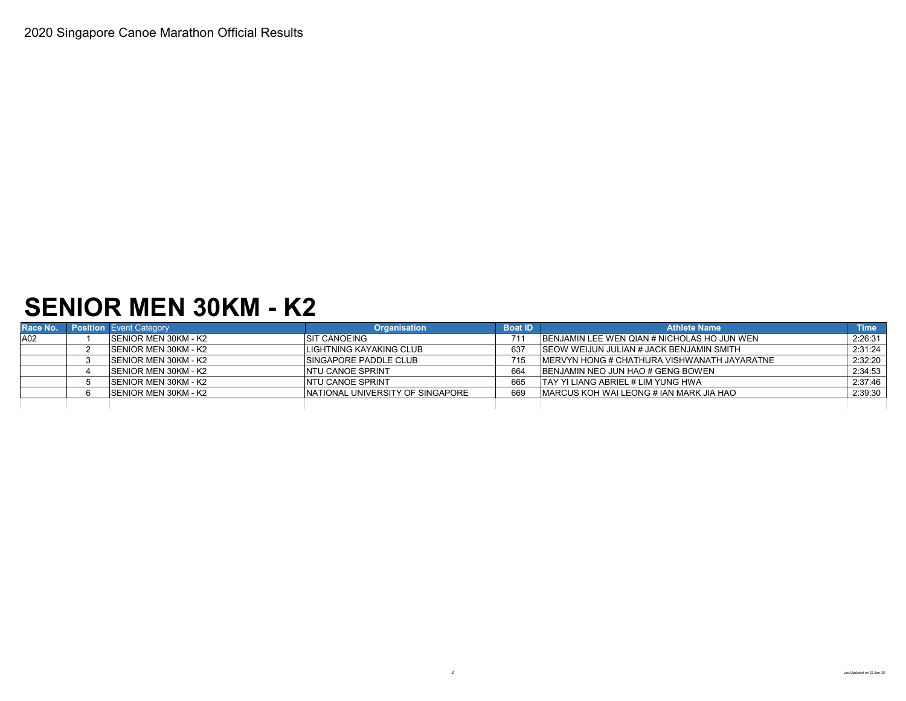2020 Singapore Canoe Marathon Official Results

# SENIOR MEN 30KM - K2

| Race No. | Position | Event Category | Organisation | Boat ID | Athlete Name | Time |
|---|---|---|---|---|---|---|
| A02 | 1 | SENIOR MEN 30KM - K2 | SIT CANOEING | 711 | BENJAMIN LEE WEN QIAN # NICHOLAS HO JUN WEN | 2:26:31 |
| | 2 | SENIOR MEN 30KM - K2 | LIGHTNING KAYAKING CLUB | 637 | SEOW WEIJUN JULIAN # JACK BENJAMIN SMITH | 2:31:24 |
| | 3 | SENIOR MEN 30KM - K2 | SINGAPORE PADDLE CLUB | 715 | MERVYN HONG # CHATHURA VISHWANATH JAYARATNE | 2:32:20 |
| | 4 | SENIOR MEN 30KM - K2 | NTU CANOE SPRINT | 664 | BENJAMIN NEO JUN HAO # GENG BOWEN | 2:34:53 |
| | 5 | SENIOR MEN 30KM - K2 | NTU CANOE SPRINT | 665 | TAY YI LIANG ABRIEL # LIM YUNG HWA | 2:37:46 |
| | 6 | SENIOR MEN 30KM - K2 | NATIONAL UNIVERSITY OF SINGAPORE | 669 | MARCUS KOH WAI LEONG # IAN MARK JIA HAO | 2:39:30 |

Last Updated on 22-Jan-20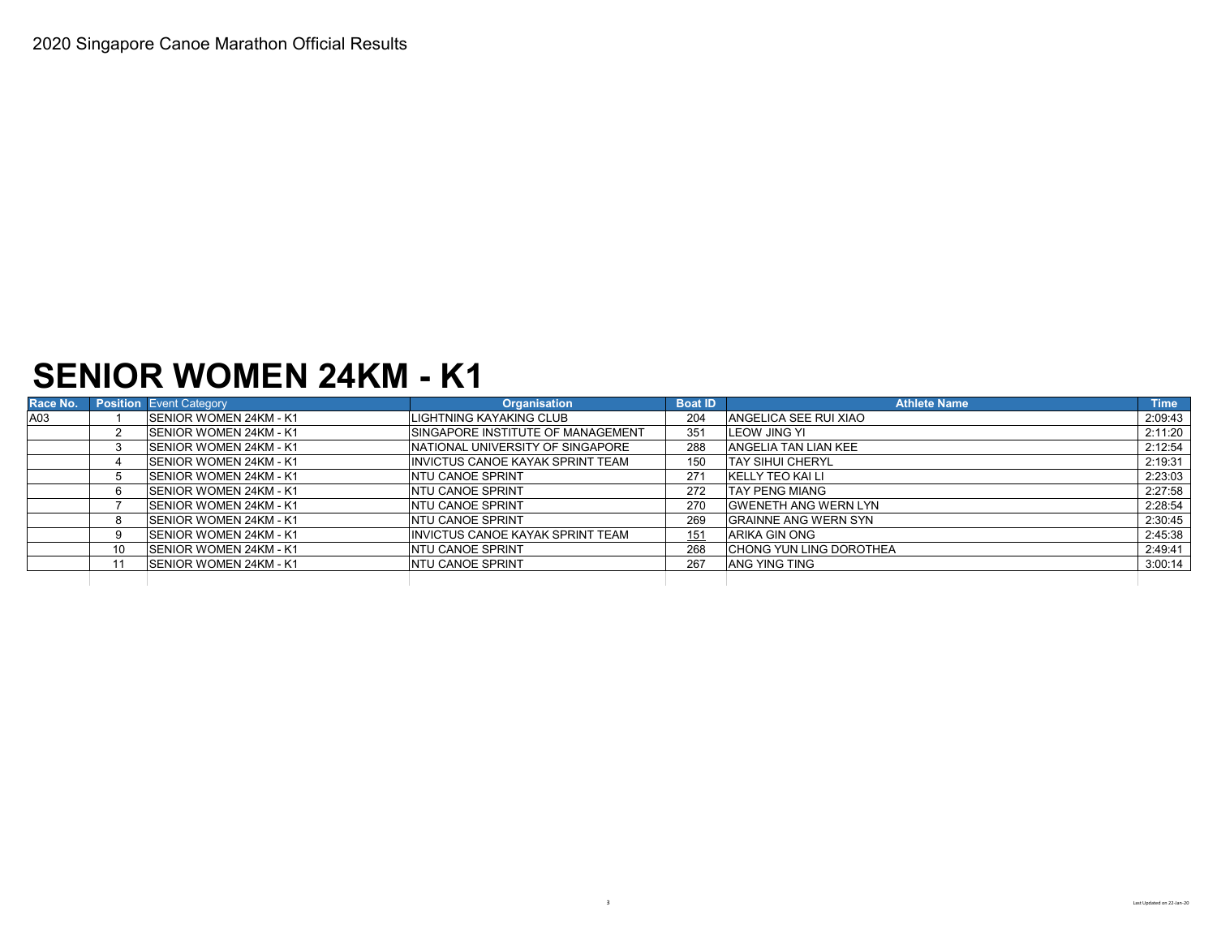2020 Singapore Canoe Marathon Official Results

# SENIOR WOMEN 24KM - K1

| Race No. | Position | Event Category | Organisation | Boat ID | Athlete Name | Time |
|---|---|---|---|---|---|---|
| A03 | 1 | SENIOR WOMEN 24KM - K1 | LIGHTNING KAYAKING CLUB | 204 | ANGELICA SEE RUI XIAO | 2:09:43 |
| | 2 | SENIOR WOMEN 24KM - K1 | SINGAPORE INSTITUTE OF MANAGEMENT | 351 | LEOW JING YI | 2:11:20 |
| | 3 | SENIOR WOMEN 24KM - K1 | NATIONAL UNIVERSITY OF SINGAPORE | 288 | ANGELIA TAN LIAN KEE | 2:12:54 |
| | 4 | SENIOR WOMEN 24KM - K1 | INVICTUS CANOE KAYAK SPRINT TEAM | 150 | TAY SIHUI CHERYL | 2:19:31 |
| | 5 | SENIOR WOMEN 24KM - K1 | NTU CANOE SPRINT | 271 | KELLY TEO KAI LI | 2:23:03 |
| | 6 | SENIOR WOMEN 24KM - K1 | NTU CANOE SPRINT | 272 | TAY PENG MIANG | 2:27:58 |
| | 7 | SENIOR WOMEN 24KM - K1 | NTU CANOE SPRINT | 270 | GWENETH ANG WERN LYN | 2:28:54 |
| | 8 | SENIOR WOMEN 24KM - K1 | NTU CANOE SPRINT | 269 | GRAINNE ANG WERN SYN | 2:30:45 |
| | 9 | SENIOR WOMEN 24KM - K1 | INVICTUS CANOE KAYAK SPRINT TEAM | 151 | ARIKA GIN ONG | 2:45:38 |
| | 10 | SENIOR WOMEN 24KM - K1 | NTU CANOE SPRINT | 268 | CHONG YUN LING DOROTHEA | 2:49:41 |
| | 11 | SENIOR WOMEN 24KM - K1 | NTU CANOE SPRINT | 267 | ANG YING TING | 3:00:14 |

Last Updated on 22-Jan-20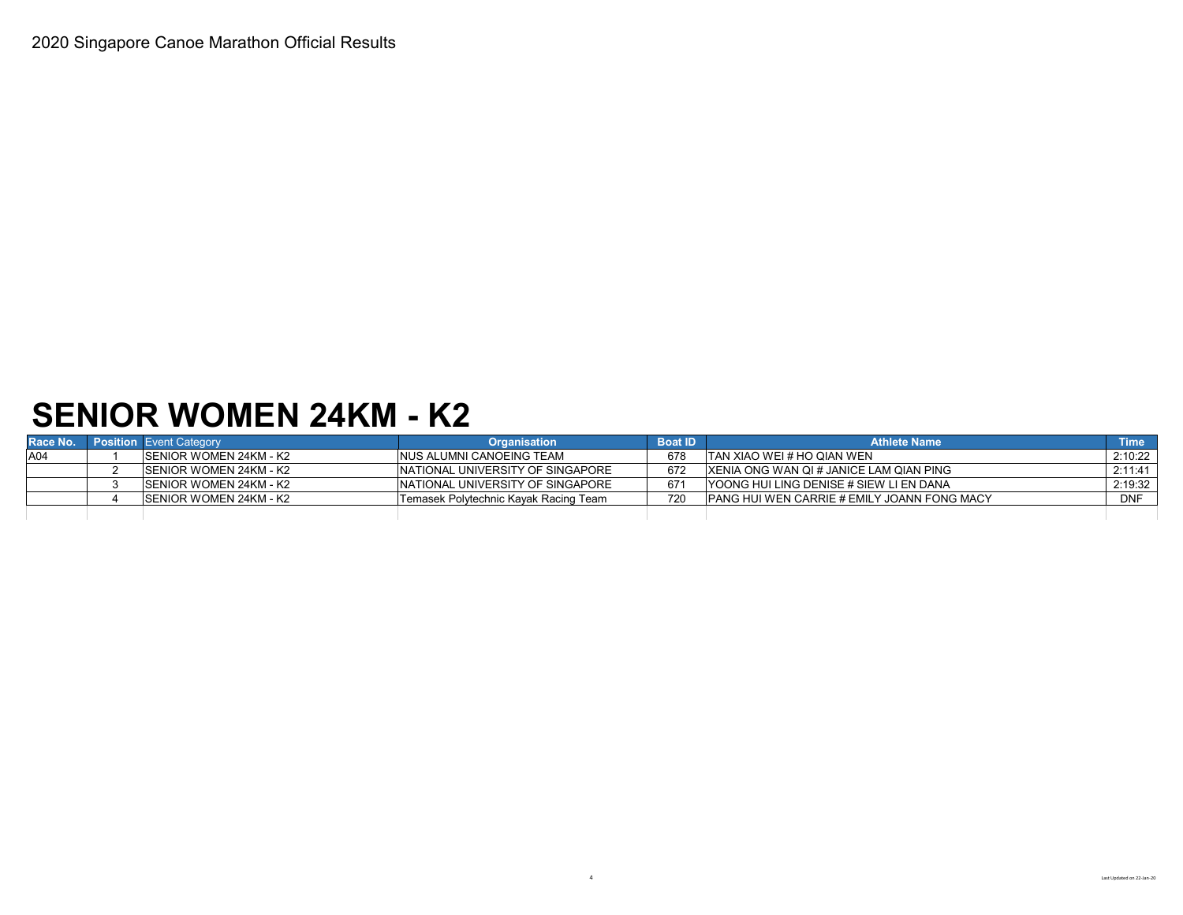2020 Singapore Canoe Marathon Official Results

# SENIOR WOMEN 24KM - K2

| Race No. | Position | Event Category | Organisation | Boat ID | Athlete Name | Time |
|---|---|---|---|---|---|---|
| A04 | 1 | SENIOR WOMEN 24KM - K2 | NUS ALUMNI CANOEING TEAM | 678 | TAN XIAO WEI # HO QIAN WEN | 2:10:22 |
| | 2 | SENIOR WOMEN 24KM - K2 | NATIONAL UNIVERSITY OF SINGAPORE | 672 | XENIA ONG WAN QI # JANICE LAM QIAN PING | 2:11:41 |
| | 3 | SENIOR WOMEN 24KM - K2 | NATIONAL UNIVERSITY OF SINGAPORE | 671 | YOONG HUI LING DENISE # SIEW LI EN DANA | 2:19:32 |
| | 4 | SENIOR WOMEN 24KM - K2 | Temasek Polytechnic Kayak Racing Team | 720 | PANG HUI WEN CARRIE # EMILY JOANN FONG MACY | DNF |

Last Updated on 22-Jan-20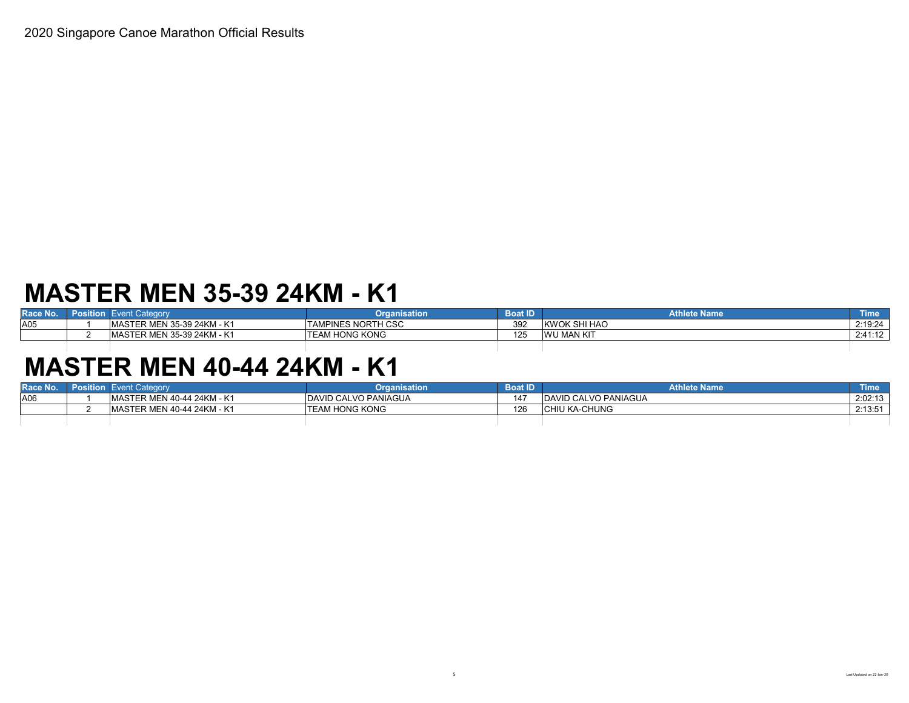2020 Singapore Canoe Marathon Official Results

# MASTER MEN 35-39 24KM - K1

| Race No. | Position | Event Category | Organisation | Boat ID | Athlete Name | Time |
|---|---|---|---|---|---|---|
| A05 | 1 | MASTER MEN 35-39 24KM - K1 | TAMPINES NORTH CSC | 392 | KWOK SHI HAO | 2:19:24 |
| | 2 | MASTER MEN 35-39 24KM - K1 | TEAM HONG KONG | 125 | WU MAN KIT | 2:41:12 |

# MASTER MEN 40-44 24KM - K1

| Race No. | Position | Event Category | Organisation | Boat ID | Athlete Name | Time |
|---|---|---|---|---|---|---|
| A06 | 1 | MASTER MEN 40-44 24KM - K1 | DAVID CALVO PANIAGUA | 147 | DAVID CALVO PANIAGUA | 2:02:13 |
| | 2 | MASTER MEN 40-44 24KM - K1 | TEAM HONG KONG | 126 | CHIU KA-CHUNG | 2:13:51 |

Last Updated on 22-Jan-20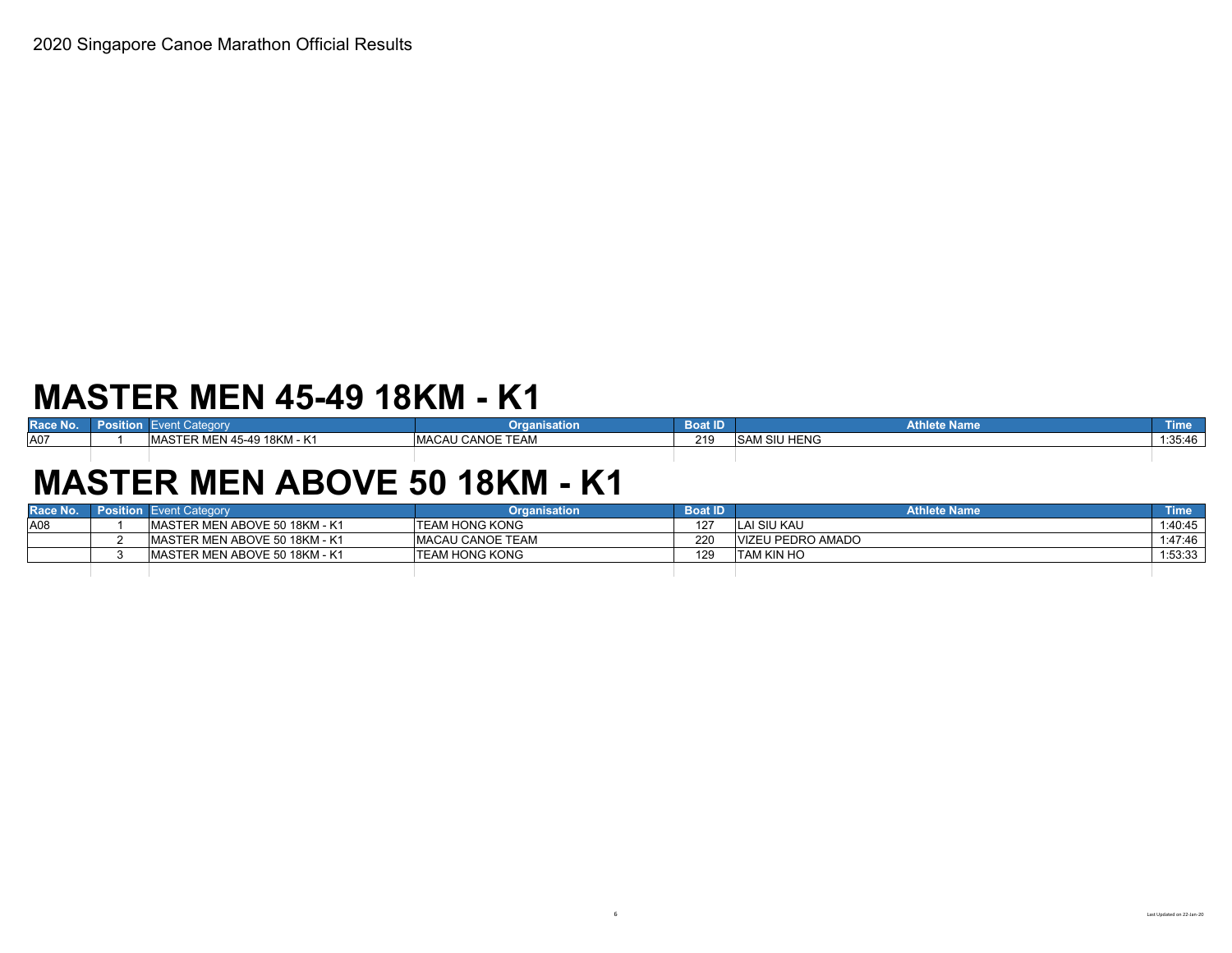2020 Singapore Canoe Marathon Official Results

# MASTER MEN 45-49 18KM - K1

| Race No. | Position | Event Category | Organisation | Boat ID | Athlete Name | Time |
|---|---|---|---|---|---|---|
| A07 | 1 | MASTER MEN 45-49 18KM - K1 | MACAU CANOE TEAM | 219 | SAM SIU HENG | 1:35:46 |

# MASTER MEN ABOVE 50 18KM - K1

| Race No. | Position | Event Category | Organisation | Boat ID | Athlete Name | Time |
|---|---|---|---|---|---|---|
| A08 | 1 | MASTER MEN ABOVE 50 18KM - K1 | TEAM HONG KONG | 127 | LAI SIU KAU | 1:40:45 |
| | 2 | MASTER MEN ABOVE 50 18KM - K1 | MACAU CANOE TEAM | 220 | VIZEU PEDRO AMADO | 1:47:46 |
| | 3 | MASTER MEN ABOVE 50 18KM - K1 | TEAM HONG KONG | 129 | TAM KIN HO | 1:53:33 |

Last Updated on 22-Jan-20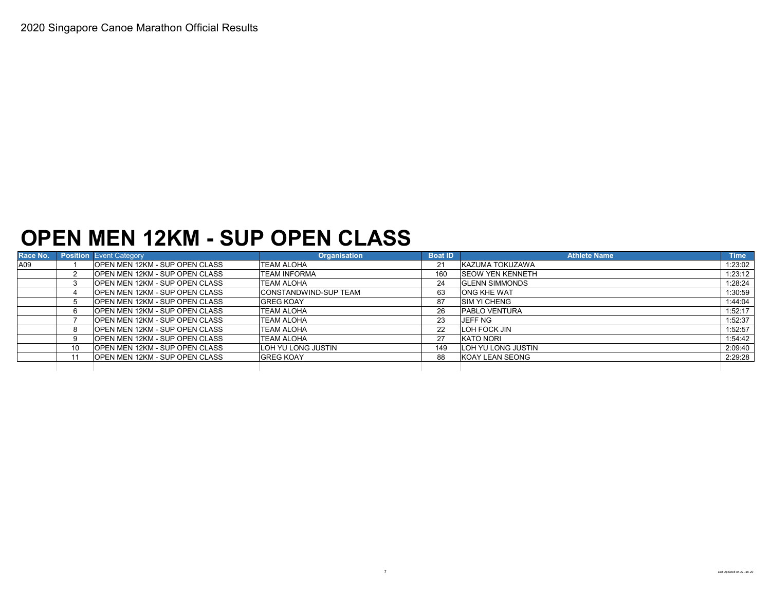2020 Singapore Canoe Marathon Official Results

# OPEN MEN 12KM - SUP OPEN CLASS

| Race No. | Position | Event Category | Organisation | Boat ID | Athlete Name | Time |
|---|---|---|---|---|---|---|
| A09 | 1 | OPEN MEN 12KM - SUP OPEN CLASS | TEAM ALOHA | 21 | KAZUMA TOKUZAWA | 1:23:02 |
| | 2 | OPEN MEN 12KM - SUP OPEN CLASS | TEAM INFORMA | 160 | SEOW YEN KENNETH | 1:23:12 |
| | 3 | OPEN MEN 12KM - SUP OPEN CLASS | TEAM ALOHA | 24 | GLENN SIMMONDS | 1:28:24 |
| | 4 | OPEN MEN 12KM - SUP OPEN CLASS | CONSTANDWIND-SUP TEAM | 63 | ONG KHE WAT | 1:30:59 |
| | 5 | OPEN MEN 12KM - SUP OPEN CLASS | GREG KOAY | 87 | SIM YI CHENG | 1:44:04 |
| | 6 | OPEN MEN 12KM - SUP OPEN CLASS | TEAM ALOHA | 26 | PABLO VENTURA | 1:52:17 |
| | 7 | OPEN MEN 12KM - SUP OPEN CLASS | TEAM ALOHA | 23 | JEFF NG | 1:52:37 |
| | 8 | OPEN MEN 12KM - SUP OPEN CLASS | TEAM ALOHA | 22 | LOH FOCK JIN | 1:52:57 |
| | 9 | OPEN MEN 12KM - SUP OPEN CLASS | TEAM ALOHA | 27 | KATO NORI | 1:54:42 |
| | 10 | OPEN MEN 12KM - SUP OPEN CLASS | LOH YU LONG JUSTIN | 149 | LOH YU LONG JUSTIN | 2:09:40 |
| | 11 | OPEN MEN 12KM - SUP OPEN CLASS | GREG KOAY | 88 | KOAY LEAN SEONG | 2:29:28 |

Last Updated on 22-Jan-20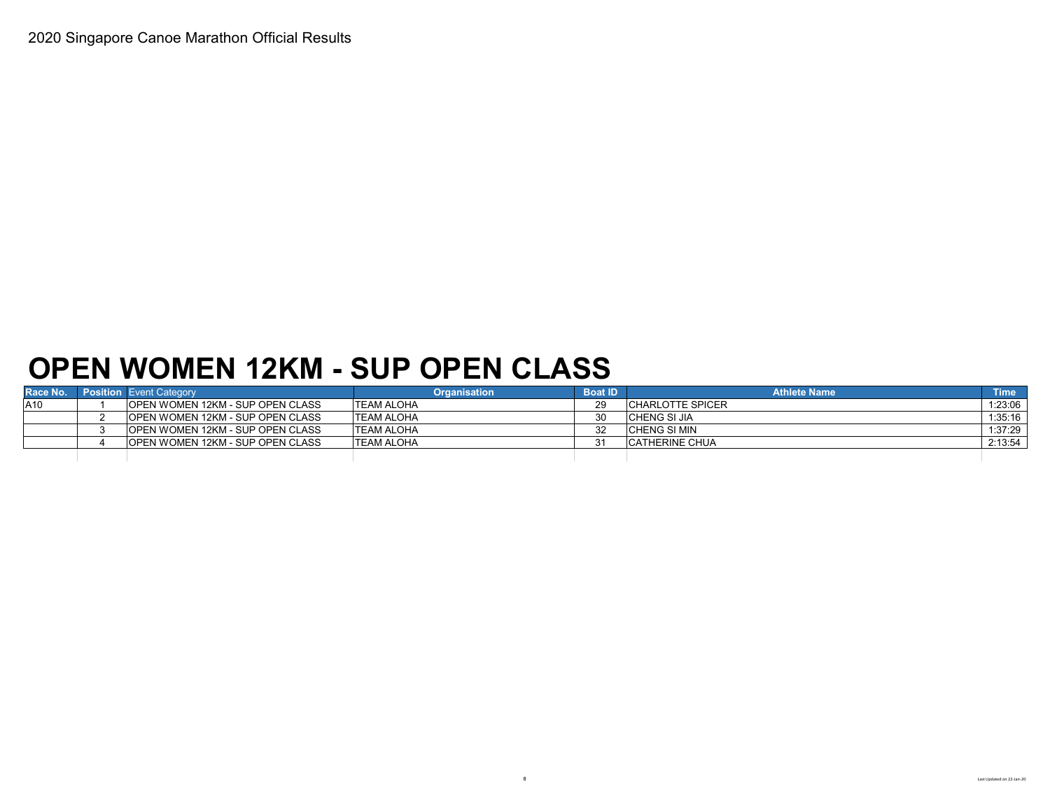2020 Singapore Canoe Marathon Official Results

# OPEN WOMEN 12KM - SUP OPEN CLASS

| Race No. | Position | Event Category | Organisation | Boat ID | Athlete Name | Time |
|---|---|---|---|---|---|---|
| A10 | 1 | OPEN WOMEN 12KM - SUP OPEN CLASS | TEAM ALOHA | 29 | CHARLOTTE SPICER | 1:23:06 |
| | 2 | OPEN WOMEN 12KM - SUP OPEN CLASS | TEAM ALOHA | 30 | CHENG SI JIA | 1:35:16 |
| | 3 | OPEN WOMEN 12KM - SUP OPEN CLASS | TEAM ALOHA | 32 | CHENG SI MIN | 1:37:29 |
| | 4 | OPEN WOMEN 12KM - SUP OPEN CLASS | TEAM ALOHA | 31 | CATHERINE CHUA | 2:13:54 |

Last Updated on 22-Jan-20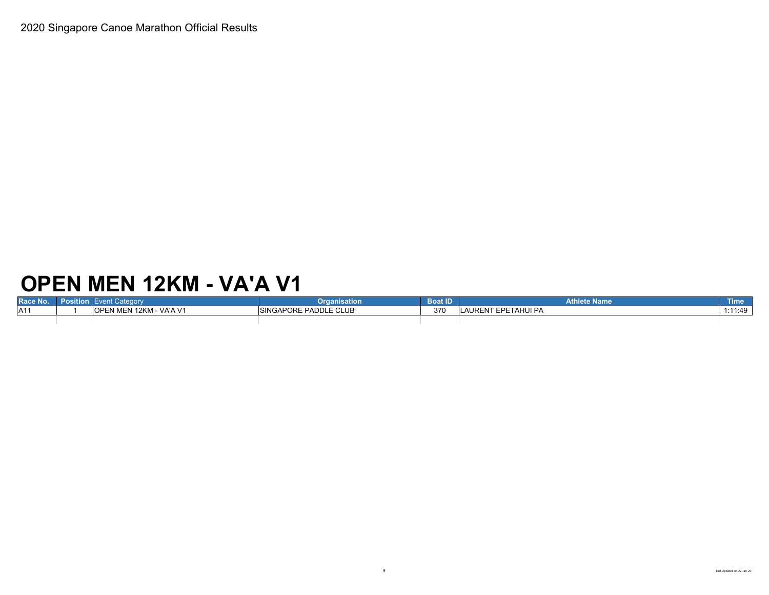2020 Singapore Canoe Marathon Official Results

# OPEN MEN 12KM - VA'A V1

| Race No. | Position | Event Category | Organisation | Boat ID | Athlete Name | Time |
|---|---|---|---|---|---|---|
| A11 | 1 | OPEN MEN 12KM - VA'A V1 | SINGAPORE PADDLE CLUB | 370 | LAURENT EPETAHUI PA | 1:11:49 |

Last Updated on 22-Jan-20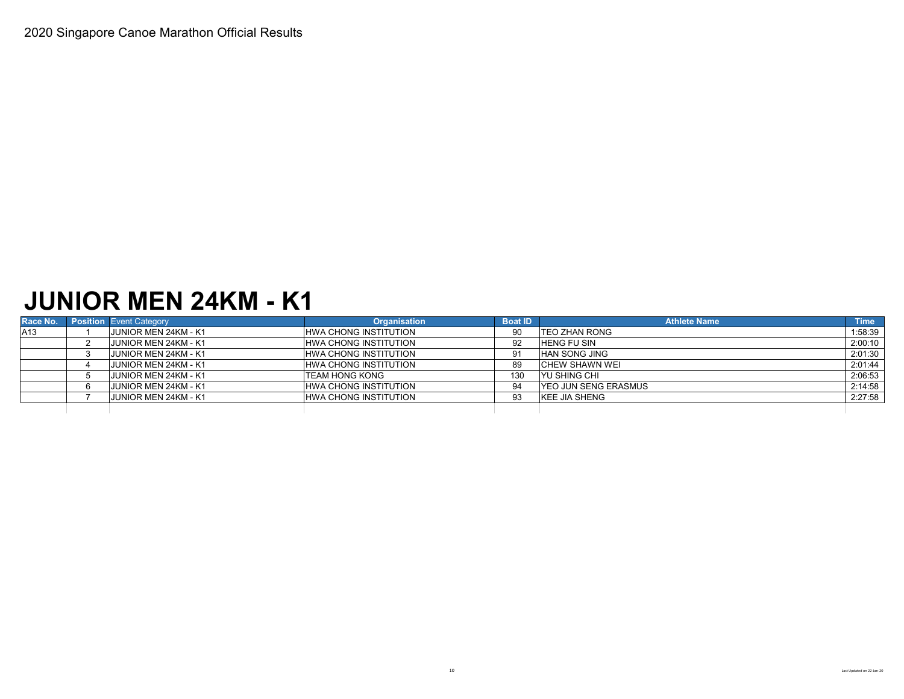2020 Singapore Canoe Marathon Official Results

# JUNIOR MEN 24KM - K1

| Race No. | Position | Event Category | Organisation | Boat ID | Athlete Name | Time |
|---|---|---|---|---|---|---|
| A13 | 1 | JUNIOR MEN 24KM - K1 | HWA CHONG INSTITUTION | 90 | TEO ZHAN RONG | 1:58:39 |
| | 2 | JUNIOR MEN 24KM - K1 | HWA CHONG INSTITUTION | 92 | HENG FU SIN | 2:00:10 |
| | 3 | JUNIOR MEN 24KM - K1 | HWA CHONG INSTITUTION | 91 | HAN SONG JING | 2:01:30 |
| | 4 | JUNIOR MEN 24KM - K1 | HWA CHONG INSTITUTION | 89 | CHEW SHAWN WEI | 2:01:44 |
| | 5 | JUNIOR MEN 24KM - K1 | TEAM HONG KONG | 130 | YU SHING CHI | 2:06:53 |
| | 6 | JUNIOR MEN 24KM - K1 | HWA CHONG INSTITUTION | 94 | YEO JUN SENG ERASMUS | 2:14:58 |
| | 7 | JUNIOR MEN 24KM - K1 | HWA CHONG INSTITUTION | 93 | KEE JIA SHENG | 2:27:58 |

Last Updated on 22-Jan-20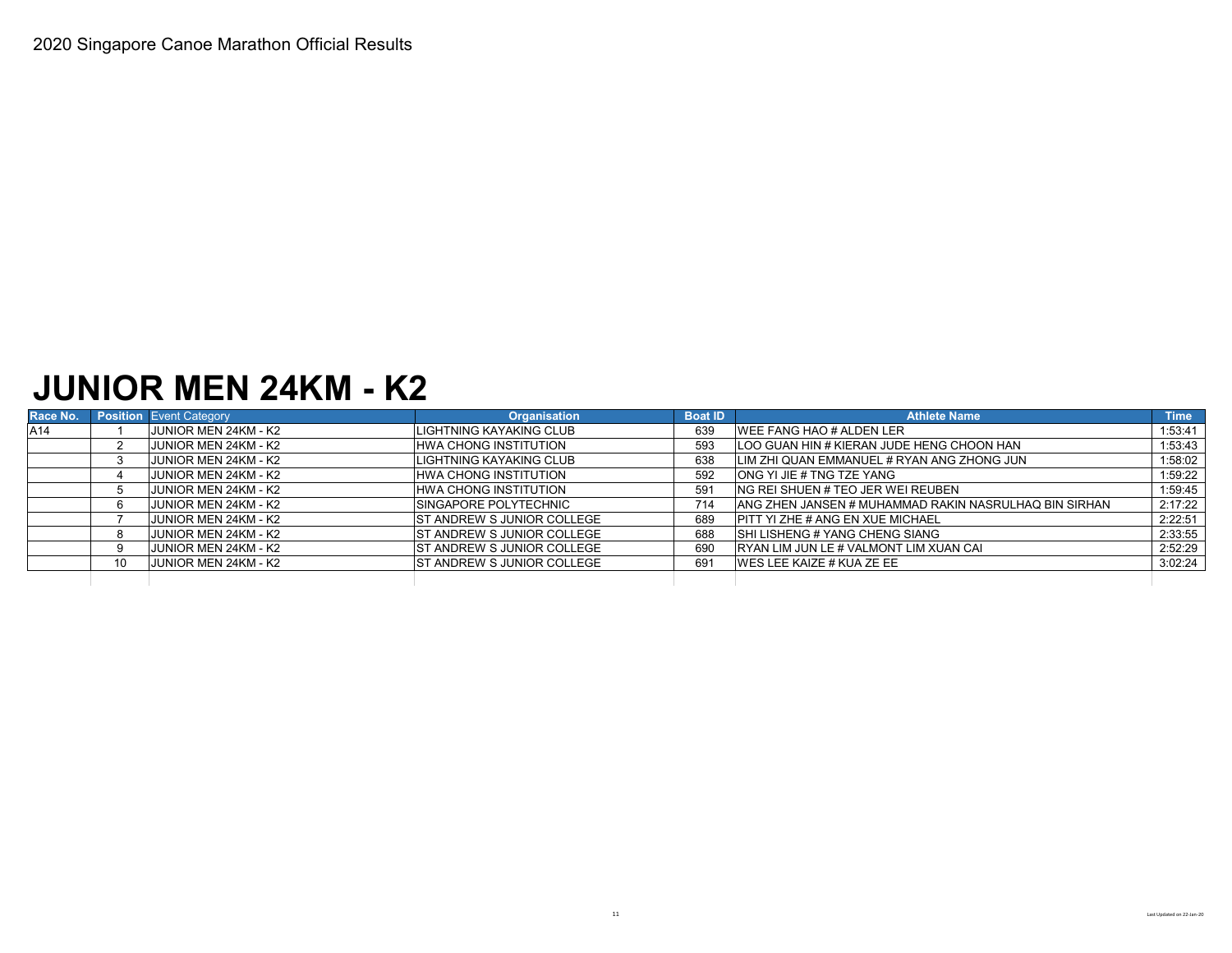2020 Singapore Canoe Marathon Official Results

# JUNIOR MEN 24KM - K2

| Race No. | Position | Event Category | Organisation | Boat ID | Athlete Name | Time |
|---|---|---|---|---|---|---|
| A14 | 1 | JUNIOR MEN 24KM - K2 | LIGHTNING KAYAKING CLUB | 639 | WEE FANG HAO # ALDEN LER | 1:53:41 |
| | 2 | JUNIOR MEN 24KM - K2 | HWA CHONG INSTITUTION | 593 | LOO GUAN HIN # KIERAN JUDE HENG CHOON HAN | 1:53:43 |
| | 3 | JUNIOR MEN 24KM - K2 | LIGHTNING KAYAKING CLUB | 638 | LIM ZHI QUAN EMMANUEL # RYAN ANG ZHONG JUN | 1:58:02 |
| | 4 | JUNIOR MEN 24KM - K2 | HWA CHONG INSTITUTION | 592 | ONG YI JIE # TNG TZE YANG | 1:59:22 |
| | 5 | JUNIOR MEN 24KM - K2 | HWA CHONG INSTITUTION | 591 | NG REI SHUEN # TEO JER WEI REUBEN | 1:59:45 |
| | 6 | JUNIOR MEN 24KM - K2 | SINGAPORE POLYTECHNIC | 714 | ANG ZHEN JANSEN # MUHAMMAD RAKIN NASRULHAQ BIN SIRHAN | 2:17:22 |
| | 7 | JUNIOR MEN 24KM - K2 | ST ANDREW S JUNIOR COLLEGE | 689 | PITT YI ZHE # ANG EN XUE MICHAEL | 2:22:51 |
| | 8 | JUNIOR MEN 24KM - K2 | ST ANDREW S JUNIOR COLLEGE | 688 | SHI LISHENG # YANG CHENG SIANG | 2:33:55 |
| | 9 | JUNIOR MEN 24KM - K2 | ST ANDREW S JUNIOR COLLEGE | 690 | RYAN LIM JUN LE # VALMONT LIM XUAN CAI | 2:52:29 |
| | 10 | JUNIOR MEN 24KM - K2 | ST ANDREW S JUNIOR COLLEGE | 691 | WES LEE KAIZE # KUA ZE EE | 3:02:24 |

Last Updated on 22-Jan-20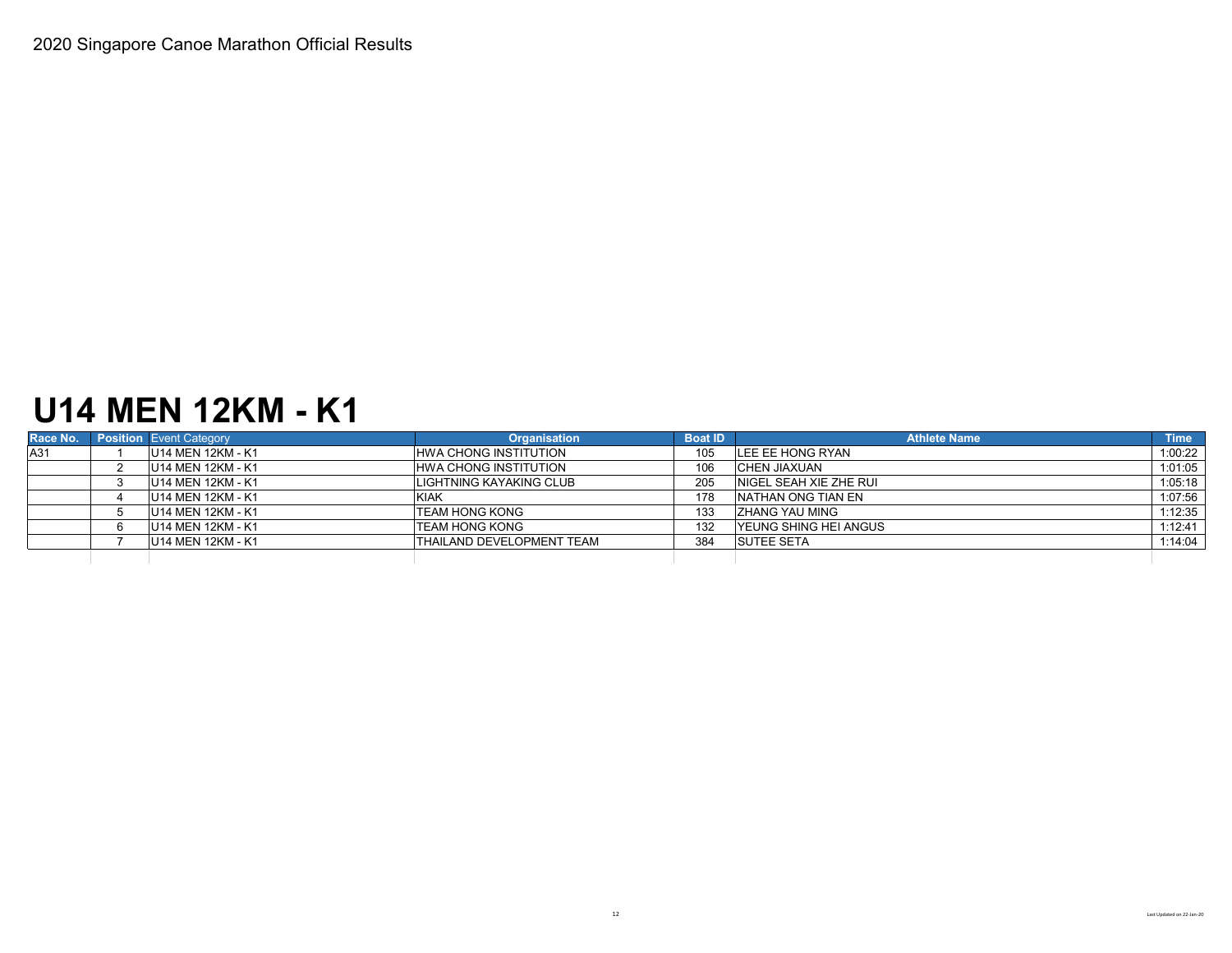2020 Singapore Canoe Marathon Official Results

# U14 MEN 12KM - K1

| Race No. | Position | Event Category | Organisation | Boat ID | Athlete Name | Time |
|---|---|---|---|---|---|---|
| A31 | 1 | U14 MEN 12KM - K1 | HWA CHONG INSTITUTION | 105 | LEE EE HONG RYAN | 1:00:22 |
| | 2 | U14 MEN 12KM - K1 | HWA CHONG INSTITUTION | 106 | CHEN JIAXUAN | 1:01:05 |
| | 3 | U14 MEN 12KM - K1 | LIGHTNING KAYAKING CLUB | 205 | NIGEL SEAH XIE ZHE RUI | 1:05:18 |
| | 4 | U14 MEN 12KM - K1 | KIAK | 178 | NATHAN ONG TIAN EN | 1:07:56 |
| | 5 | U14 MEN 12KM - K1 | TEAM HONG KONG | 133 | ZHANG YAU MING | 1:12:35 |
| | 6 | U14 MEN 12KM - K1 | TEAM HONG KONG | 132 | YEUNG SHING HEI ANGUS | 1:12:41 |
| | 7 | U14 MEN 12KM - K1 | THAILAND DEVELOPMENT TEAM | 384 | SUTEE SETA | 1:14:04 |

Last Updated on 22-Jan-20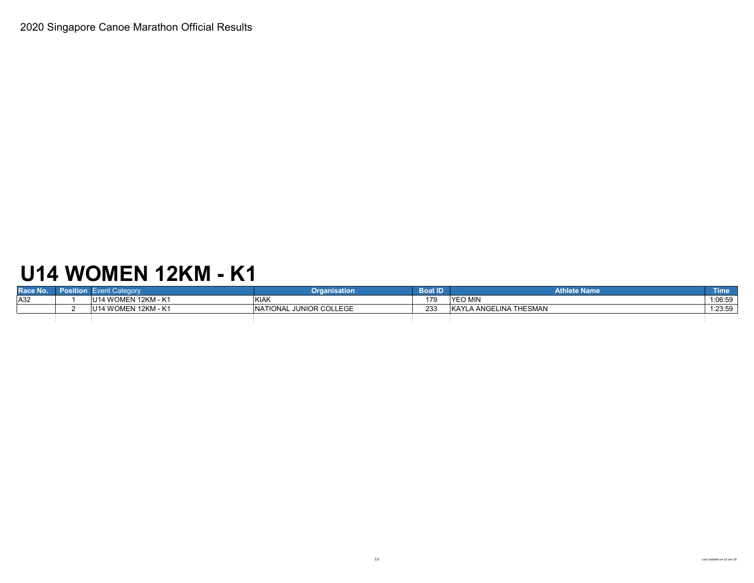2020 Singapore Canoe Marathon Official Results

# U14 WOMEN 12KM - K1

| Race No. | Position | Event Category | Organisation | Boat ID | Athlete Name | Time |
|---|---|---|---|---|---|---|
| A32 | 1 | U14 WOMEN 12KM - K1 | KIAK | 179 | YEO MIN | 1:06:59 |
| | 2 | U14 WOMEN 12KM - K1 | NATIONAL JUNIOR COLLEGE | 233 | KAYLA ANGELINA THESMAN | 1:23:59 |

Last Updated on 22-Jan-20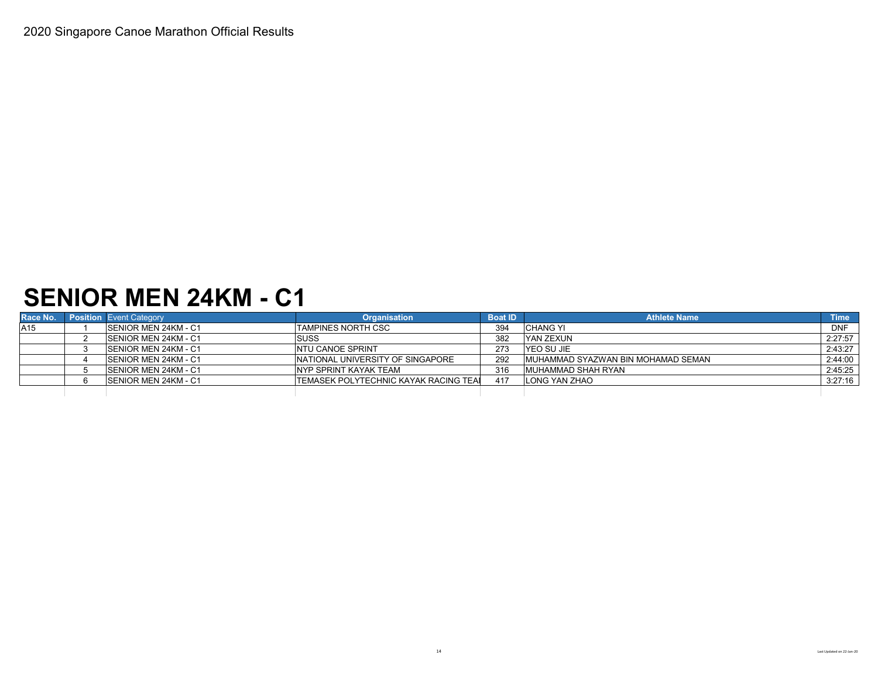2020 Singapore Canoe Marathon Official Results

# SENIOR MEN 24KM - C1

| Race No. | Position | Event Category | Organisation | Boat ID | Athlete Name | Time |
|---|---|---|---|---|---|---|
| A15 | 1 | SENIOR MEN 24KM - C1 | TAMPINES NORTH CSC | 394 | CHANG YI | DNF |
| | 2 | SENIOR MEN 24KM - C1 | SUSS | 382 | YAN ZEXUN | 2:27:57 |
| | 3 | SENIOR MEN 24KM - C1 | NTU CANOE SPRINT | 273 | YEO SU JIE | 2:43:27 |
| | 4 | SENIOR MEN 24KM - C1 | NATIONAL UNIVERSITY OF SINGAPORE | 292 | MUHAMMAD SYAZWAN BIN MOHAMAD SEMAN | 2:44:00 |
| | 5 | SENIOR MEN 24KM - C1 | NYP SPRINT KAYAK TEAM | 316 | MUHAMMAD SHAH RYAN | 2:45:25 |
| | 6 | SENIOR MEN 24KM - C1 | TEMASEK POLYTECHNIC KAYAK RACING TEAI | 417 | LONG YAN ZHAO | 3:27:16 |

Last Updated on 22-Jan-20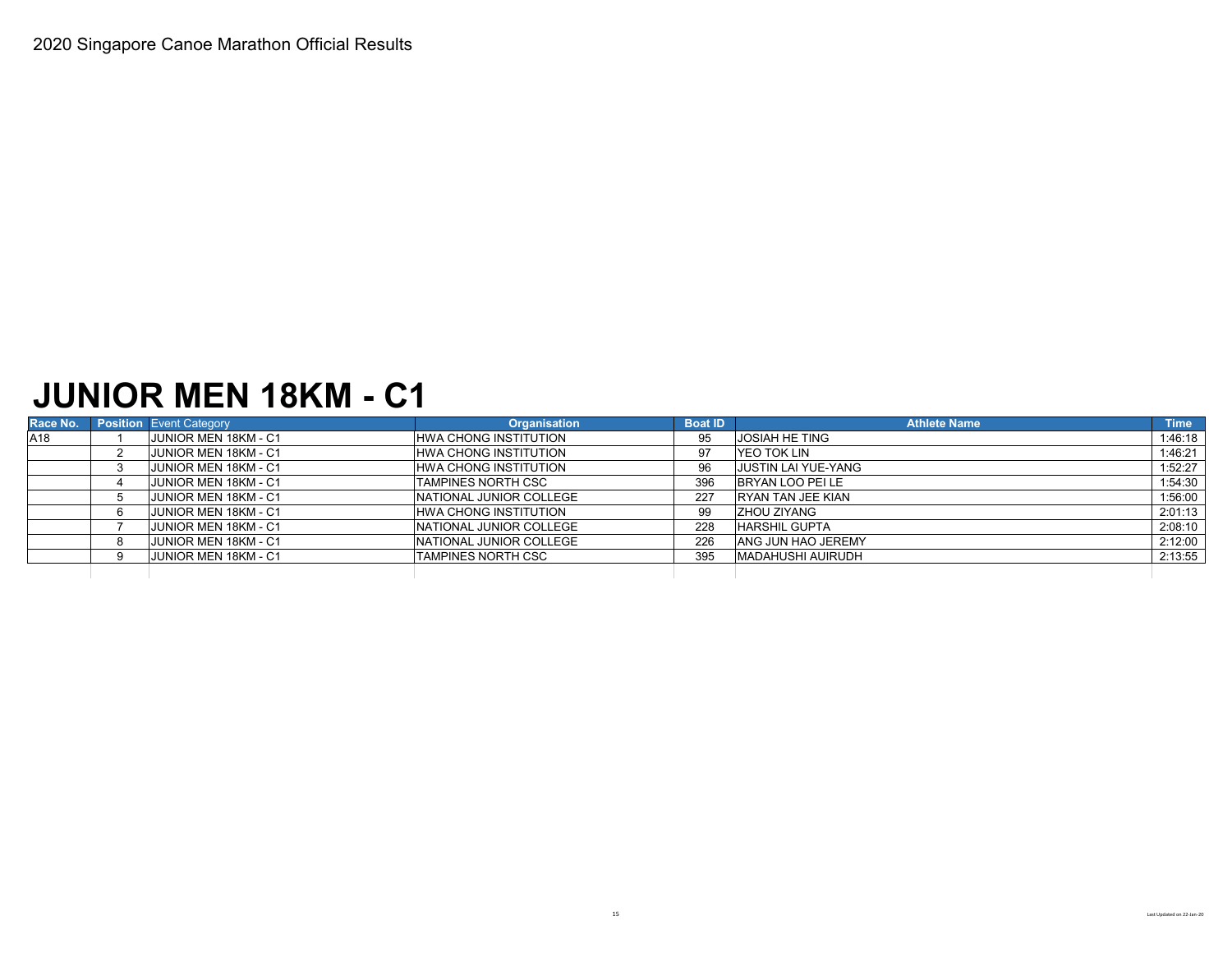2020 Singapore Canoe Marathon Official Results

# JUNIOR MEN 18KM - C1

| Race No. | Position | Event Category | Organisation | Boat ID | Athlete Name | Time |
|---|---|---|---|---|---|---|
| A18 | 1 | JUNIOR MEN 18KM - C1 | HWA CHONG INSTITUTION | 95 | JOSIAH HE TING | 1:46:18 |
| | 2 | JUNIOR MEN 18KM - C1 | HWA CHONG INSTITUTION | 97 | YEO TOK LIN | 1:46:21 |
| | 3 | JUNIOR MEN 18KM - C1 | HWA CHONG INSTITUTION | 96 | JUSTIN LAI YUE-YANG | 1:52:27 |
| | 4 | JUNIOR MEN 18KM - C1 | TAMPINES NORTH CSC | 396 | BRYAN LOO PEI LE | 1:54:30 |
| | 5 | JUNIOR MEN 18KM - C1 | NATIONAL JUNIOR COLLEGE | 227 | RYAN TAN JEE KIAN | 1:56:00 |
| | 6 | JUNIOR MEN 18KM - C1 | HWA CHONG INSTITUTION | 99 | ZHOU ZIYANG | 2:01:13 |
| | 7 | JUNIOR MEN 18KM - C1 | NATIONAL JUNIOR COLLEGE | 228 | HARSHIL GUPTA | 2:08:10 |
| | 8 | JUNIOR MEN 18KM - C1 | NATIONAL JUNIOR COLLEGE | 226 | ANG JUN HAO JEREMY | 2:12:00 |
| | 9 | JUNIOR MEN 18KM - C1 | TAMPINES NORTH CSC | 395 | MADAHUSHI AUIRUDH | 2:13:55 |

Last Updated on 22-Jan-20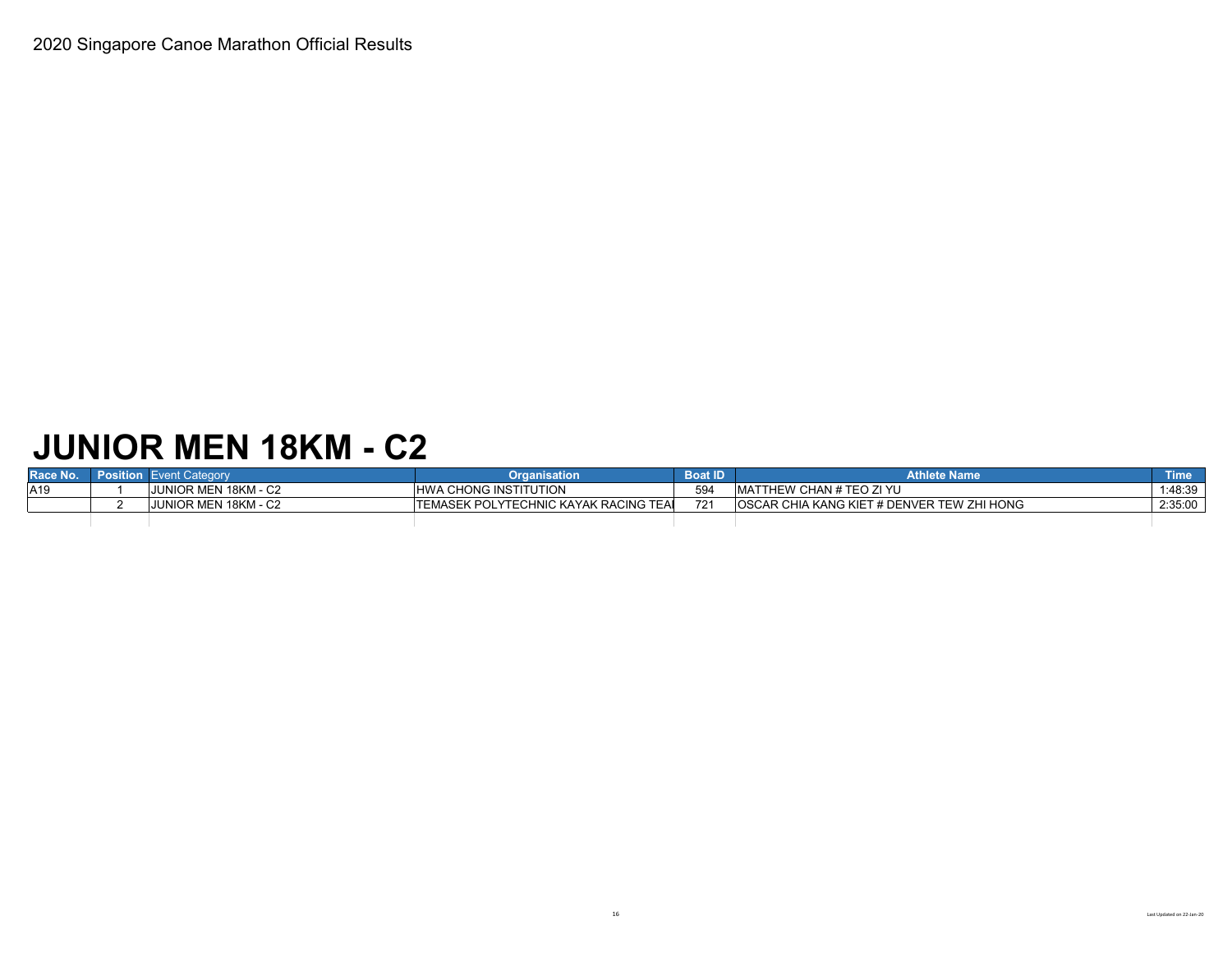2020 Singapore Canoe Marathon Official Results

# JUNIOR MEN 18KM - C2

| Race No. | Position | Event Category | Organisation | Boat ID | Athlete Name | Time |
|---|---|---|---|---|---|---|
| A19 | 1 | JUNIOR MEN 18KM - C2 | HWA CHONG INSTITUTION | 594 | MATTHEW CHAN # TEO ZI YU | 1:48:39 |
| | 2 | JUNIOR MEN 18KM - C2 | TEMASEK POLYTECHNIC KAYAK RACING TEA | 721 | OSCAR CHIA KANG KIET # DENVER TEW ZHI HONG | 2:35:00 |

Last Updated on 22-Jan-20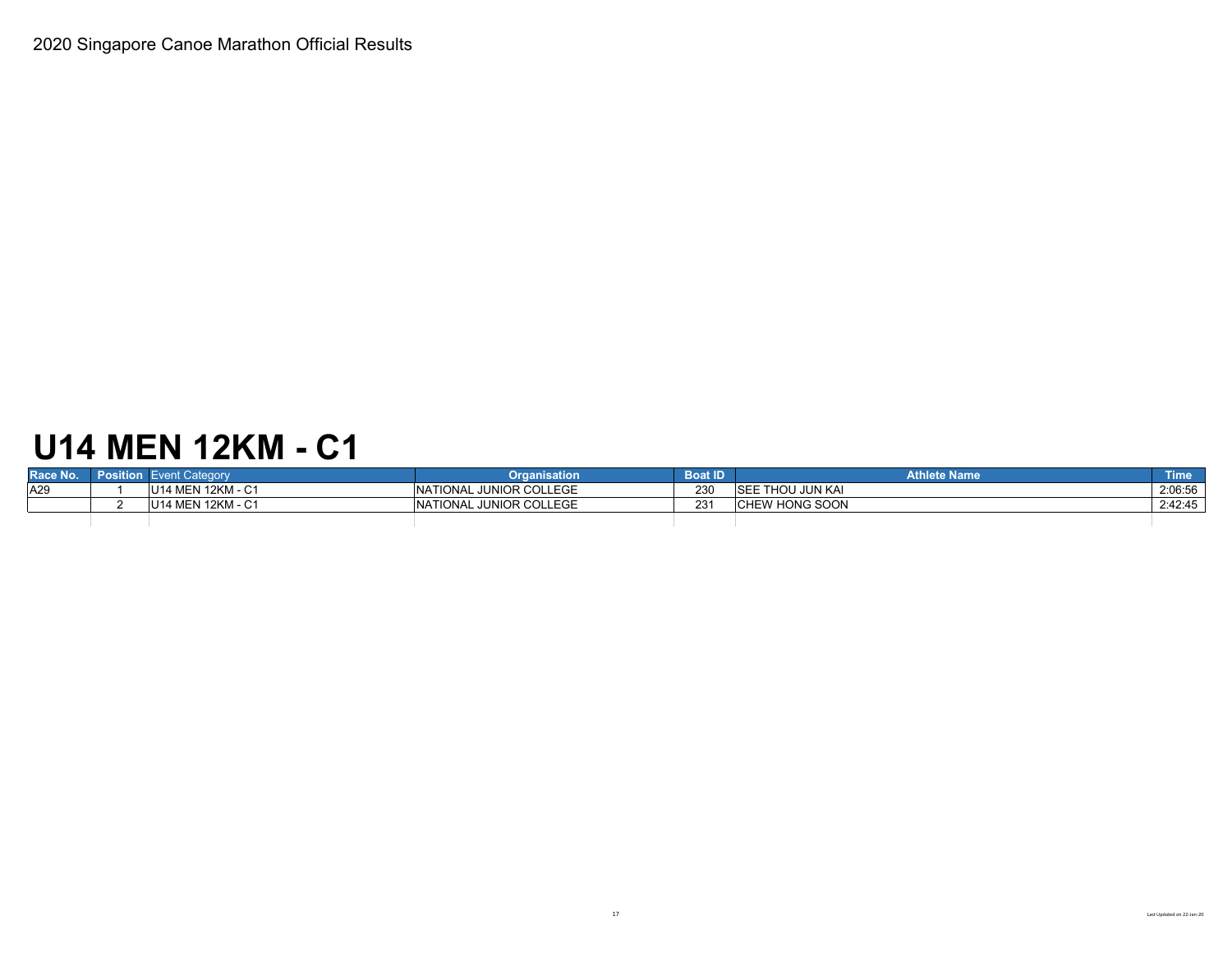2020 Singapore Canoe Marathon Official Results

# U14 MEN 12KM - C1

| Race No. | Position | Event Category | Organisation | Boat ID | Athlete Name | Time |
|---|---|---|---|---|---|---|
| A29 | 1 | U14 MEN 12KM - C1 | NATIONAL JUNIOR COLLEGE | 230 | SEE THOU JUN KAI | 2:06:56 |
| | 2 | U14 MEN 12KM - C1 | NATIONAL JUNIOR COLLEGE | 231 | CHEW HONG SOON | 2:42:45 |

Last Updated on 22-Jan-20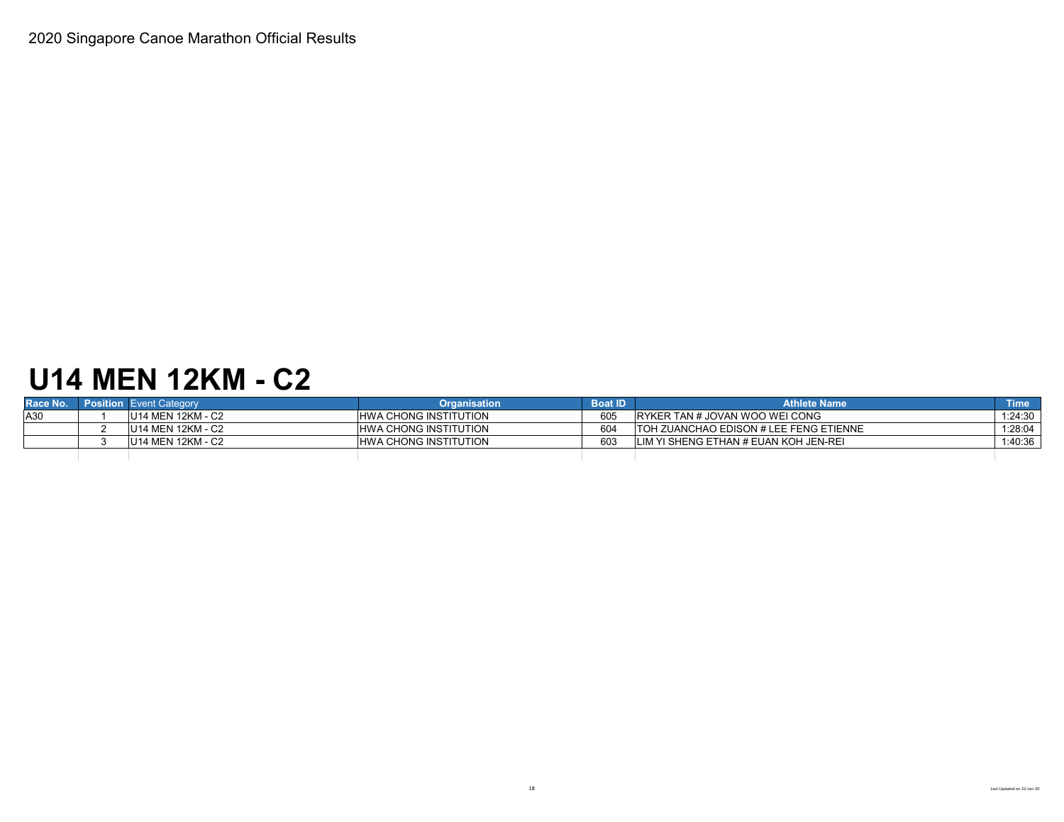2020 Singapore Canoe Marathon Official Results

# U14 MEN 12KM - C2

| Race No. | Position | Event Category | Organisation | Boat ID | Athlete Name | Time |
|---|---|---|---|---|---|---|
| A30 | 1 | U14 MEN 12KM - C2 | HWA CHONG INSTITUTION | 605 | RYKER TAN # JOVAN WOO WEI CONG | 1:24:30 |
| | 2 | U14 MEN 12KM - C2 | HWA CHONG INSTITUTION | 604 | TOH ZUANCHAO EDISON # LEE FENG ETIENNE | 1:28:04 |
| | 3 | U14 MEN 12KM - C2 | HWA CHONG INSTITUTION | 603 | LIM YI SHENG ETHAN # EUAN KOH JEN-REI | 1:40:36 |

Last Updated on 22-Jan-20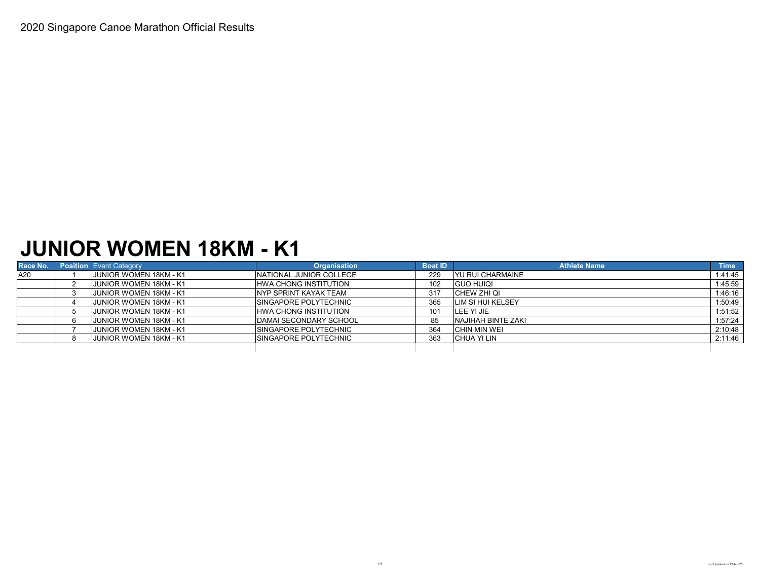2020 Singapore Canoe Marathon Official Results

# JUNIOR WOMEN 18KM - K1

| Race No. | Position | Event Category | Organisation | Boat ID | Athlete Name | Time |
|---|---|---|---|---|---|---|
| A20 | 1 | JUNIOR WOMEN 18KM - K1 | NATIONAL JUNIOR COLLEGE | 229 | YU RUI CHARMAINE | 1:41:45 |
| | 2 | JUNIOR WOMEN 18KM - K1 | HWA CHONG INSTITUTION | 102 | GUO HUIQI | 1:45:59 |
| | 3 | JUNIOR WOMEN 18KM - K1 | NYP SPRINT KAYAK TEAM | 317 | CHEW ZHI QI | 1:46:16 |
| | 4 | JUNIOR WOMEN 18KM - K1 | SINGAPORE POLYTECHNIC | 365 | LIM SI HUI KELSEY | 1:50:49 |
| | 5 | JUNIOR WOMEN 18KM - K1 | HWA CHONG INSTITUTION | 101 | LEE YI JIE | 1:51:52 |
| | 6 | JUNIOR WOMEN 18KM - K1 | DAMAI SECONDARY SCHOOL | 85 | NAJIHAH BINTE ZAKI | 1:57:24 |
| | 7 | JUNIOR WOMEN 18KM - K1 | SINGAPORE POLYTECHNIC | 364 | CHIN MIN WEI | 2:10:48 |
| | 8 | JUNIOR WOMEN 18KM - K1 | SINGAPORE POLYTECHNIC | 363 | CHUA YI LIN | 2:11:46 |

Last Updated on 22-Jan-20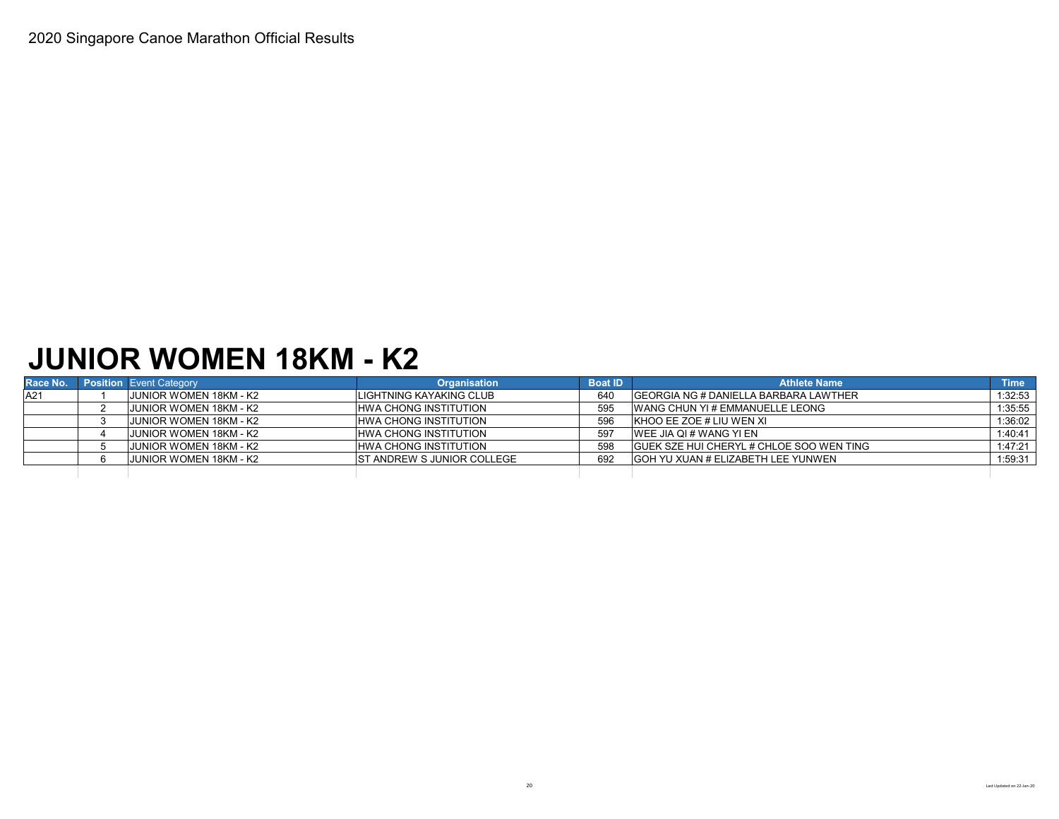2020 Singapore Canoe Marathon Official Results

# JUNIOR WOMEN 18KM - K2

| Race No. | Position | Event Category | Organisation | Boat ID | Athlete Name | Time |
|---|---|---|---|---|---|---|
| A21 | 1 | JUNIOR WOMEN 18KM - K2 | LIGHTNING KAYAKING CLUB | 640 | GEORGIA NG # DANIELLA BARBARA LAWTHER | 1:32:53 |
| | 2 | JUNIOR WOMEN 18KM - K2 | HWA CHONG INSTITUTION | 595 | WANG CHUN YI # EMMANUELLE LEONG | 1:35:55 |
| | 3 | JUNIOR WOMEN 18KM - K2 | HWA CHONG INSTITUTION | 596 | KHOO EE ZOE # LIU WEN XI | 1:36:02 |
| | 4 | JUNIOR WOMEN 18KM - K2 | HWA CHONG INSTITUTION | 597 | WEE JIA QI # WANG YI EN | 1:40:41 |
| | 5 | JUNIOR WOMEN 18KM - K2 | HWA CHONG INSTITUTION | 598 | GUEK SZE HUI CHERYL # CHLOE SOO WEN TING | 1:47:21 |
| | 6 | JUNIOR WOMEN 18KM - K2 | ST ANDREW S JUNIOR COLLEGE | 692 | GOH YU XUAN # ELIZABETH LEE YUNWEN | 1:59:31 |

Last Updated on 22-Jan-20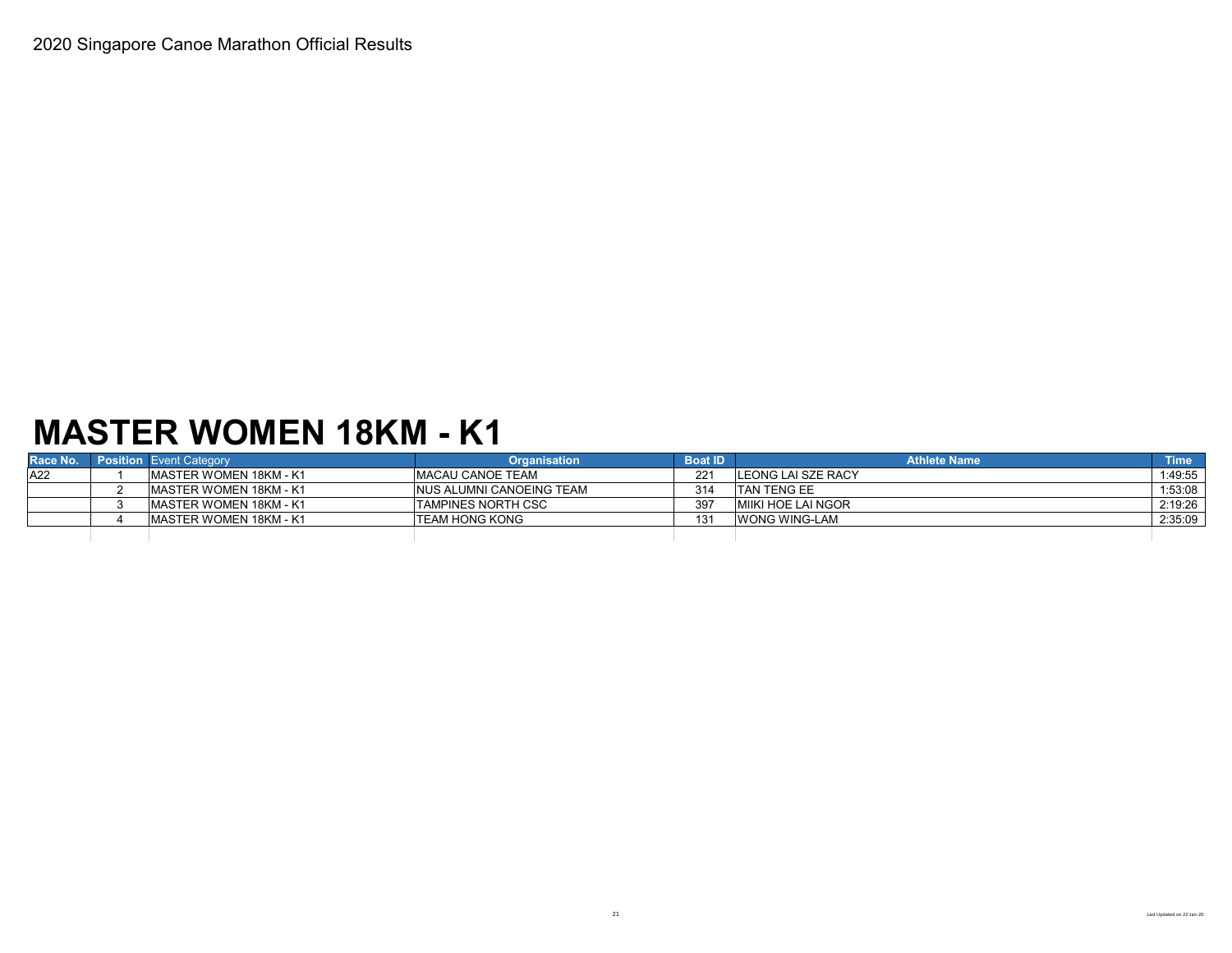2020 Singapore Canoe Marathon Official Results

# MASTER WOMEN 18KM - K1

| Race No. | Position | Event Category | Organisation | Boat ID | Athlete Name | Time |
|---|---|---|---|---|---|---|
| A22 | 1 | MASTER WOMEN 18KM - K1 | MACAU CANOE TEAM | 221 | LEONG LAI SZE RACY | 1:49:55 |
| | 2 | MASTER WOMEN 18KM - K1 | NUS ALUMNI CANOEING TEAM | 314 | TAN TENG EE | 1:53:08 |
| | 3 | MASTER WOMEN 18KM - K1 | TAMPINES NORTH CSC | 397 | MIIKI HOE LAI NGOR | 2:19:26 |
| | 4 | MASTER WOMEN 18KM - K1 | TEAM HONG KONG | 131 | WONG WING-LAM | 2:35:09 |

Last Updated on 22-Jan-20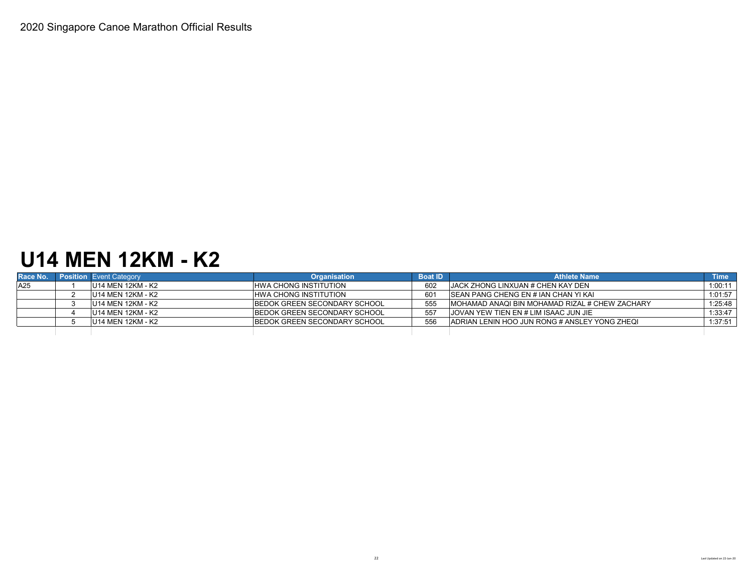2020 Singapore Canoe Marathon Official Results

# U14 MEN 12KM - K2

| Race No. | Position | Event Category | Organisation | Boat ID | Athlete Name | Time |
|---|---|---|---|---|---|---|
| A25 | 1 | U14 MEN 12KM - K2 | HWA CHONG INSTITUTION | 602 | JACK ZHONG LINXUAN # CHEN KAY DEN | 1:00:11 |
| | 2 | U14 MEN 12KM - K2 | HWA CHONG INSTITUTION | 601 | SEAN PANG CHENG EN # IAN CHAN YI KAI | 1:01:57 |
| | 3 | U14 MEN 12KM - K2 | BEDOK GREEN SECONDARY SCHOOL | 555 | MOHAMAD ANAQI BIN MOHAMAD RIZAL # CHEW ZACHARY | 1:25:48 |
| | 4 | U14 MEN 12KM - K2 | BEDOK GREEN SECONDARY SCHOOL | 557 | JOVAN YEW TIEN EN # LIM ISAAC JUN JIE | 1:33:47 |
| | 5 | U14 MEN 12KM - K2 | BEDOK GREEN SECONDARY SCHOOL | 556 | ADRIAN LENIN HOO JUN RONG # ANSLEY YONG ZHEQI | 1:37:51 |

Last Updated on 22-Jan-20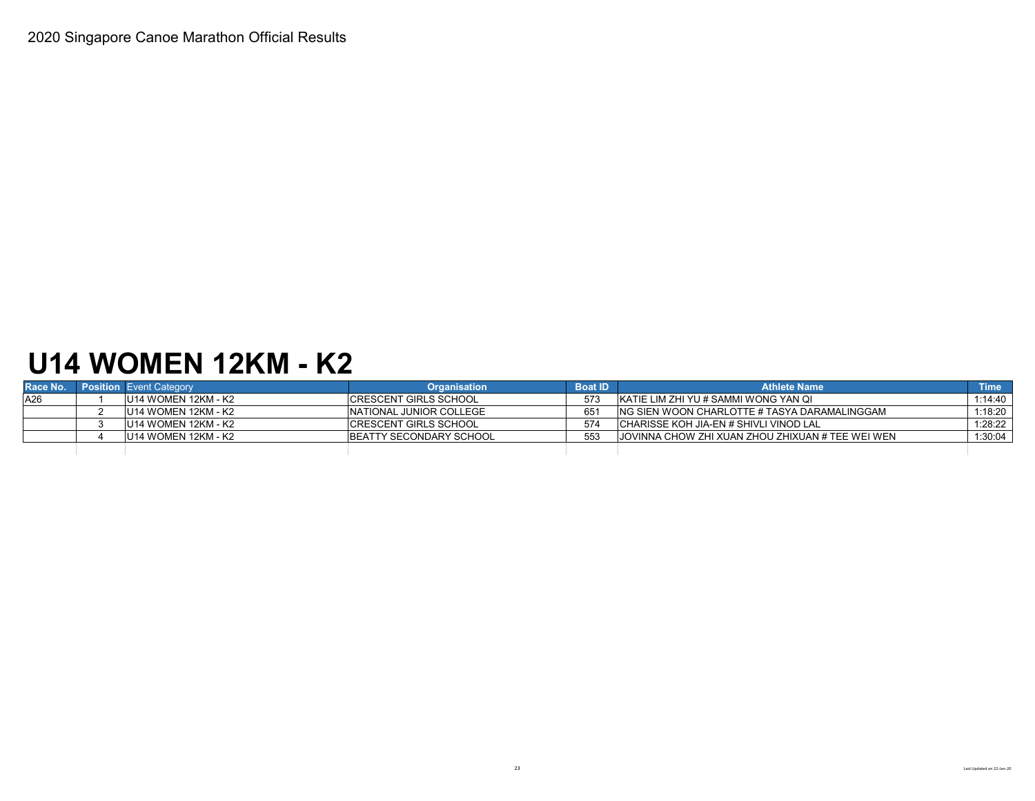2020 Singapore Canoe Marathon Official Results

# U14 WOMEN 12KM - K2

| Race No. | Position | Event Category | Organisation | Boat ID | Athlete Name | Time |
|---|---|---|---|---|---|---|
| A26 | 1 | U14 WOMEN 12KM - K2 | CRESCENT GIRLS SCHOOL | 573 | KATIE LIM ZHI YU # SAMMI WONG YAN QI | 1:14:40 |
| | 2 | U14 WOMEN 12KM - K2 | NATIONAL JUNIOR COLLEGE | 651 | NG SIEN WOON CHARLOTTE # TASYA DARAMALINGGAM | 1:18:20 |
| | 3 | U14 WOMEN 12KM - K2 | CRESCENT GIRLS SCHOOL | 574 | CHARISSE KOH JIA-EN # SHIVLI VINOD LAL | 1:28:22 |
| | 4 | U14 WOMEN 12KM - K2 | BEATTY SECONDARY SCHOOL | 553 | JOVINNA CHOW ZHI XUAN ZHOU ZHIXUAN # TEE WEI WEN | 1:30:04 |

Last Updated on 22-Jan-20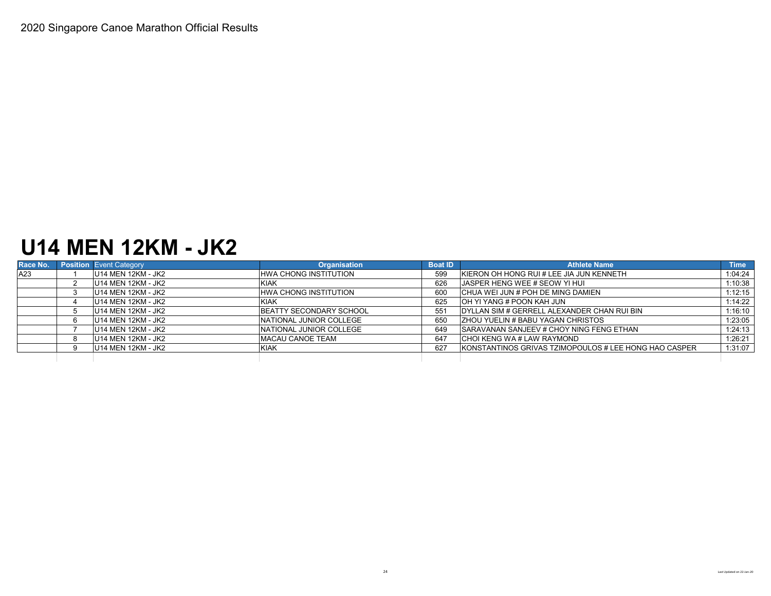2020 Singapore Canoe Marathon Official Results

# U14 MEN 12KM - JK2

| Race No. | Position | Event Category | Organisation | Boat ID | Athlete Name | Time |
|---|---|---|---|---|---|---|
| A23 | 1 | U14 MEN 12KM - JK2 | HWA CHONG INSTITUTION | 599 | KIERON OH HONG RUI # LEE JIA JUN KENNETH | 1:04:24 |
| | 2 | U14 MEN 12KM - JK2 | KIAK | 626 | JASPER HENG WEE # SEOW YI HUI | 1:10:38 |
| | 3 | U14 MEN 12KM - JK2 | HWA CHONG INSTITUTION | 600 | CHUA WEI JUN # POH DE MING DAMIEN | 1:12:15 |
| | 4 | U14 MEN 12KM - JK2 | KIAK | 625 | OH YI YANG # POON KAH JUN | 1:14:22 |
| | 5 | U14 MEN 12KM - JK2 | BEATTY SECONDARY SCHOOL | 551 | DYLLAN SIM # GERRELL ALEXANDER CHAN RUI BIN | 1:16:10 |
| | 6 | U14 MEN 12KM - JK2 | NATIONAL JUNIOR COLLEGE | 650 | ZHOU YUELIN # BABU YAGAN CHRISTOS | 1:23:05 |
| | 7 | U14 MEN 12KM - JK2 | NATIONAL JUNIOR COLLEGE | 649 | SARAVANAN SANJEEV # CHOY NING FENG ETHAN | 1:24:13 |
| | 8 | U14 MEN 12KM - JK2 | MACAU CANOE TEAM | 647 | CHOI KENG WA # LAW RAYMOND | 1:26:21 |
| | 9 | U14 MEN 12KM - JK2 | KIAK | 627 | KONSTANTINOS GRIVAS TZIMOPOULOS # LEE HONG HAO CASPER | 1:31:07 |

Last Updated on 22-Jan-20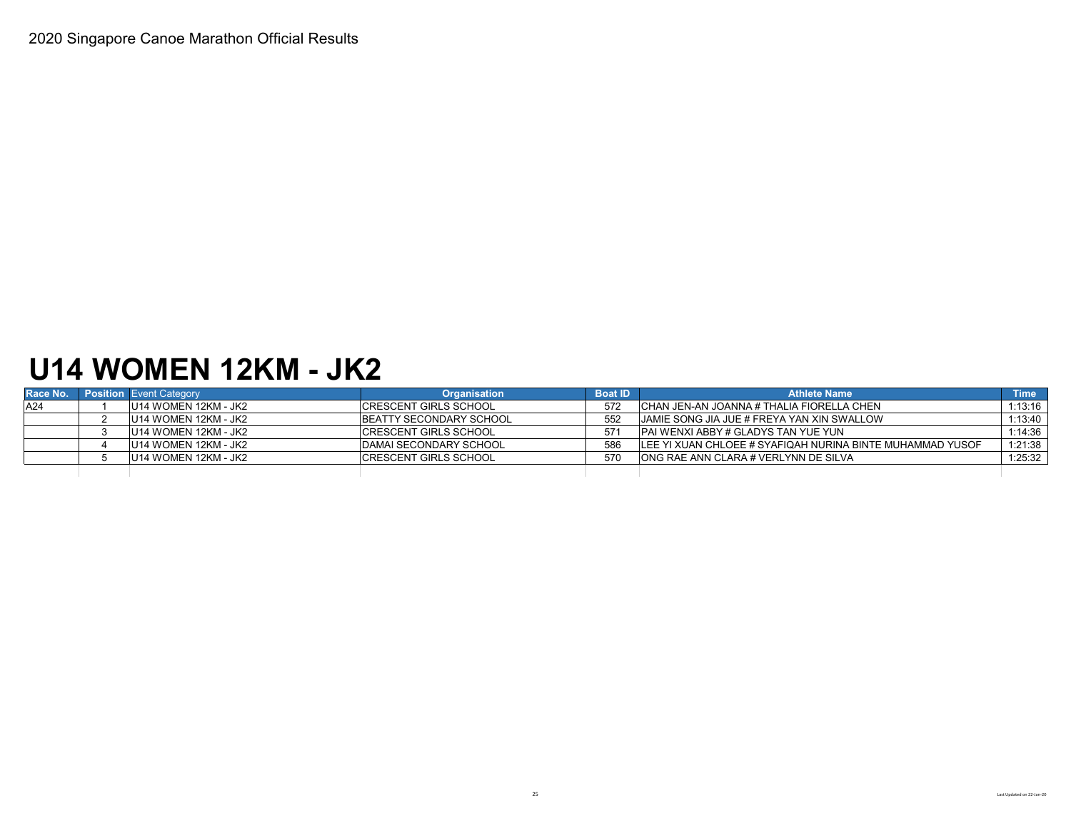2020 Singapore Canoe Marathon Official Results

# U14 WOMEN 12KM - JK2

| Race No. | Position | Event Category | Organisation | Boat ID | Athlete Name | Time |
|---|---|---|---|---|---|---|
| A24 | 1 | U14 WOMEN 12KM - JK2 | CRESCENT GIRLS SCHOOL | 572 | CHAN JEN-AN JOANNA # THALIA FIORELLA CHEN | 1:13:16 |
| | 2 | U14 WOMEN 12KM - JK2 | BEATTY SECONDARY SCHOOL | 552 | JAMIE SONG JIA JUE # FREYA YAN XIN SWALLOW | 1:13:40 |
| | 3 | U14 WOMEN 12KM - JK2 | CRESCENT GIRLS SCHOOL | 571 | PAI WENXI ABBY # GLADYS TAN YUE YUN | 1:14:36 |
| | 4 | U14 WOMEN 12KM - JK2 | DAMAI SECONDARY SCHOOL | 586 | LEE YI XUAN CHLOEE # SYAFIQAH NURINA BINTE MUHAMMAD YUSOF | 1:21:38 |
| | 5 | U14 WOMEN 12KM - JK2 | CRESCENT GIRLS SCHOOL | 570 | ONG RAE ANN CLARA # VERLYNN DE SILVA | 1:25:32 |

Last Updated on 22-Jan-20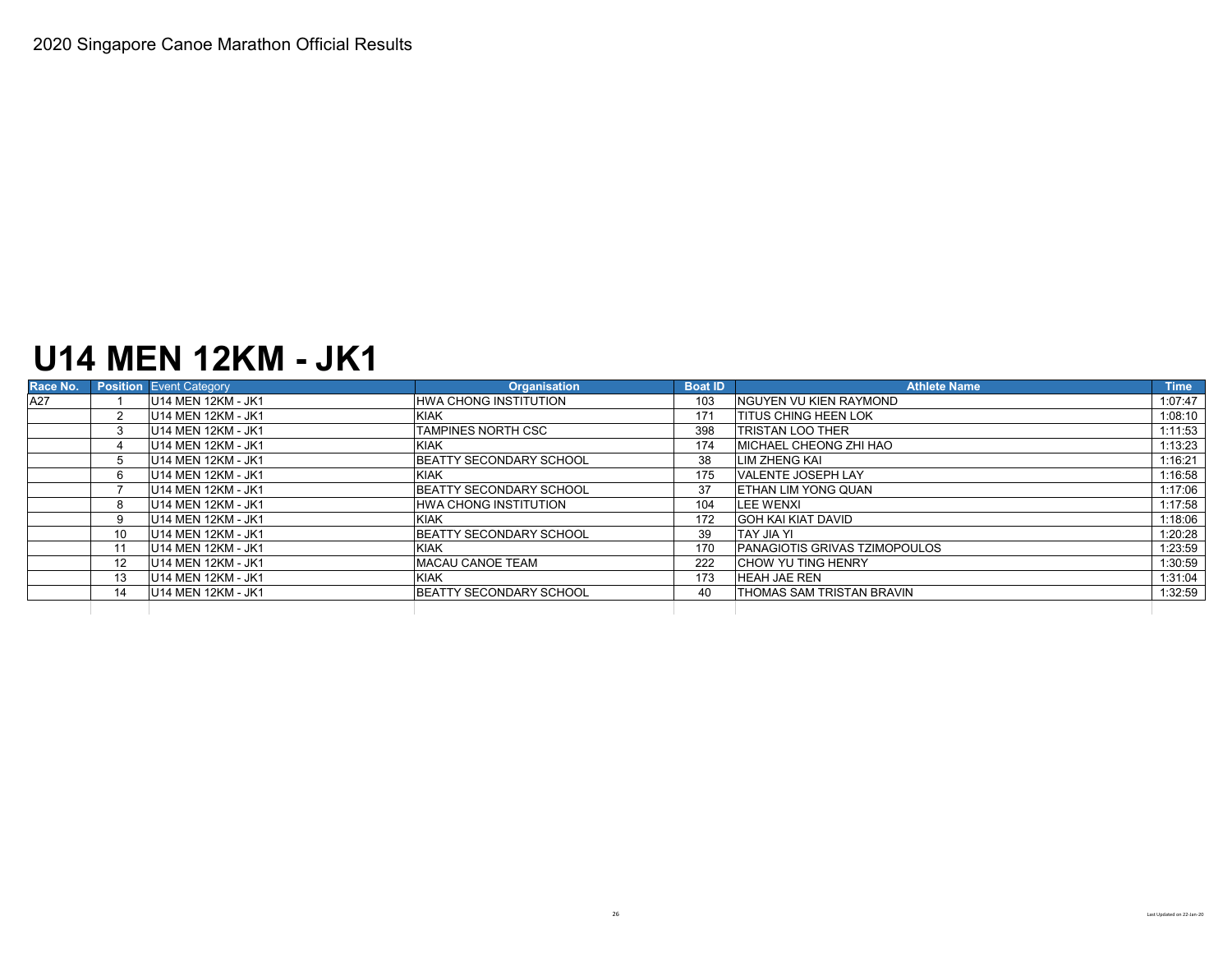2020 Singapore Canoe Marathon Official Results

# U14 MEN 12KM - JK1

| Race No. | Position | Event Category | Organisation | Boat ID | Athlete Name | Time |
|---|---|---|---|---|---|---|
| A27 | 1 | U14 MEN 12KM - JK1 | HWA CHONG INSTITUTION | 103 | NGUYEN VU KIEN RAYMOND | 1:07:47 |
| | 2 | U14 MEN 12KM - JK1 | KIAK | 171 | TITUS CHING HEEN LOK | 1:08:10 |
| | 3 | U14 MEN 12KM - JK1 | TAMPINES NORTH CSC | 398 | TRISTAN LOO THER | 1:11:53 |
| | 4 | U14 MEN 12KM - JK1 | KIAK | 174 | MICHAEL CHEONG ZHI HAO | 1:13:23 |
| | 5 | U14 MEN 12KM - JK1 | BEATTY SECONDARY SCHOOL | 38 | LIM ZHENG KAI | 1:16:21 |
| | 6 | U14 MEN 12KM - JK1 | KIAK | 175 | VALENTE JOSEPH LAY | 1:16:58 |
| | 7 | U14 MEN 12KM - JK1 | BEATTY SECONDARY SCHOOL | 37 | ETHAN LIM YONG QUAN | 1:17:06 |
| | 8 | U14 MEN 12KM - JK1 | HWA CHONG INSTITUTION | 104 | LEE WENXI | 1:17:58 |
| | 9 | U14 MEN 12KM - JK1 | KIAK | 172 | GOH KAI KIAT DAVID | 1:18:06 |
| | 10 | U14 MEN 12KM - JK1 | BEATTY SECONDARY SCHOOL | 39 | TAY JIA YI | 1:20:28 |
| | 11 | U14 MEN 12KM - JK1 | KIAK | 170 | PANAGIOTIS GRIVAS TZIMOPOULOS | 1:23:59 |
| | 12 | U14 MEN 12KM - JK1 | MACAU CANOE TEAM | 222 | CHOW YU TING HENRY | 1:30:59 |
| | 13 | U14 MEN 12KM - JK1 | KIAK | 173 | HEAH JAE REN | 1:31:04 |
| | 14 | U14 MEN 12KM - JK1 | BEATTY SECONDARY SCHOOL | 40 | THOMAS SAM TRISTAN BRAVIN | 1:32:59 |

Last Updated on 22-Jan-20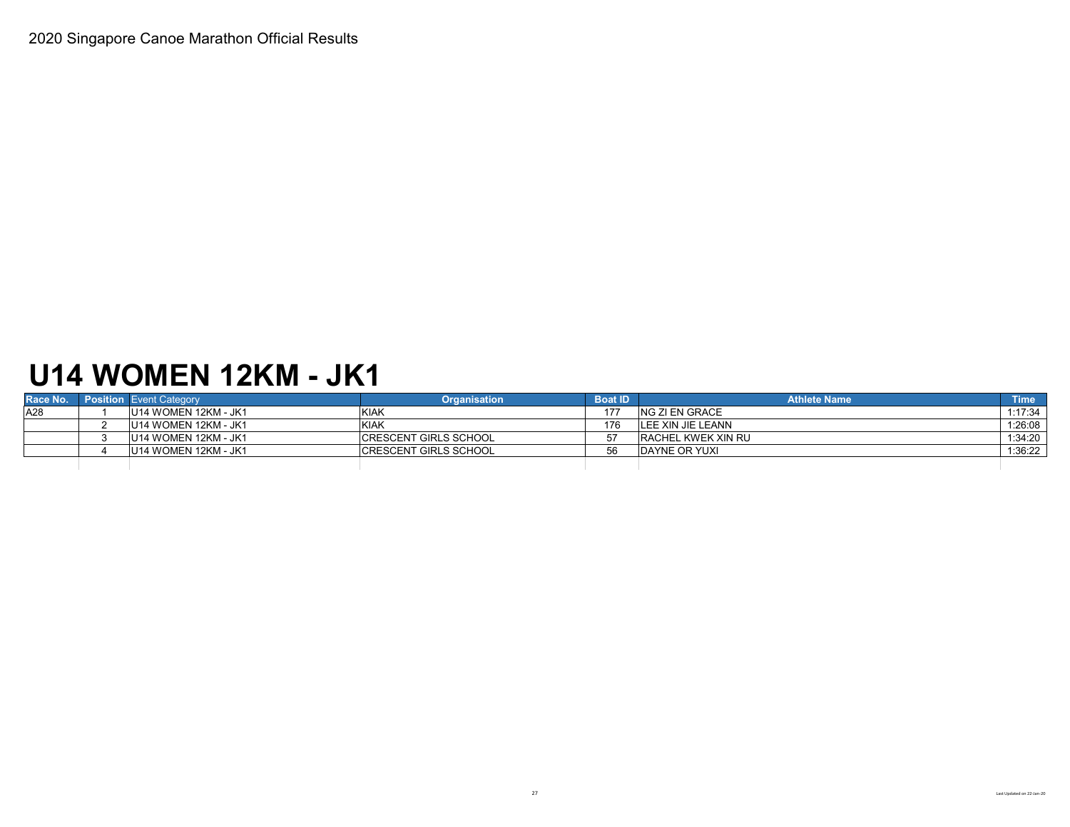2020 Singapore Canoe Marathon Official Results

# U14 WOMEN 12KM - JK1

| Race No. | Position | Event Category | Organisation | Boat ID | Athlete Name | Time |
|---|---|---|---|---|---|---|
| A28 | 1 | U14 WOMEN 12KM - JK1 | KIAK | 177 | NG ZI EN GRACE | 1:17:34 |
| | 2 | U14 WOMEN 12KM - JK1 | KIAK | 176 | LEE XIN JIE LEANN | 1:26:08 |
| | 3 | U14 WOMEN 12KM - JK1 | CRESCENT GIRLS SCHOOL | 57 | RACHEL KWEK XIN RU | 1:34:20 |
| | 4 | U14 WOMEN 12KM - JK1 | CRESCENT GIRLS SCHOOL | 56 | DAYNE OR YUXI | 1:36:22 |

Last Updated on 22-Jan-20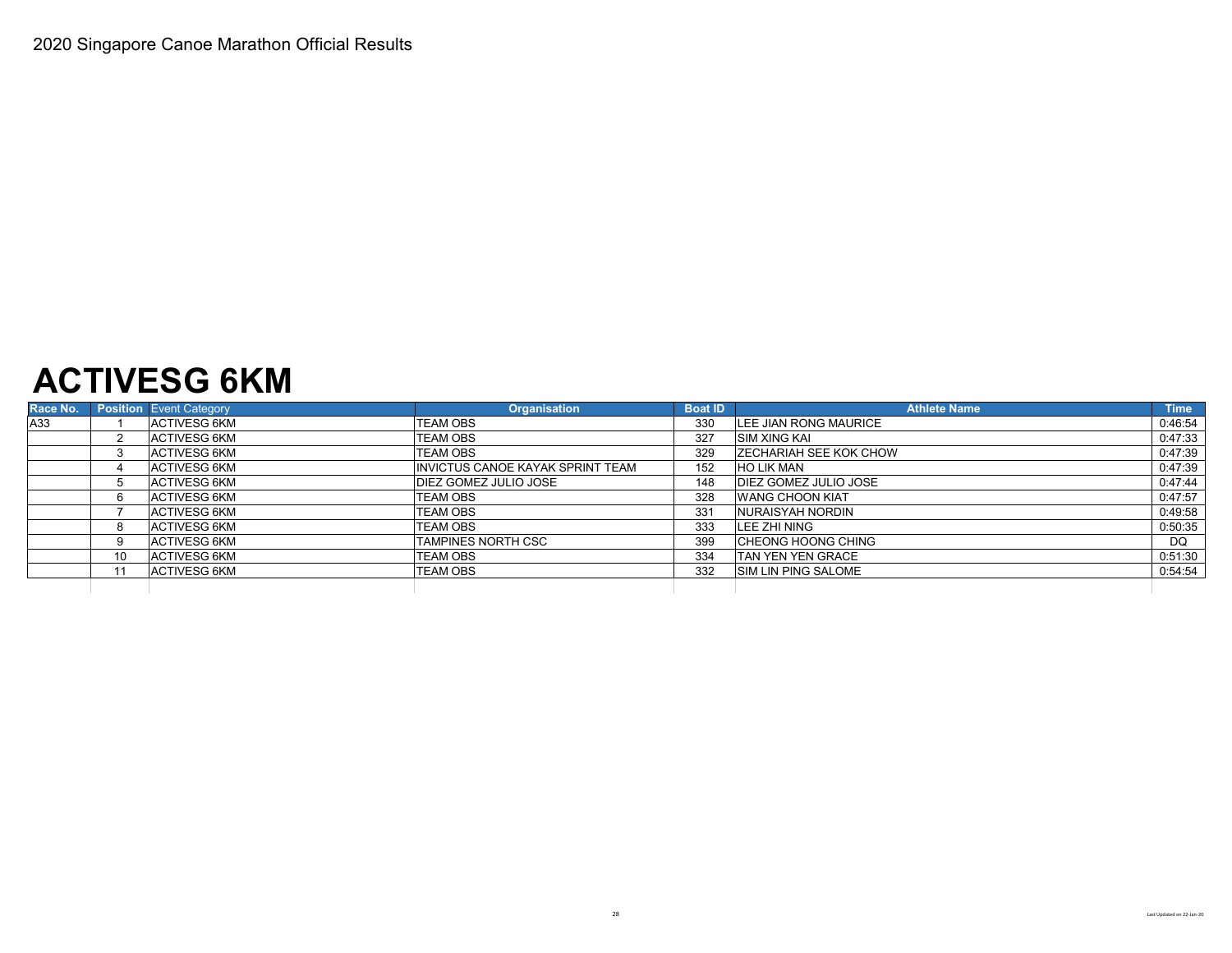2020 Singapore Canoe Marathon Official Results

# ACTIVESG 6KM

| Race No. | Position | Event Category | Organisation | Boat ID | Athlete Name | Time |
|---|---|---|---|---|---|---|
| A33 | 1 | ACTIVESG 6KM | TEAM OBS | 330 | LEE JIAN RONG MAURICE | 0:46:54 |
| | 2 | ACTIVESG 6KM | TEAM OBS | 327 | SIM XING KAI | 0:47:33 |
| | 3 | ACTIVESG 6KM | TEAM OBS | 329 | ZECHARIAH SEE KOK CHOW | 0:47:39 |
| | 4 | ACTIVESG 6KM | INVICTUS CANOE KAYAK SPRINT TEAM | 152 | HO LIK MAN | 0:47:39 |
| | 5 | ACTIVESG 6KM | DIEZ GOMEZ JULIO JOSE | 148 | DIEZ GOMEZ JULIO JOSE | 0:47:44 |
| | 6 | ACTIVESG 6KM | TEAM OBS | 328 | WANG CHOON KIAT | 0:47:57 |
| | 7 | ACTIVESG 6KM | TEAM OBS | 331 | NURAISYAH NORDIN | 0:49:58 |
| | 8 | ACTIVESG 6KM | TEAM OBS | 333 | LEE ZHI NING | 0:50:35 |
| | 9 | ACTIVESG 6KM | TAMPINES NORTH CSC | 399 | CHEONG HOONG CHING | DQ |
| | 10 | ACTIVESG 6KM | TEAM OBS | 334 | TAN YEN YEN GRACE | 0:51:30 |
| | 11 | ACTIVESG 6KM | TEAM OBS | 332 | SIM LIN PING SALOME | 0:54:54 |

Last Updated on 22-Jan-20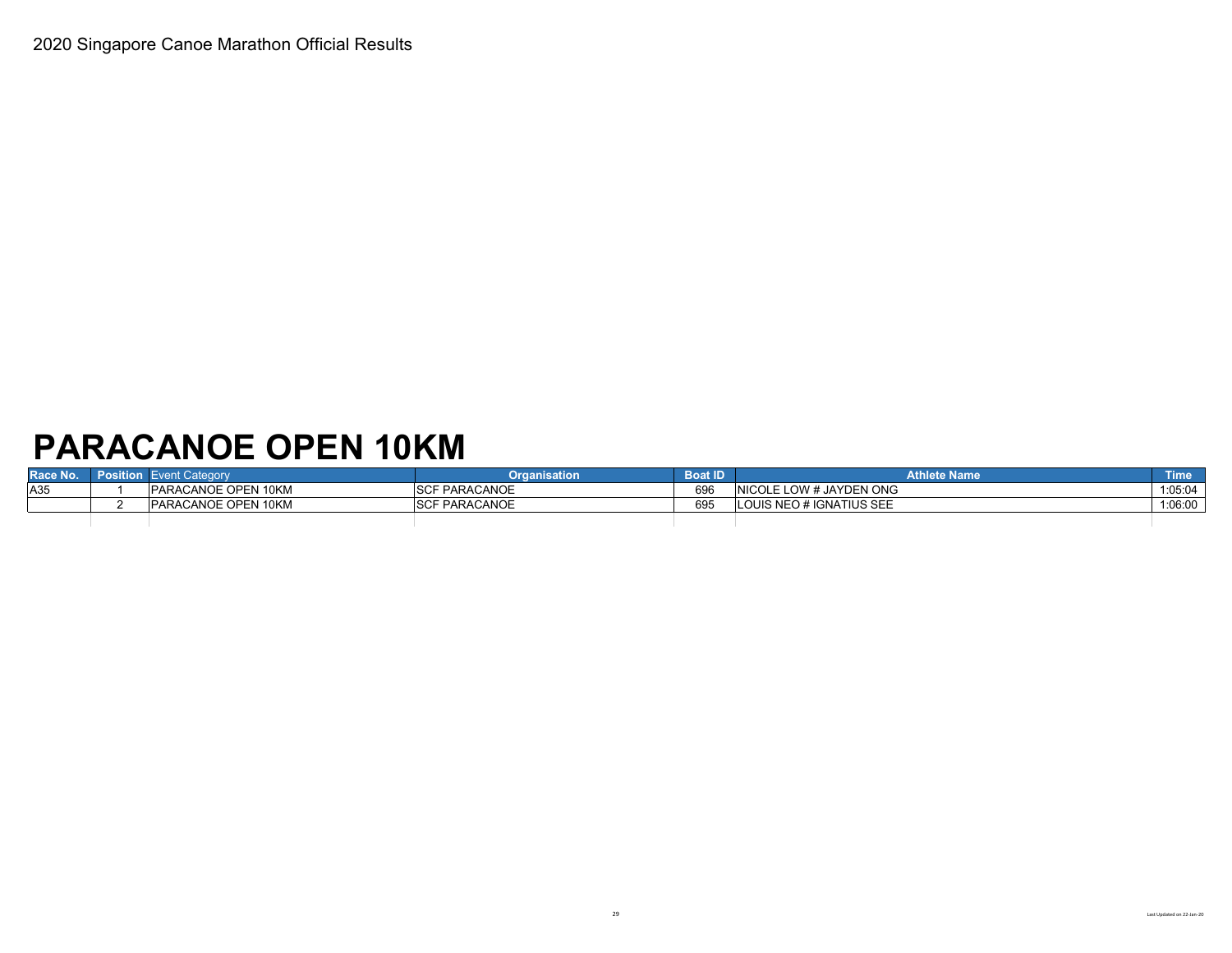2020 Singapore Canoe Marathon Official Results

# PARACANOE OPEN 10KM

| Race No. | Position | Event Category | Organisation | Boat ID | Athlete Name | Time |
|---|---|---|---|---|---|---|
| A35 | 1 | PARACANOE OPEN 10KM | SCF PARACANOE | 696 | NICOLE LOW # JAYDEN ONG | 1:05:04 |
| | 2 | PARACANOE OPEN 10KM | SCF PARACANOE | 695 | LOUIS NEO # IGNATIUS SEE | 1:06:00 |

Last Updated on 22-Jan-20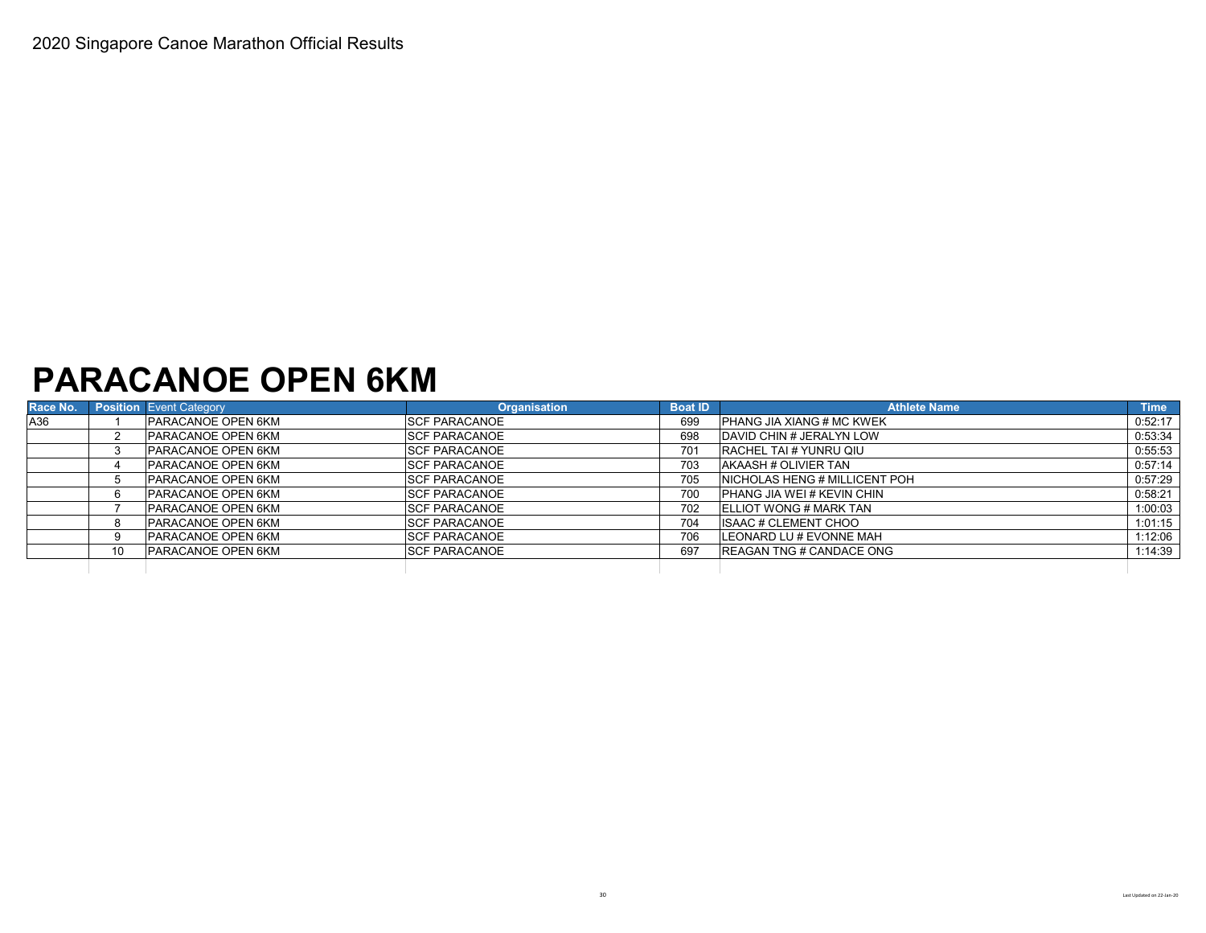2020 Singapore Canoe Marathon Official Results

# PARACANOE OPEN 6KM

| Race No. | Position | Event Category | Organisation | Boat ID | Athlete Name | Time |
|---|---|---|---|---|---|---|
| A36 | 1 | PARACANOE OPEN 6KM | SCF PARACANOE | 699 | PHANG JIA XIANG # MC KWEK | 0:52:17 |
| | 2 | PARACANOE OPEN 6KM | SCF PARACANOE | 698 | DAVID CHIN # JERALYN LOW | 0:53:34 |
| | 3 | PARACANOE OPEN 6KM | SCF PARACANOE | 701 | RACHEL TAI # YUNRU QIU | 0:55:53 |
| | 4 | PARACANOE OPEN 6KM | SCF PARACANOE | 703 | AKAASH # OLIVIER TAN | 0:57:14 |
| | 5 | PARACANOE OPEN 6KM | SCF PARACANOE | 705 | NICHOLAS HENG # MILLICENT POH | 0:57:29 |
| | 6 | PARACANOE OPEN 6KM | SCF PARACANOE | 700 | PHANG JIA WEI # KEVIN CHIN | 0:58:21 |
| | 7 | PARACANOE OPEN 6KM | SCF PARACANOE | 702 | ELLIOT WONG # MARK TAN | 1:00:03 |
| | 8 | PARACANOE OPEN 6KM | SCF PARACANOE | 704 | ISAAC # CLEMENT CHOO | 1:01:15 |
| | 9 | PARACANOE OPEN 6KM | SCF PARACANOE | 706 | LEONARD LU # EVONNE MAH | 1:12:06 |
| | 10 | PARACANOE OPEN 6KM | SCF PARACANOE | 697 | REAGAN TNG # CANDACE ONG | 1:14:39 |

Last Updated on 22-Jan-20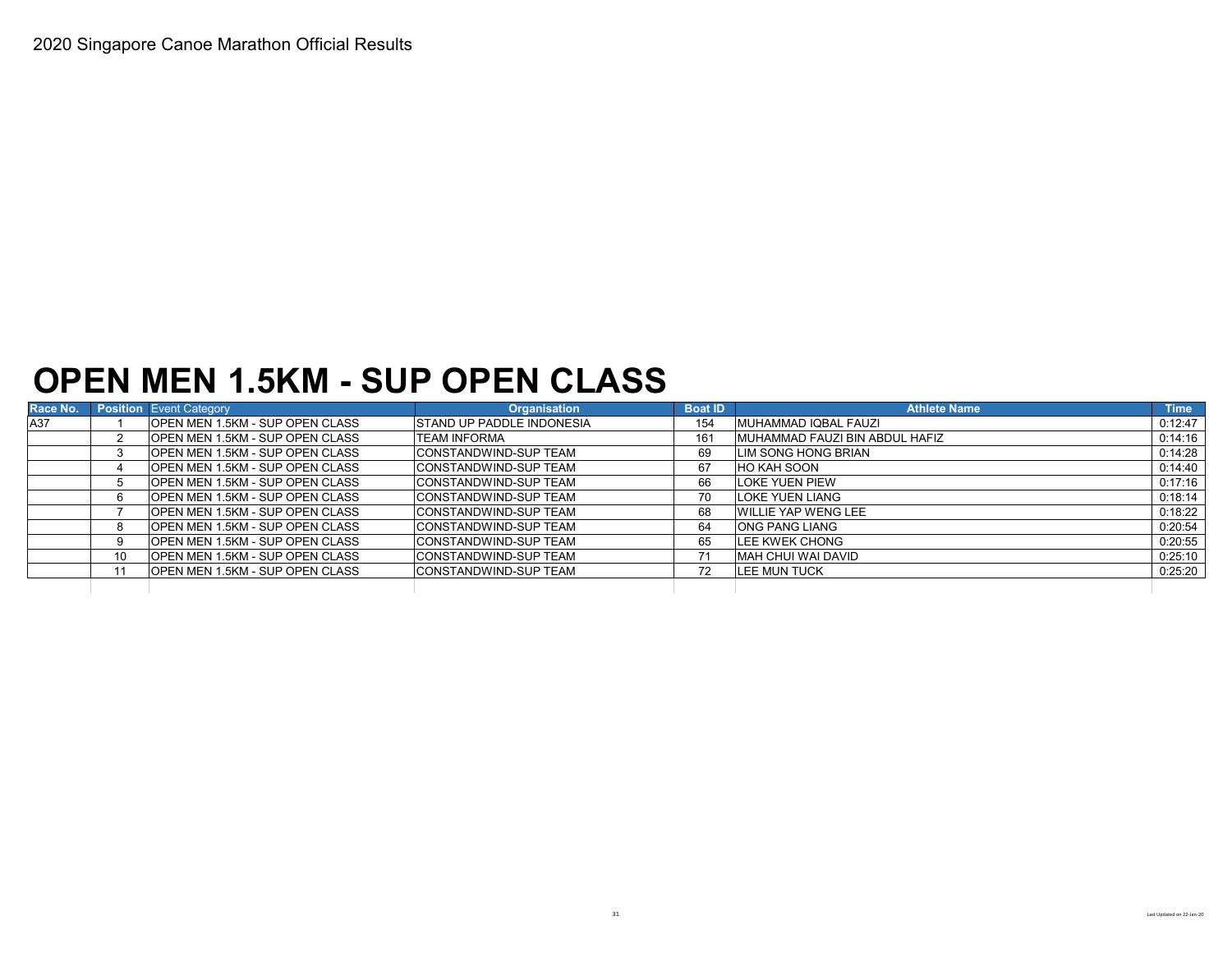2020 Singapore Canoe Marathon Official Results

# OPEN MEN 1.5KM - SUP OPEN CLASS

| Race No. | Position | Event Category | Organisation | Boat ID | Athlete Name | Time |
|---|---|---|---|---|---|---|
| A37 | 1 | OPEN MEN 1.5KM - SUP OPEN CLASS | STAND UP PADDLE INDONESIA | 154 | MUHAMMAD IQBAL FAUZI | 0:12:47 |
| | 2 | OPEN MEN 1.5KM - SUP OPEN CLASS | TEAM INFORMA | 161 | MUHAMMAD FAUZI BIN ABDUL HAFIZ | 0:14:16 |
| | 3 | OPEN MEN 1.5KM - SUP OPEN CLASS | CONSTANDWIND-SUP TEAM | 69 | LIM SONG HONG BRIAN | 0:14:28 |
| | 4 | OPEN MEN 1.5KM - SUP OPEN CLASS | CONSTANDWIND-SUP TEAM | 67 | HO KAH SOON | 0:14:40 |
| | 5 | OPEN MEN 1.5KM - SUP OPEN CLASS | CONSTANDWIND-SUP TEAM | 66 | LOKE YUEN PIEW | 0:17:16 |
| | 6 | OPEN MEN 1.5KM - SUP OPEN CLASS | CONSTANDWIND-SUP TEAM | 70 | LOKE YUEN LIANG | 0:18:14 |
| | 7 | OPEN MEN 1.5KM - SUP OPEN CLASS | CONSTANDWIND-SUP TEAM | 68 | WILLIE YAP WENG LEE | 0:18:22 |
| | 8 | OPEN MEN 1.5KM - SUP OPEN CLASS | CONSTANDWIND-SUP TEAM | 64 | ONG PANG LIANG | 0:20:54 |
| | 9 | OPEN MEN 1.5KM - SUP OPEN CLASS | CONSTANDWIND-SUP TEAM | 65 | LEE KWEK CHONG | 0:20:55 |
| | 10 | OPEN MEN 1.5KM - SUP OPEN CLASS | CONSTANDWIND-SUP TEAM | 71 | MAH CHUI WAI DAVID | 0:25:10 |
| | 11 | OPEN MEN 1.5KM - SUP OPEN CLASS | CONSTANDWIND-SUP TEAM | 72 | LEE MUN TUCK | 0:25:20 |

Last Updated on 22-Jan-20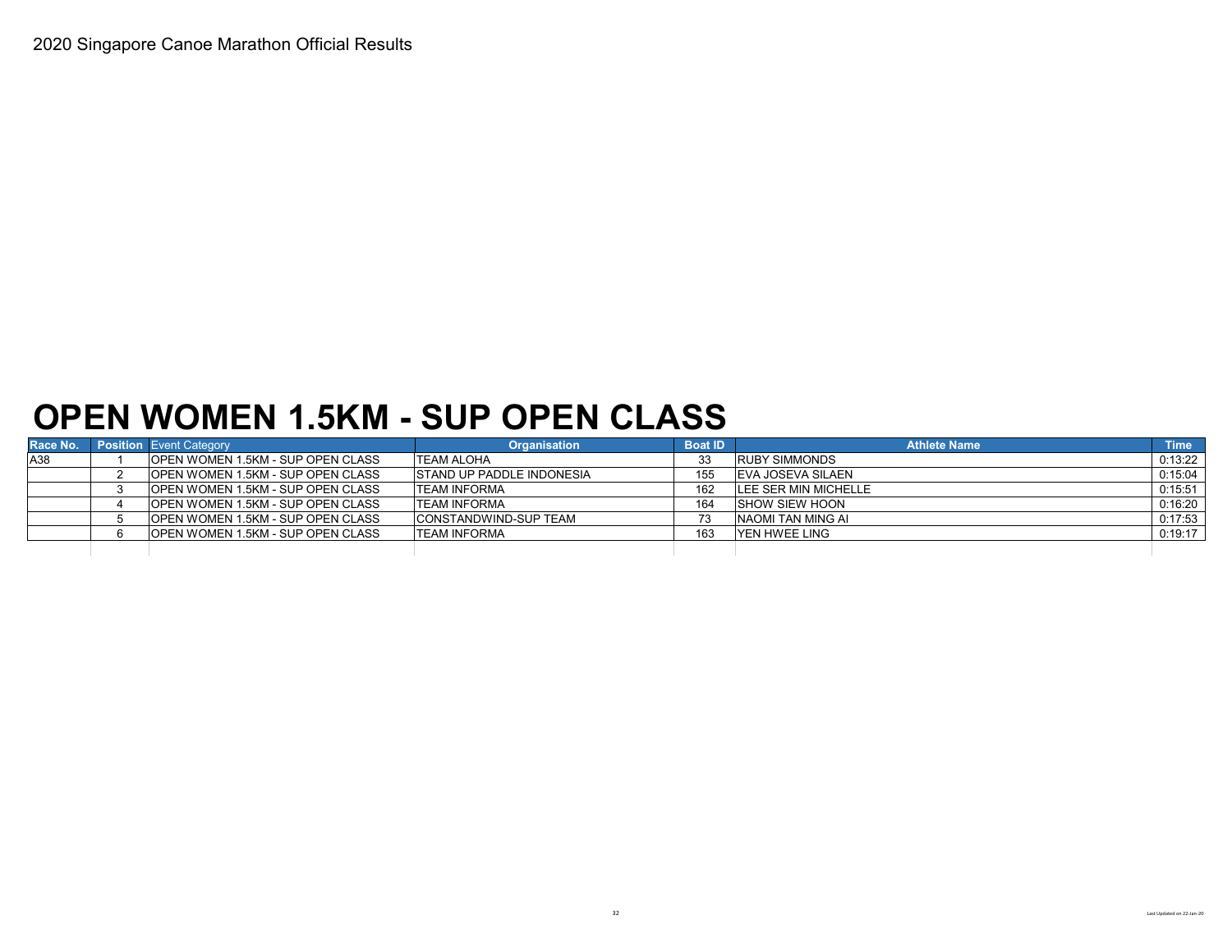2020 Singapore Canoe Marathon Official Results

# OPEN WOMEN 1.5KM - SUP OPEN CLASS

| Race No. | Position | Event Category | Organisation | Boat ID | Athlete Name | Time |
|---|---|---|---|---|---|---|
| A38 | 1 | OPEN WOMEN 1.5KM - SUP OPEN CLASS | TEAM ALOHA | 33 | RUBY SIMMONDS | 0:13:22 |
| | 2 | OPEN WOMEN 1.5KM - SUP OPEN CLASS | STAND UP PADDLE INDONESIA | 155 | EVA JOSEVA SILAEN | 0:15:04 |
| | 3 | OPEN WOMEN 1.5KM - SUP OPEN CLASS | TEAM INFORMA | 162 | LEE SER MIN MICHELLE | 0:15:51 |
| | 4 | OPEN WOMEN 1.5KM - SUP OPEN CLASS | TEAM INFORMA | 164 | SHOW SIEW HOON | 0:16:20 |
| | 5 | OPEN WOMEN 1.5KM - SUP OPEN CLASS | CONSTANDWIND-SUP TEAM | 73 | NAOMI TAN MING AI | 0:17:53 |
| | 6 | OPEN WOMEN 1.5KM - SUP OPEN CLASS | TEAM INFORMA | 163 | YEN HWEE LING | 0:19:17 |

Last Updated on 22-Jan-20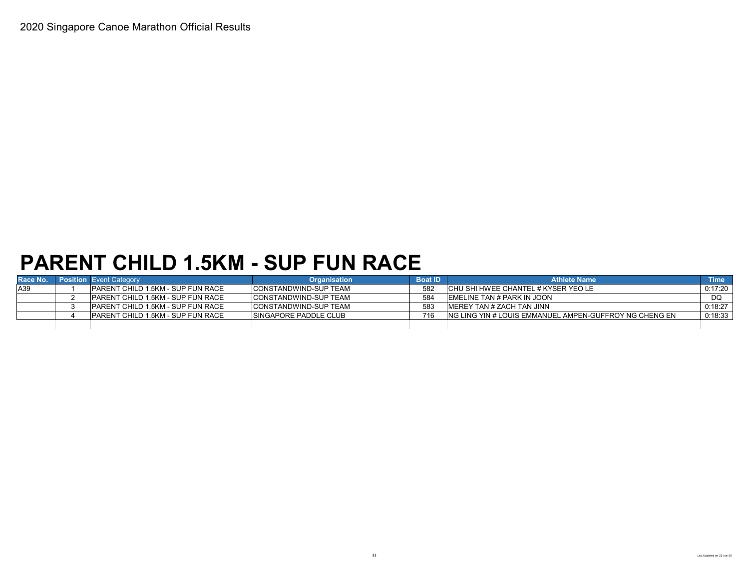2020 Singapore Canoe Marathon Official Results

# PARENT CHILD 1.5KM - SUP FUN RACE

| Race No. | Position | Event Category | Organisation | Boat ID | Athlete Name | Time |
|---|---|---|---|---|---|---|
| A39 | 1 | PARENT CHILD 1.5KM - SUP FUN RACE | CONSTANDWIND-SUP TEAM | 582 | CHU SHI HWEE CHANTEL # KYSER YEO LE | 0:17:20 |
| | 2 | PARENT CHILD 1.5KM - SUP FUN RACE | CONSTANDWIND-SUP TEAM | 584 | EMELINE TAN # PARK IN JOON | DQ |
| | 3 | PARENT CHILD 1.5KM - SUP FUN RACE | CONSTANDWIND-SUP TEAM | 583 | MEREY TAN # ZACH TAN JINN | 0:18:27 |
| | 4 | PARENT CHILD 1.5KM - SUP FUN RACE | SINGAPORE PADDLE CLUB | 716 | NG LING YIN # LOUIS EMMANUEL AMPEN-GUFFROY NG CHENG EN | 0:18:33 |

Last Updated on 22-Jan-20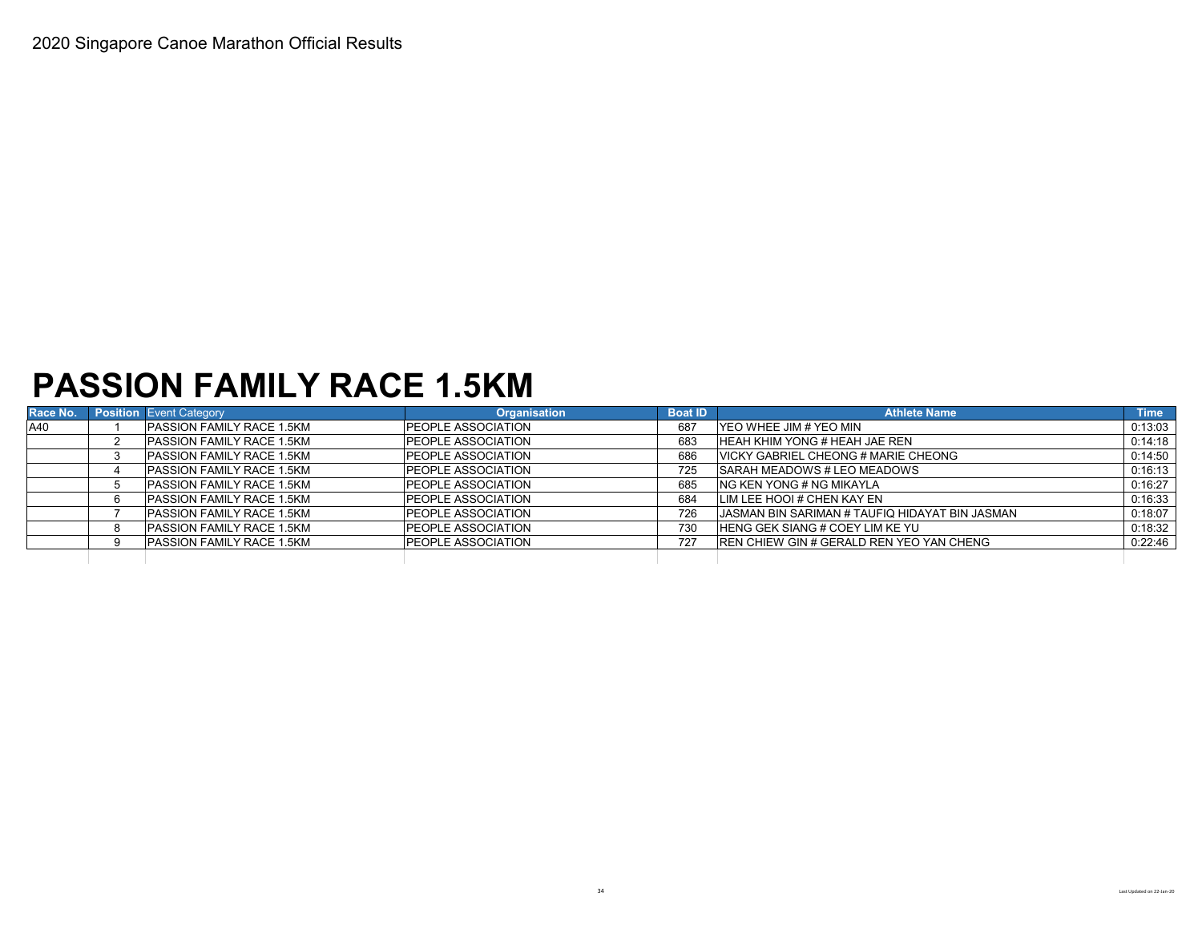2020 Singapore Canoe Marathon Official Results

# PASSION FAMILY RACE 1.5KM

| Race No. | Position | Event Category | Organisation | Boat ID | Athlete Name | Time |
|---|---|---|---|---|---|---|
| A40 | 1 | PASSION FAMILY RACE 1.5KM | PEOPLE ASSOCIATION | 687 | YEO WHEE JIM # YEO MIN | 0:13:03 |
| | 2 | PASSION FAMILY RACE 1.5KM | PEOPLE ASSOCIATION | 683 | HEAH KHIM YONG # HEAH JAE REN | 0:14:18 |
| | 3 | PASSION FAMILY RACE 1.5KM | PEOPLE ASSOCIATION | 686 | VICKY GABRIEL CHEONG # MARIE CHEONG | 0:14:50 |
| | 4 | PASSION FAMILY RACE 1.5KM | PEOPLE ASSOCIATION | 725 | SARAH MEADOWS # LEO MEADOWS | 0:16:13 |
| | 5 | PASSION FAMILY RACE 1.5KM | PEOPLE ASSOCIATION | 685 | NG KEN YONG # NG MIKAYLA | 0:16:27 |
| | 6 | PASSION FAMILY RACE 1.5KM | PEOPLE ASSOCIATION | 684 | LIM LEE HOOI # CHEN KAY EN | 0:16:33 |
| | 7 | PASSION FAMILY RACE 1.5KM | PEOPLE ASSOCIATION | 726 | JASMAN BIN SARIMAN # TAUFIQ HIDAYAT BIN JASMAN | 0:18:07 |
| | 8 | PASSION FAMILY RACE 1.5KM | PEOPLE ASSOCIATION | 730 | HENG GEK SIANG # COEY LIM KE YU | 0:18:32 |
| | 9 | PASSION FAMILY RACE 1.5KM | PEOPLE ASSOCIATION | 727 | REN CHIEW GIN # GERALD REN YEO YAN CHENG | 0:22:46 |

Last Updated on 22-Jan-20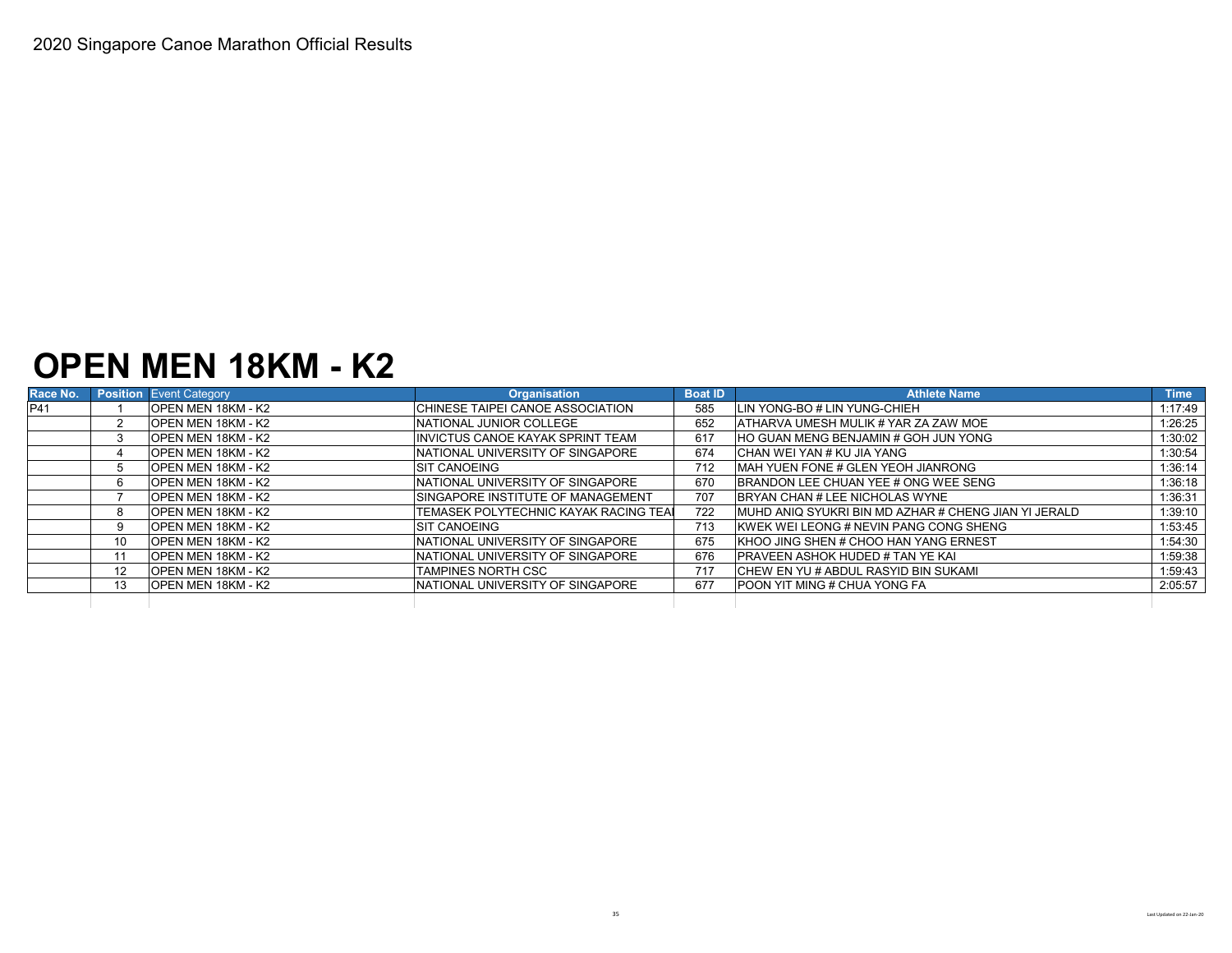2020 Singapore Canoe Marathon Official Results

# OPEN MEN 18KM - K2

| Race No. | Position | Event Category | Organisation | Boat ID | Athlete Name | Time |
|---|---|---|---|---|---|---|
| P41 | 1 | OPEN MEN 18KM - K2 | CHINESE TAIPEI CANOE ASSOCIATION | 585 | LIN YONG-BO # LIN YUNG-CHIEH | 1:17:49 |
| | 2 | OPEN MEN 18KM - K2 | NATIONAL JUNIOR COLLEGE | 652 | ATHARVA UMESH MULIK # YAR ZA ZAW MOE | 1:26:25 |
| | 3 | OPEN MEN 18KM - K2 | INVICTUS CANOE KAYAK SPRINT TEAM | 617 | HO GUAN MENG BENJAMIN # GOH JUN YONG | 1:30:02 |
| | 4 | OPEN MEN 18KM - K2 | NATIONAL UNIVERSITY OF SINGAPORE | 674 | CHAN WEI YAN # KU JIA YANG | 1:30:54 |
| | 5 | OPEN MEN 18KM - K2 | SIT CANOEING | 712 | MAH YUEN FONE # GLEN YEOH JIANRONG | 1:36:14 |
| | 6 | OPEN MEN 18KM - K2 | NATIONAL UNIVERSITY OF SINGAPORE | 670 | BRANDON LEE CHUAN YEE # ONG WEE SENG | 1:36:18 |
| | 7 | OPEN MEN 18KM - K2 | SINGAPORE INSTITUTE OF MANAGEMENT | 707 | BRYAN CHAN # LEE NICHOLAS WYNE | 1:36:31 |
| | 8 | OPEN MEN 18KM - K2 | TEMASEK POLYTECHNIC KAYAK RACING TEAI | 722 | MUHD ANIQ SYUKRI BIN MD AZHAR # CHENG JIAN YI JERALD | 1:39:10 |
| | 9 | OPEN MEN 18KM - K2 | SIT CANOEING | 713 | KWEK WEI LEONG # NEVIN PANG CONG SHENG | 1:53:45 |
| | 10 | OPEN MEN 18KM - K2 | NATIONAL UNIVERSITY OF SINGAPORE | 675 | KHOO JING SHEN # CHOO HAN YANG ERNEST | 1:54:30 |
| | 11 | OPEN MEN 18KM - K2 | NATIONAL UNIVERSITY OF SINGAPORE | 676 | PRAVEEN ASHOK HUDED # TAN YE KAI | 1:59:38 |
| | 12 | OPEN MEN 18KM - K2 | TAMPINES NORTH CSC | 717 | CHEW EN YU # ABDUL RASYID BIN SUKAMI | 1:59:43 |
| | 13 | OPEN MEN 18KM - K2 | NATIONAL UNIVERSITY OF SINGAPORE | 677 | POON YIT MING # CHUA YONG FA | 2:05:57 |

Last Updated on 22-Jan-20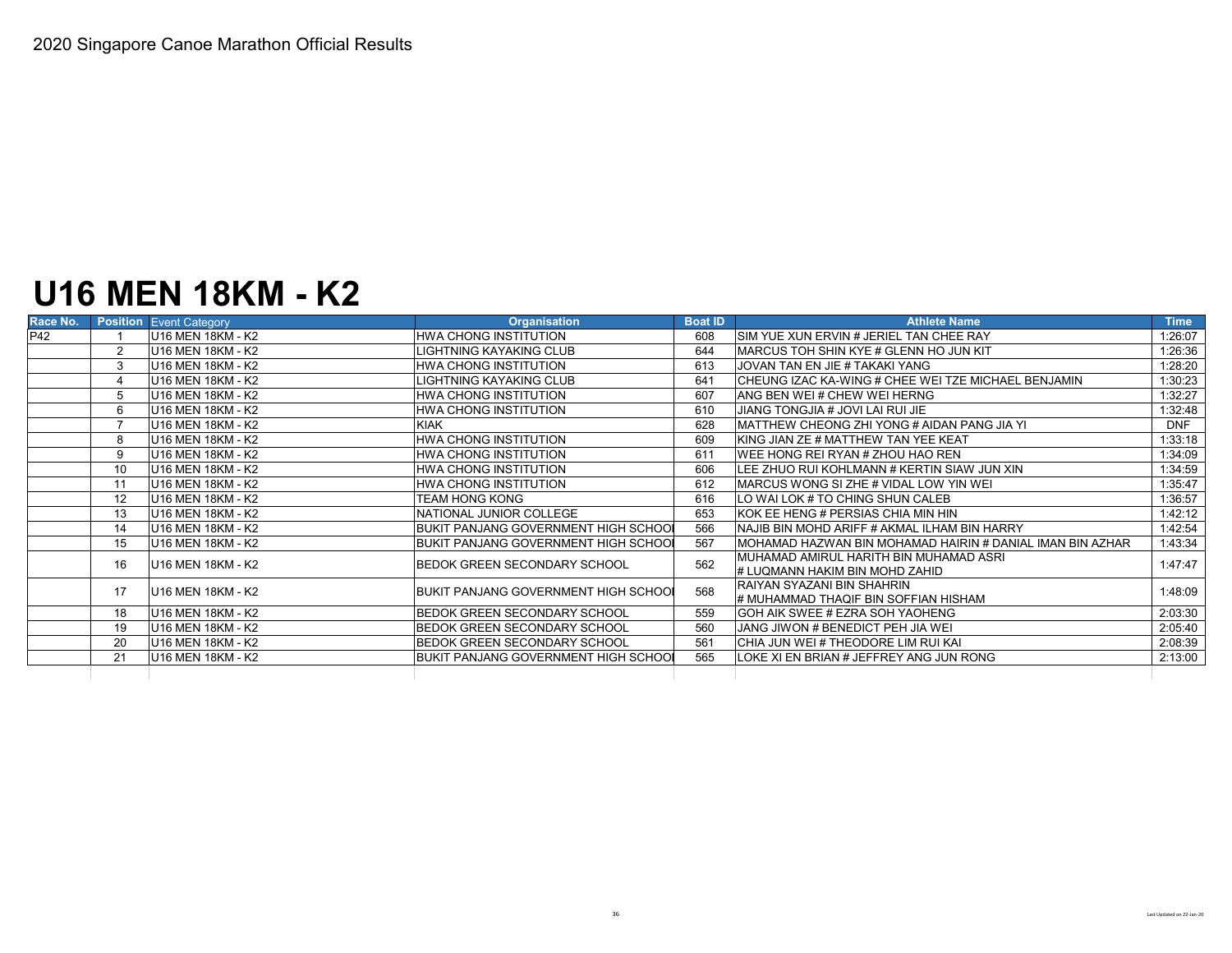2020 Singapore Canoe Marathon Official Results

# U16 MEN 18KM - K2

| Race No. | Position | Event Category | Organisation | Boat ID | Athlete Name | Time |
|---|---|---|---|---|---|---|
| P42 | 1 | U16 MEN 18KM - K2 | HWA CHONG INSTITUTION | 608 | SIM YUE XUN ERVIN # JERIEL TAN CHEE RAY | 1:26:07 |
| | 2 | U16 MEN 18KM - K2 | LIGHTNING KAYAKING CLUB | 644 | MARCUS TOH SHIN KYE # GLENN HO JUN KIT | 1:26:36 |
| | 3 | U16 MEN 18KM - K2 | HWA CHONG INSTITUTION | 613 | JOVAN TAN EN JIE # TAKAKI YANG | 1:28:20 |
| | 4 | U16 MEN 18KM - K2 | LIGHTNING KAYAKING CLUB | 641 | CHEUNG IZAC KA-WING # CHEE WEI TZE MICHAEL BENJAMIN | 1:30:23 |
| | 5 | U16 MEN 18KM - K2 | HWA CHONG INSTITUTION | 607 | ANG BEN WEI # CHEW WEI HERNG | 1:32:27 |
| | 6 | U16 MEN 18KM - K2 | HWA CHONG INSTITUTION | 610 | JIANG TONGJIA # JOVI LAI RUI JIE | 1:32:48 |
| | 7 | U16 MEN 18KM - K2 | KIAK | 628 | MATTHEW CHEONG ZHI YONG # AIDAN PANG JIA YI | DNF |
| | 8 | U16 MEN 18KM - K2 | HWA CHONG INSTITUTION | 609 | KING JIAN ZE # MATTHEW TAN YEE KEAT | 1:33:18 |
| | 9 | U16 MEN 18KM - K2 | HWA CHONG INSTITUTION | 611 | WEE HONG REI RYAN # ZHOU HAO REN | 1:34:09 |
| | 10 | U16 MEN 18KM - K2 | HWA CHONG INSTITUTION | 606 | LEE ZHUO RUI KOHLMANN # KERTIN SIAW JUN XIN | 1:34:59 |
| | 11 | U16 MEN 18KM - K2 | HWA CHONG INSTITUTION | 612 | MARCUS WONG SI ZHE # VIDAL LOW YIN WEI | 1:35:47 |
| | 12 | U16 MEN 18KM - K2 | TEAM HONG KONG | 616 | LO WAI LOK # TO CHING SHUN CALEB | 1:36:57 |
| | 13 | U16 MEN 18KM - K2 | NATIONAL JUNIOR COLLEGE | 653 | KOK EE HENG # PERSIAS CHIA MIN HIN | 1:42:12 |
| | 14 | U16 MEN 18KM - K2 | BUKIT PANJANG GOVERNMENT HIGH SCHOOL | 566 | NAJIB BIN MOHD ARIFF # AKMAL ILHAM BIN HARRY | 1:42:54 |
| | 15 | U16 MEN 18KM - K2 | BUKIT PANJANG GOVERNMENT HIGH SCHOOL | 567 | MOHAMAD HAZWAN BIN MOHAMAD HAIRIN # DANIAL IMAN BIN AZHAR | 1:43:34 |
| | 16 | U16 MEN 18KM - K2 | BEDOK GREEN SECONDARY SCHOOL | 562 | MUHAMAD AMIRUL HARITH BIN MUHAMAD ASRI # LUQMANN HAKIM BIN MOHD ZAHID | 1:47:47 |
| | 17 | U16 MEN 18KM - K2 | BUKIT PANJANG GOVERNMENT HIGH SCHOOL | 568 | RAIYAN SYAZANI BIN SHAHRIN # MUHAMMAD THAQIF BIN SOFFIAN HISHAM | 1:48:09 |
| | 18 | U16 MEN 18KM - K2 | BEDOK GREEN SECONDARY SCHOOL | 559 | GOH AIK SWEE # EZRA SOH YAOHENG | 2:03:30 |
| | 19 | U16 MEN 18KM - K2 | BEDOK GREEN SECONDARY SCHOOL | 560 | JANG JIWON # BENEDICT PEH JIA WEI | 2:05:40 |
| | 20 | U16 MEN 18KM - K2 | BEDOK GREEN SECONDARY SCHOOL | 561 | CHIA JUN WEI # THEODORE LIM RUI KAI | 2:08:39 |
| | 21 | U16 MEN 18KM - K2 | BUKIT PANJANG GOVERNMENT HIGH SCHOOL | 565 | LOKE XI EN BRIAN # JEFFREY ANG JUN RONG | 2:13:00 |

Last Updated on 22-Jan-20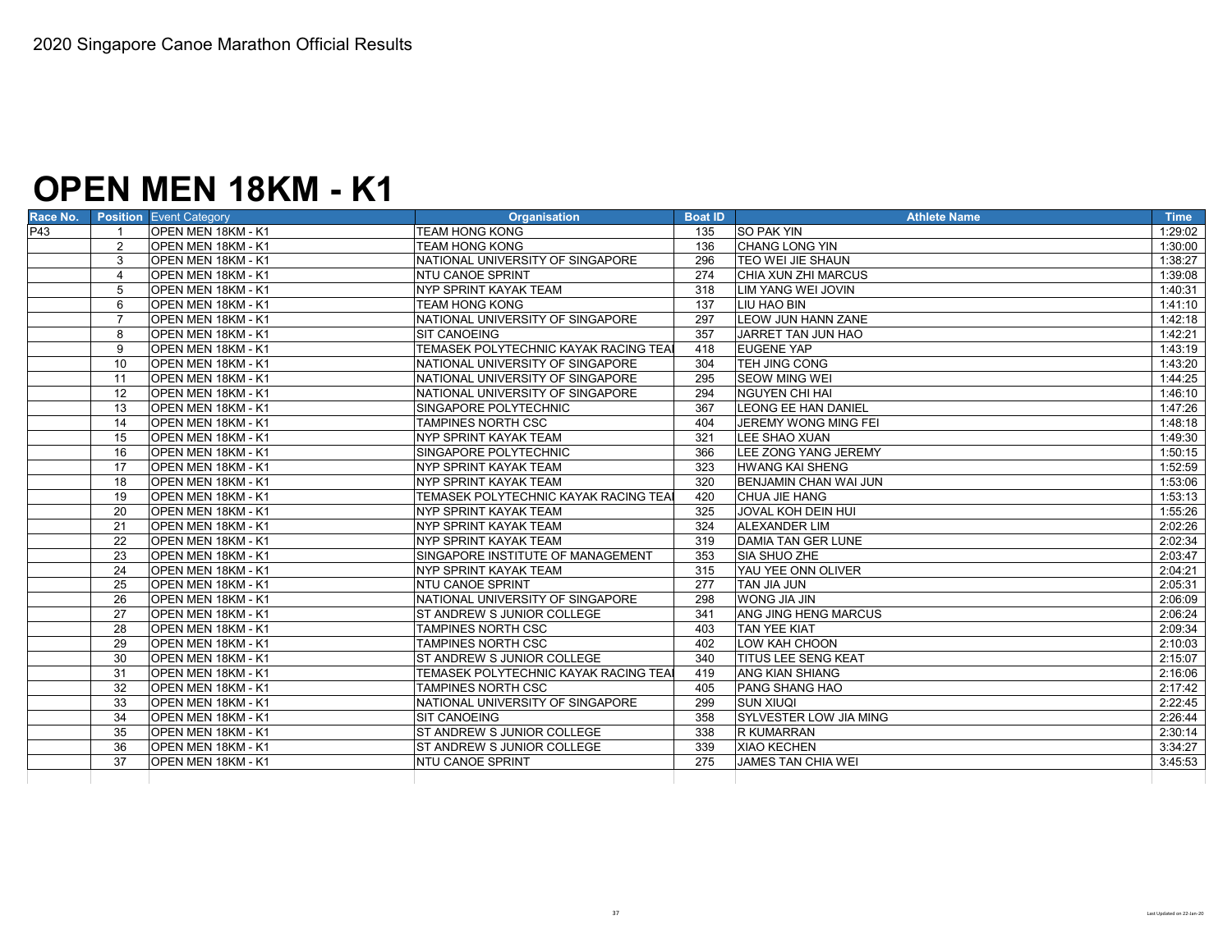2020 Singapore Canoe Marathon Official Results

# OPEN MEN 18KM - K1

| Race No. | Position | Event Category | Organisation | Boat ID | Athlete Name | Time |
|---|---|---|---|---|---|---|
| P43 | 1 | OPEN MEN 18KM - K1 | TEAM HONG KONG | 135 | SO PAK YIN | 1:29:02 |
| | 2 | OPEN MEN 18KM - K1 | TEAM HONG KONG | 136 | CHANG LONG YIN | 1:30:00 |
| | 3 | OPEN MEN 18KM - K1 | NATIONAL UNIVERSITY OF SINGAPORE | 296 | TEO WEI JIE SHAUN | 1:38:27 |
| | 4 | OPEN MEN 18KM - K1 | NTU CANOE SPRINT | 274 | CHIA XUN ZHI MARCUS | 1:39:08 |
| | 5 | OPEN MEN 18KM - K1 | NYP SPRINT KAYAK TEAM | 318 | LIM YANG WEI JOVIN | 1:40:31 |
| | 6 | OPEN MEN 18KM - K1 | TEAM HONG KONG | 137 | LIU HAO BIN | 1:41:10 |
| | 7 | OPEN MEN 18KM - K1 | NATIONAL UNIVERSITY OF SINGAPORE | 297 | LEOW JUN HANN ZANE | 1:42:18 |
| | 8 | OPEN MEN 18KM - K1 | SIT CANOEING | 357 | JARRET TAN JUN HAO | 1:42:21 |
| | 9 | OPEN MEN 18KM - K1 | TEMASEK POLYTECHNIC KAYAK RACING TEA | 418 | EUGENE YAP | 1:43:19 |
| | 10 | OPEN MEN 18KM - K1 | NATIONAL UNIVERSITY OF SINGAPORE | 304 | TEH JING CONG | 1:43:20 |
| | 11 | OPEN MEN 18KM - K1 | NATIONAL UNIVERSITY OF SINGAPORE | 295 | SEOW MING WEI | 1:44:25 |
| | 12 | OPEN MEN 18KM - K1 | NATIONAL UNIVERSITY OF SINGAPORE | 294 | NGUYEN CHI HAI | 1:46:10 |
| | 13 | OPEN MEN 18KM - K1 | SINGAPORE POLYTECHNIC | 367 | LEONG EE HAN DANIEL | 1:47:26 |
| | 14 | OPEN MEN 18KM - K1 | TAMPINES NORTH CSC | 404 | JEREMY WONG MING FEI | 1:48:18 |
| | 15 | OPEN MEN 18KM - K1 | NYP SPRINT KAYAK TEAM | 321 | LEE SHAO XUAN | 1:49:30 |
| | 16 | OPEN MEN 18KM - K1 | SINGAPORE POLYTECHNIC | 366 | LEE ZONG YANG JEREMY | 1:50:15 |
| | 17 | OPEN MEN 18KM - K1 | NYP SPRINT KAYAK TEAM | 323 | HWANG KAI SHENG | 1:52:59 |
| | 18 | OPEN MEN 18KM - K1 | NYP SPRINT KAYAK TEAM | 320 | BENJAMIN CHAN WAI JUN | 1:53:06 |
| | 19 | OPEN MEN 18KM - K1 | TEMASEK POLYTECHNIC KAYAK RACING TEA | 420 | CHUA JIE HANG | 1:53:13 |
| | 20 | OPEN MEN 18KM - K1 | NYP SPRINT KAYAK TEAM | 325 | JOVAL KOH DEIN HUI | 1:55:26 |
| | 21 | OPEN MEN 18KM - K1 | NYP SPRINT KAYAK TEAM | 324 | ALEXANDER LIM | 2:02:26 |
| | 22 | OPEN MEN 18KM - K1 | NYP SPRINT KAYAK TEAM | 319 | DAMIA TAN GER LUNE | 2:02:34 |
| | 23 | OPEN MEN 18KM - K1 | SINGAPORE INSTITUTE OF MANAGEMENT | 353 | SIA SHUO ZHE | 2:03:47 |
| | 24 | OPEN MEN 18KM - K1 | NYP SPRINT KAYAK TEAM | 315 | YAU YEE ONN OLIVER | 2:04:21 |
| | 25 | OPEN MEN 18KM - K1 | NTU CANOE SPRINT | 277 | TAN JIA JUN | 2:05:31 |
| | 26 | OPEN MEN 18KM - K1 | NATIONAL UNIVERSITY OF SINGAPORE | 298 | WONG JIA JIN | 2:06:09 |
| | 27 | OPEN MEN 18KM - K1 | ST ANDREW S JUNIOR COLLEGE | 341 | ANG JING HENG MARCUS | 2:06:24 |
| | 28 | OPEN MEN 18KM - K1 | TAMPINES NORTH CSC | 403 | TAN YEE KIAT | 2:09:34 |
| | 29 | OPEN MEN 18KM - K1 | TAMPINES NORTH CSC | 402 | LOW KAH CHOON | 2:10:03 |
| | 30 | OPEN MEN 18KM - K1 | ST ANDREW S JUNIOR COLLEGE | 340 | TITUS LEE SENG KEAT | 2:15:07 |
| | 31 | OPEN MEN 18KM - K1 | TEMASEK POLYTECHNIC KAYAK RACING TEA | 419 | ANG KIAN SHIANG | 2:16:06 |
| | 32 | OPEN MEN 18KM - K1 | TAMPINES NORTH CSC | 405 | PANG SHANG HAO | 2:17:42 |
| | 33 | OPEN MEN 18KM - K1 | NATIONAL UNIVERSITY OF SINGAPORE | 299 | SUN XIUQI | 2:22:45 |
| | 34 | OPEN MEN 18KM - K1 | SIT CANOEING | 358 | SYLVESTER LOW JIA MING | 2:26:44 |
| | 35 | OPEN MEN 18KM - K1 | ST ANDREW S JUNIOR COLLEGE | 338 | R KUMARRAN | 2:30:14 |
| | 36 | OPEN MEN 18KM - K1 | ST ANDREW S JUNIOR COLLEGE | 339 | XIAO KECHEN | 3:34:27 |
| | 37 | OPEN MEN 18KM - K1 | NTU CANOE SPRINT | 275 | JAMES TAN CHIA WEI | 3:45:53 |

Last Updated on 22-Jan-20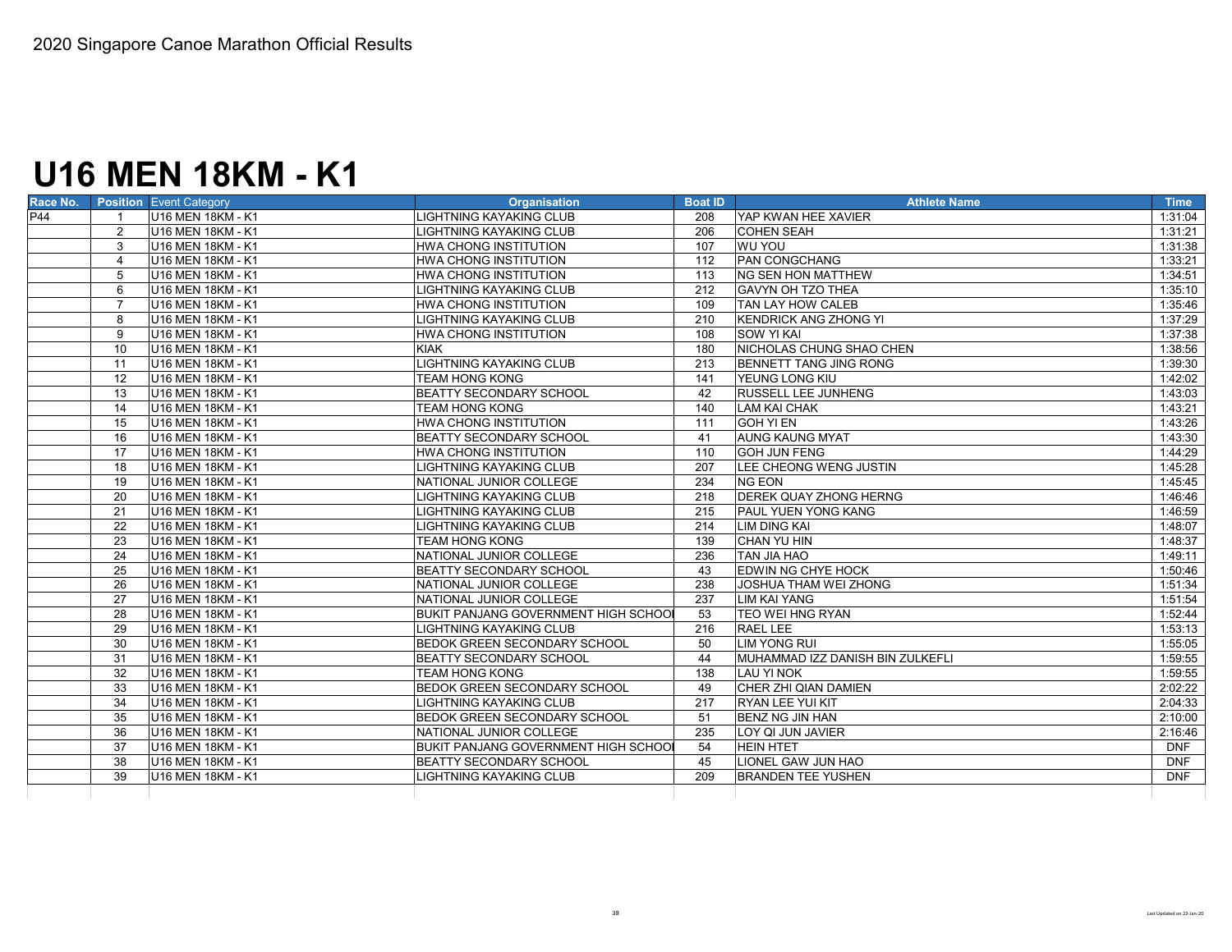2020 Singapore Canoe Marathon Official Results

# U16 MEN 18KM - K1

| Race No. | Position | Event Category | Organisation | Boat ID | Athlete Name | Time |
|---|---|---|---|---|---|---|
| P44 | 1 | U16 MEN 18KM - K1 | LIGHTNING KAYAKING CLUB | 208 | YAP KWAN HEE XAVIER | 1:31:04 |
| | 2 | U16 MEN 18KM - K1 | LIGHTNING KAYAKING CLUB | 206 | COHEN SEAH | 1:31:21 |
| | 3 | U16 MEN 18KM - K1 | HWA CHONG INSTITUTION | 107 | WU YOU | 1:31:38 |
| | 4 | U16 MEN 18KM - K1 | HWA CHONG INSTITUTION | 112 | PAN CONGCHANG | 1:33:21 |
| | 5 | U16 MEN 18KM - K1 | HWA CHONG INSTITUTION | 113 | NG SEN HON MATTHEW | 1:34:51 |
| | 6 | U16 MEN 18KM - K1 | LIGHTNING KAYAKING CLUB | 212 | GAVYN OH TZO THEA | 1:35:10 |
| | 7 | U16 MEN 18KM - K1 | HWA CHONG INSTITUTION | 109 | TAN LAY HOW CALEB | 1:35:46 |
| | 8 | U16 MEN 18KM - K1 | LIGHTNING KAYAKING CLUB | 210 | KENDRICK ANG ZHONG YI | 1:37:29 |
| | 9 | U16 MEN 18KM - K1 | HWA CHONG INSTITUTION | 108 | SOW YI KAI | 1:37:38 |
| | 10 | U16 MEN 18KM - K1 | KIAK | 180 | NICHOLAS CHUNG SHAO CHEN | 1:38:56 |
| | 11 | U16 MEN 18KM - K1 | LIGHTNING KAYAKING CLUB | 213 | BENNETT TANG JING RONG | 1:39:30 |
| | 12 | U16 MEN 18KM - K1 | TEAM HONG KONG | 141 | YEUNG LONG KIU | 1:42:02 |
| | 13 | U16 MEN 18KM - K1 | BEATTY SECONDARY SCHOOL | 42 | RUSSELL LEE JUNHENG | 1:43:03 |
| | 14 | U16 MEN 18KM - K1 | TEAM HONG KONG | 140 | LAM KAI CHAK | 1:43:21 |
| | 15 | U16 MEN 18KM - K1 | HWA CHONG INSTITUTION | 111 | GOH YI EN | 1:43:26 |
| | 16 | U16 MEN 18KM - K1 | BEATTY SECONDARY SCHOOL | 41 | AUNG KAUNG MYAT | 1:43:30 |
| | 17 | U16 MEN 18KM - K1 | HWA CHONG INSTITUTION | 110 | GOH JUN FENG | 1:44:29 |
| | 18 | U16 MEN 18KM - K1 | LIGHTNING KAYAKING CLUB | 207 | LEE CHEONG WENG JUSTIN | 1:45:28 |
| | 19 | U16 MEN 18KM - K1 | NATIONAL JUNIOR COLLEGE | 234 | NG EON | 1:45:45 |
| | 20 | U16 MEN 18KM - K1 | LIGHTNING KAYAKING CLUB | 218 | DEREK QUAY ZHONG HERNG | 1:46:46 |
| | 21 | U16 MEN 18KM - K1 | LIGHTNING KAYAKING CLUB | 215 | PAUL YUEN YONG KANG | 1:46:59 |
| | 22 | U16 MEN 18KM - K1 | LIGHTNING KAYAKING CLUB | 214 | LIM DING KAI | 1:48:07 |
| | 23 | U16 MEN 18KM - K1 | TEAM HONG KONG | 139 | CHAN YU HIN | 1:48:37 |
| | 24 | U16 MEN 18KM - K1 | NATIONAL JUNIOR COLLEGE | 236 | TAN JIA HAO | 1:49:11 |
| | 25 | U16 MEN 18KM - K1 | BEATTY SECONDARY SCHOOL | 43 | EDWIN NG CHYE HOCK | 1:50:46 |
| | 26 | U16 MEN 18KM - K1 | NATIONAL JUNIOR COLLEGE | 238 | JOSHUA THAM WEI ZHONG | 1:51:34 |
| | 27 | U16 MEN 18KM - K1 | NATIONAL JUNIOR COLLEGE | 237 | LIM KAI YANG | 1:51:54 |
| | 28 | U16 MEN 18KM - K1 | BUKIT PANJANG GOVERNMENT HIGH SCHOOL | 53 | TEO WEI HNG RYAN | 1:52:44 |
| | 29 | U16 MEN 18KM - K1 | LIGHTNING KAYAKING CLUB | 216 | RAEL LEE | 1:53:13 |
| | 30 | U16 MEN 18KM - K1 | BEDOK GREEN SECONDARY SCHOOL | 50 | LIM YONG RUI | 1:55:05 |
| | 31 | U16 MEN 18KM - K1 | BEATTY SECONDARY SCHOOL | 44 | MUHAMMAD IZZ DANISH BIN ZULKEFLI | 1:59:55 |
| | 32 | U16 MEN 18KM - K1 | TEAM HONG KONG | 138 | LAU YI NOK | 1:59:55 |
| | 33 | U16 MEN 18KM - K1 | BEDOK GREEN SECONDARY SCHOOL | 49 | CHER ZHI QIAN DAMIEN | 2:02:22 |
| | 34 | U16 MEN 18KM - K1 | LIGHTNING KAYAKING CLUB | 217 | RYAN LEE YUI KIT | 2:04:33 |
| | 35 | U16 MEN 18KM - K1 | BEDOK GREEN SECONDARY SCHOOL | 51 | BENZ NG JIN HAN | 2:10:00 |
| | 36 | U16 MEN 18KM - K1 | NATIONAL JUNIOR COLLEGE | 235 | LOY QI JUN JAVIER | 2:16:46 |
| | 37 | U16 MEN 18KM - K1 | BUKIT PANJANG GOVERNMENT HIGH SCHOOL | 54 | HEIN HTET | DNF |
| | 38 | U16 MEN 18KM - K1 | BEATTY SECONDARY SCHOOL | 45 | LIONEL GAW JUN HAO | DNF |
| | 39 | U16 MEN 18KM - K1 | LIGHTNING KAYAKING CLUB | 209 | BRANDEN TEE YUSHEN | DNF |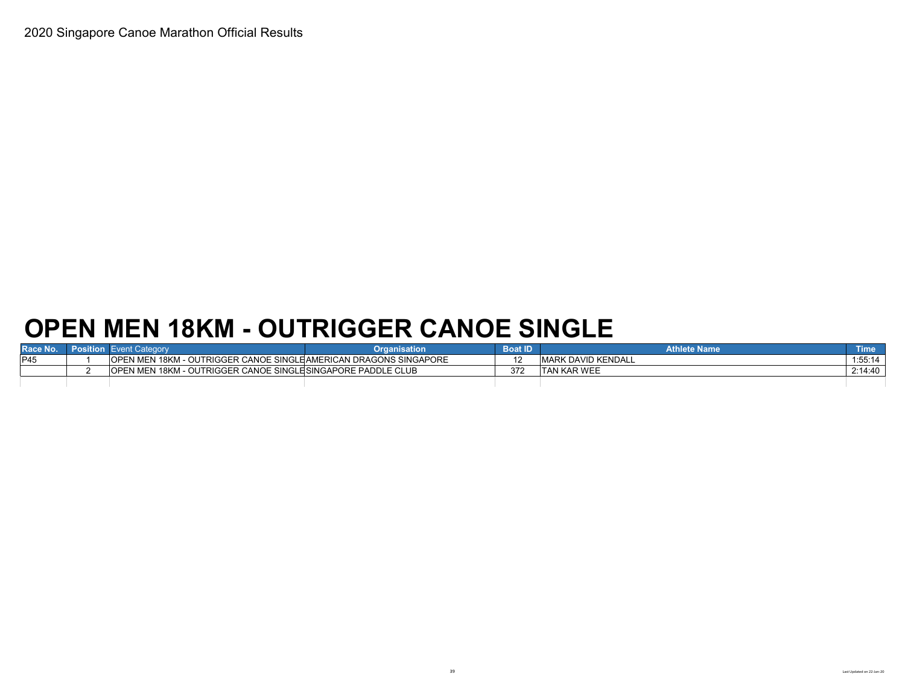2020 Singapore Canoe Marathon Official Results

# OPEN MEN 18KM - OUTRIGGER CANOE SINGLE

| Race No. | Position | Event Category | Organisation | Boat ID | Athlete Name | Time |
|---|---|---|---|---|---|---|
| P45 | 1 | OPEN MEN 18KM - OUTRIGGER CANOE SINGLE | AMERICAN DRAGONS SINGAPORE | 12 | MARK DAVID KENDALL | 1:55:14 |
| | 2 | OPEN MEN 18KM - OUTRIGGER CANOE SINGLE | SINGAPORE PADDLE CLUB | 372 | TAN KAR WEE | 2:14:40 |

Last Updated on 22-Jan-20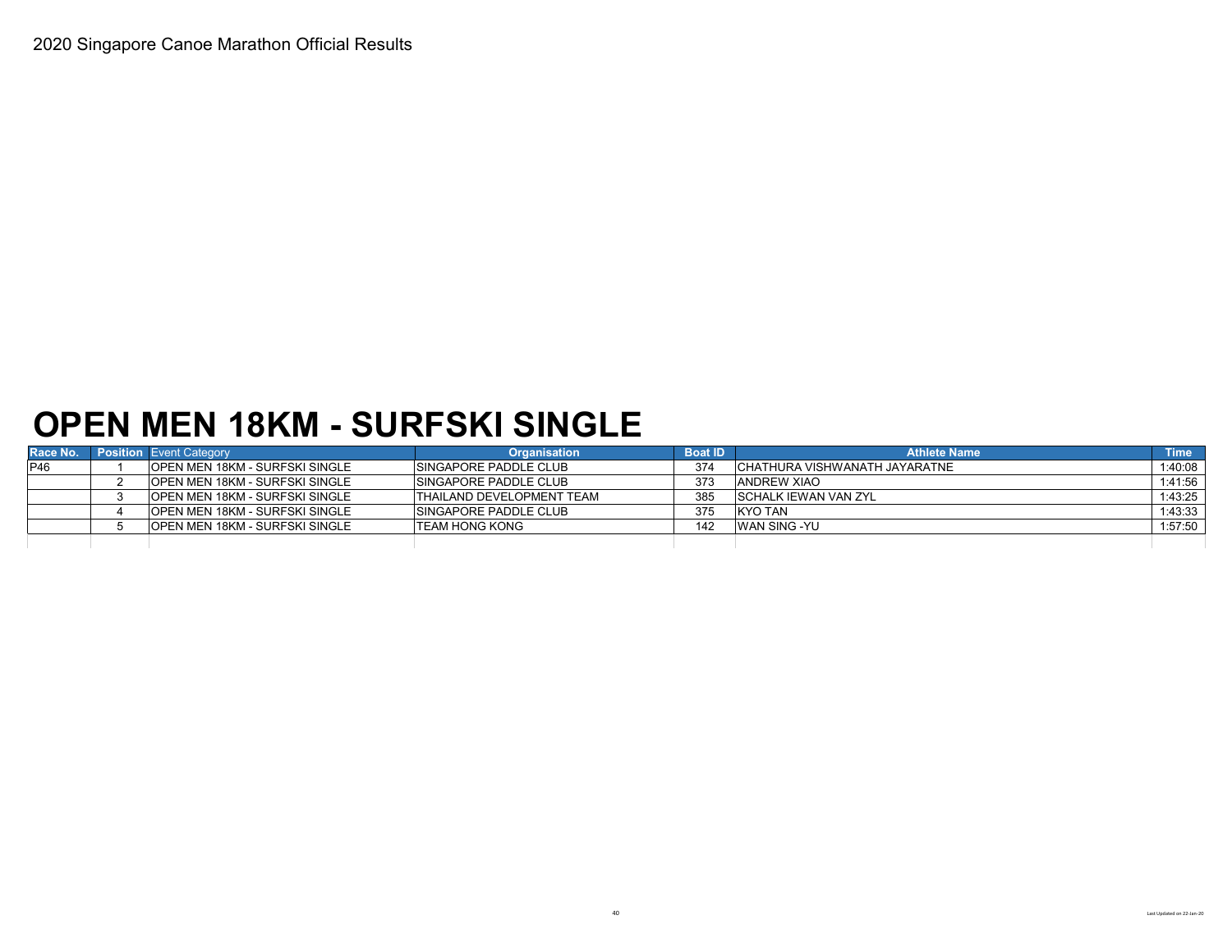2020 Singapore Canoe Marathon Official Results

# OPEN MEN 18KM - SURFSKI SINGLE

| Race No. | Position | Event Category | Organisation | Boat ID | Athlete Name | Time |
|---|---|---|---|---|---|---|
| P46 | 1 | OPEN MEN 18KM - SURFSKI SINGLE | SINGAPORE PADDLE CLUB | 374 | CHATHURA VISHWANATH JAYARATNE | 1:40:08 |
| | 2 | OPEN MEN 18KM - SURFSKI SINGLE | SINGAPORE PADDLE CLUB | 373 | ANDREW XIAO | 1:41:56 |
| | 3 | OPEN MEN 18KM - SURFSKI SINGLE | THAILAND DEVELOPMENT TEAM | 385 | SCHALK IEWAN VAN ZYL | 1:43:25 |
| | 4 | OPEN MEN 18KM - SURFSKI SINGLE | SINGAPORE PADDLE CLUB | 375 | KYO TAN | 1:43:33 |
| | 5 | OPEN MEN 18KM - SURFSKI SINGLE | TEAM HONG KONG | 142 | WAN SING -YU | 1:57:50 |

Last Updated on 22-Jan-20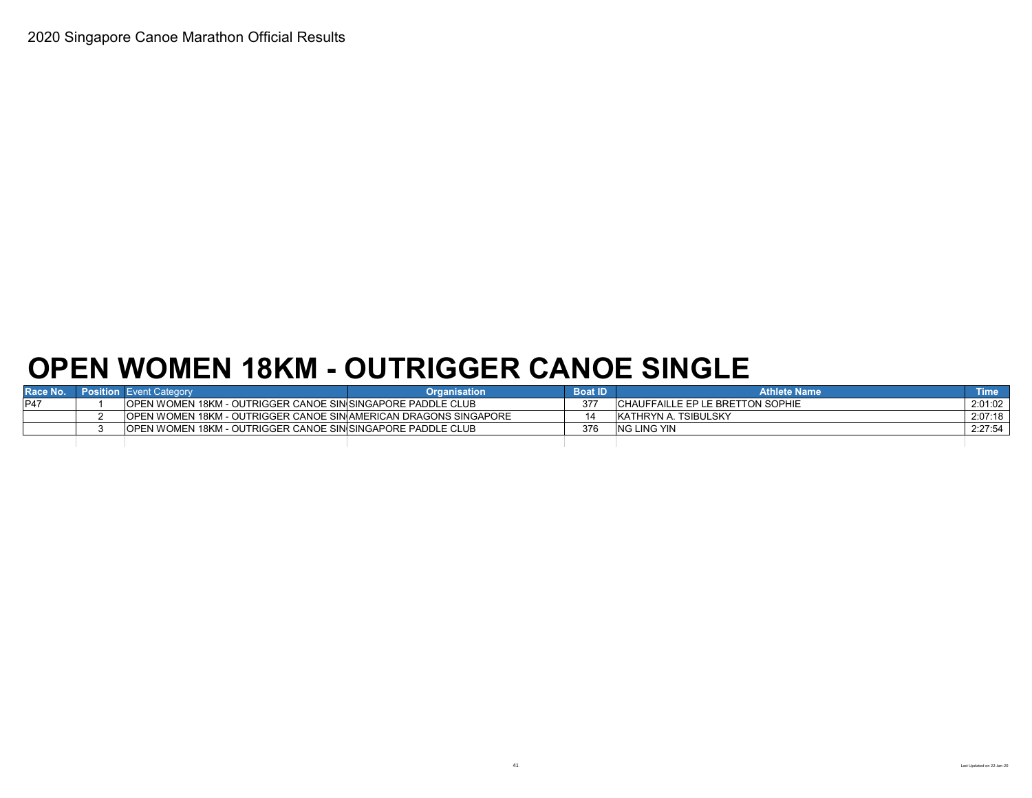2020 Singapore Canoe Marathon Official Results

# OPEN WOMEN 18KM - OUTRIGGER CANOE SINGLE

| Race No. | Position | Event Category | Organisation | Boat ID | Athlete Name | Time |
|---|---|---|---|---|---|---|
| P47 | 1 | OPEN WOMEN 18KM - OUTRIGGER CANOE SIN | SINGAPORE PADDLE CLUB | 377 | CHAUFFAILLE EP LE BRETTON SOPHIE | 2:01:02 |
| | 2 | OPEN WOMEN 18KM - OUTRIGGER CANOE SIN | AMERICAN DRAGONS SINGAPORE | 14 | KATHRYN A. TSIBULSKY | 2:07:18 |
| | 3 | OPEN WOMEN 18KM - OUTRIGGER CANOE SIN | SINGAPORE PADDLE CLUB | 376 | NG LING YIN | 2:27:54 |

Last Updated on 22-Jan-20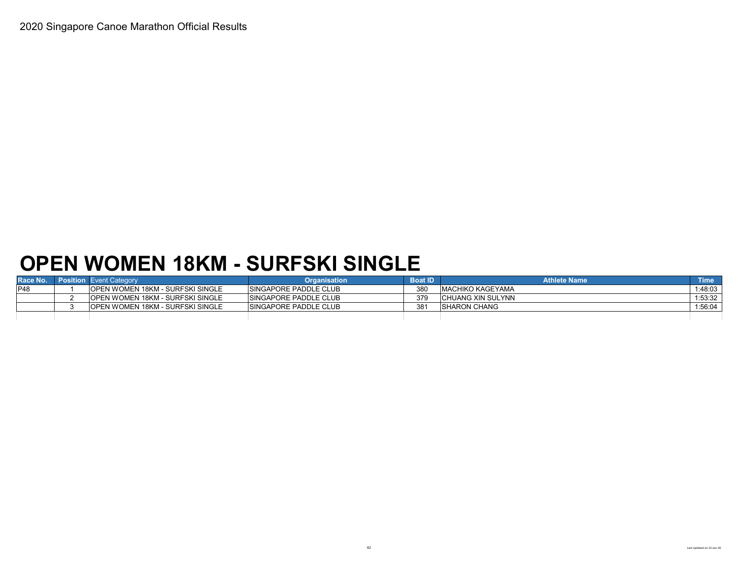2020 Singapore Canoe Marathon Official Results

# OPEN WOMEN 18KM - SURFSKI SINGLE

| Race No. | Position | Event Category | Organisation | Boat ID | Athlete Name | Time |
|---|---|---|---|---|---|---|
| P48 | 1 | OPEN WOMEN 18KM - SURFSKI SINGLE | SINGAPORE PADDLE CLUB | 380 | MACHIKO KAGEYAMA | 1:48:03 |
| | 2 | OPEN WOMEN 18KM - SURFSKI SINGLE | SINGAPORE PADDLE CLUB | 379 | CHUANG XIN SULYNN | 1:53:32 |
| | 3 | OPEN WOMEN 18KM - SURFSKI SINGLE | SINGAPORE PADDLE CLUB | 381 | SHARON CHANG | 1:56:04 |

Last Updated on 22-Jan-20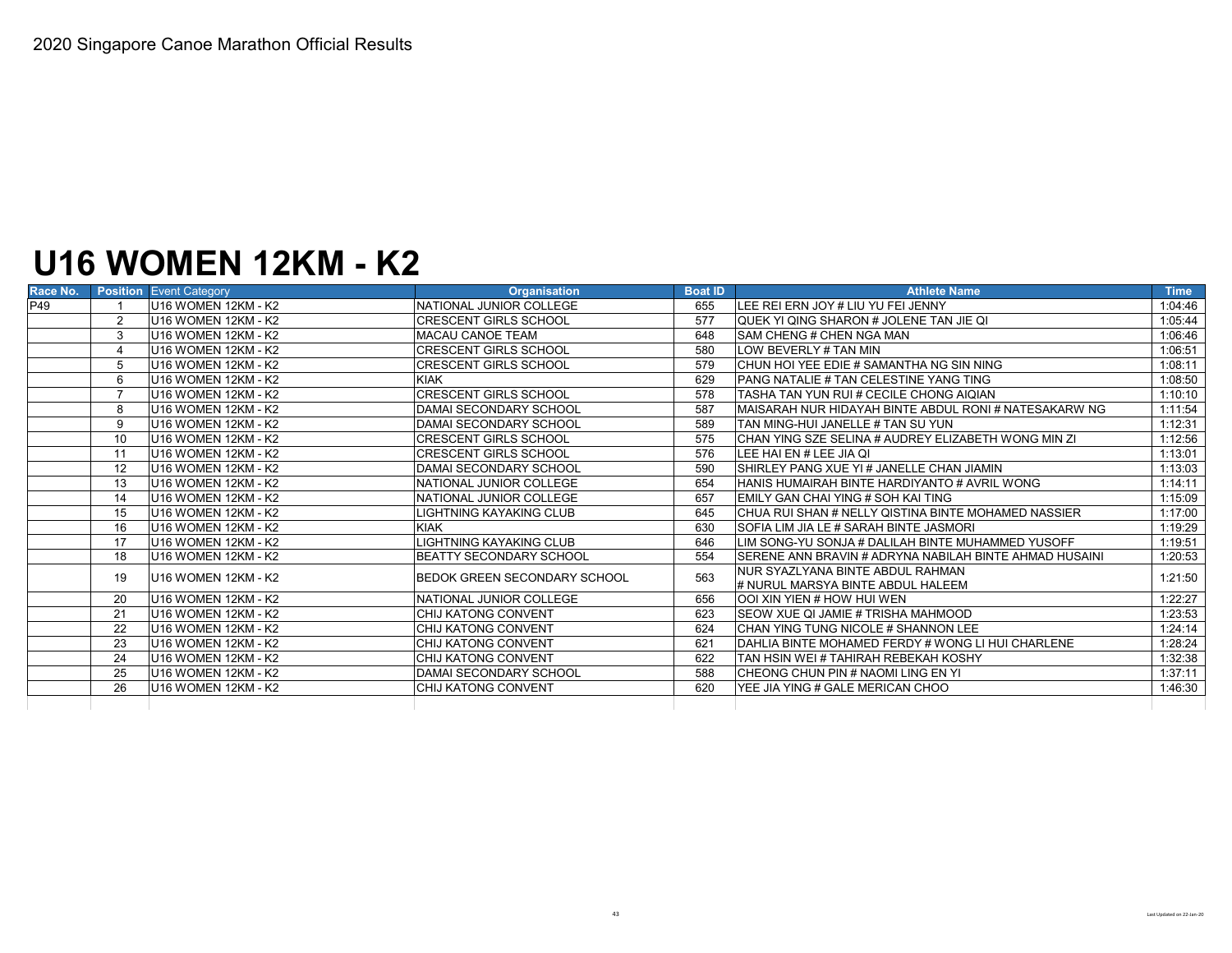2020 Singapore Canoe Marathon Official Results

# U16 WOMEN 12KM - K2

| Race No. | Position | Event Category | Organisation | Boat ID | Athlete Name | Time |
|---|---|---|---|---|---|---|
| P49 | 1 | U16 WOMEN 12KM - K2 | NATIONAL JUNIOR COLLEGE | 655 | LEE REI ERN JOY # LIU YU FEI JENNY | 1:04:46 |
| | 2 | U16 WOMEN 12KM - K2 | CRESCENT GIRLS SCHOOL | 577 | QUEK YI QING SHARON # JOLENE TAN JIE QI | 1:05:44 |
| | 3 | U16 WOMEN 12KM - K2 | MACAU CANOE TEAM | 648 | SAM CHENG # CHEN NGA MAN | 1:06:46 |
| | 4 | U16 WOMEN 12KM - K2 | CRESCENT GIRLS SCHOOL | 580 | LOW BEVERLY # TAN MIN | 1:06:51 |
| | 5 | U16 WOMEN 12KM - K2 | CRESCENT GIRLS SCHOOL | 579 | CHUN HOI YEE EDIE # SAMANTHA NG SIN NING | 1:08:11 |
| | 6 | U16 WOMEN 12KM - K2 | KIAK | 629 | PANG NATALIE # TAN CELESTINE YANG TING | 1:08:50 |
| | 7 | U16 WOMEN 12KM - K2 | CRESCENT GIRLS SCHOOL | 578 | TASHA TAN YUN RUI # CECILE CHONG AIQIAN | 1:10:10 |
| | 8 | U16 WOMEN 12KM - K2 | DAMAI SECONDARY SCHOOL | 587 | MAISARAH NUR HIDAYAH BINTE ABDUL RONI # NATESAKARW NG | 1:11:54 |
| | 9 | U16 WOMEN 12KM - K2 | DAMAI SECONDARY SCHOOL | 589 | TAN MING-HUI JANELLE # TAN SU YUN | 1:12:31 |
| | 10 | U16 WOMEN 12KM - K2 | CRESCENT GIRLS SCHOOL | 575 | CHAN YING SZE SELINA # AUDREY ELIZABETH WONG MIN ZI | 1:12:56 |
| | 11 | U16 WOMEN 12KM - K2 | CRESCENT GIRLS SCHOOL | 576 | LEE HAI EN # LEE JIA QI | 1:13:01 |
| | 12 | U16 WOMEN 12KM - K2 | DAMAI SECONDARY SCHOOL | 590 | SHIRLEY PANG XUE YI # JANELLE CHAN JIAMIN | 1:13:03 |
| | 13 | U16 WOMEN 12KM - K2 | NATIONAL JUNIOR COLLEGE | 654 | HANIS HUMAIRAH BINTE HARDIYANTO # AVRIL WONG | 1:14:11 |
| | 14 | U16 WOMEN 12KM - K2 | NATIONAL JUNIOR COLLEGE | 657 | EMILY GAN CHAI YING # SOH KAI TING | 1:15:09 |
| | 15 | U16 WOMEN 12KM - K2 | LIGHTNING KAYAKING CLUB | 645 | CHUA RUI SHAN # NELLY QISTINA BINTE MOHAMED NASSIER | 1:17:00 |
| | 16 | U16 WOMEN 12KM - K2 | KIAK | 630 | SOFIA LIM JIA LE # SARAH BINTE JASMORI | 1:19:29 |
| | 17 | U16 WOMEN 12KM - K2 | LIGHTNING KAYAKING CLUB | 646 | LIM SONG-YU SONJA # DALILAH BINTE MUHAMMED YUSOFF | 1:19:51 |
| | 18 | U16 WOMEN 12KM - K2 | BEATTY SECONDARY SCHOOL | 554 | SERENE ANN BRAVIN # ADRYNA NABILAH BINTE AHMAD HUSAINI | 1:20:53 |
| | 19 | U16 WOMEN 12KM - K2 | BEDOK GREEN SECONDARY SCHOOL | 563 | NUR SYAZLYANA BINTE ABDUL RAHMAN # NURUL MARSYA BINTE ABDUL HALEEM | 1:21:50 |
| | 20 | U16 WOMEN 12KM - K2 | NATIONAL JUNIOR COLLEGE | 656 | OOI XIN YIEN # HOW HUI WEN | 1:22:27 |
| | 21 | U16 WOMEN 12KM - K2 | CHIJ KATONG CONVENT | 623 | SEOW XUE QI JAMIE # TRISHA MAHMOOD | 1:23:53 |
| | 22 | U16 WOMEN 12KM - K2 | CHIJ KATONG CONVENT | 624 | CHAN YING TUNG NICOLE # SHANNON LEE | 1:24:14 |
| | 23 | U16 WOMEN 12KM - K2 | CHIJ KATONG CONVENT | 621 | DAHLIA BINTE MOHAMED FERDY # WONG LI HUI CHARLENE | 1:28:24 |
| | 24 | U16 WOMEN 12KM - K2 | CHIJ KATONG CONVENT | 622 | TAN HSIN WEI # TAHIRAH REBEKAH KOSHY | 1:32:38 |
| | 25 | U16 WOMEN 12KM - K2 | DAMAI SECONDARY SCHOOL | 588 | CHEONG CHUN PIN # NAOMI LING EN YI | 1:37:11 |
| | 26 | U16 WOMEN 12KM - K2 | CHIJ KATONG CONVENT | 620 | YEE JIA YING # GALE MERICAN CHOO | 1:46:30 |

Last Updated on 22-Jan-20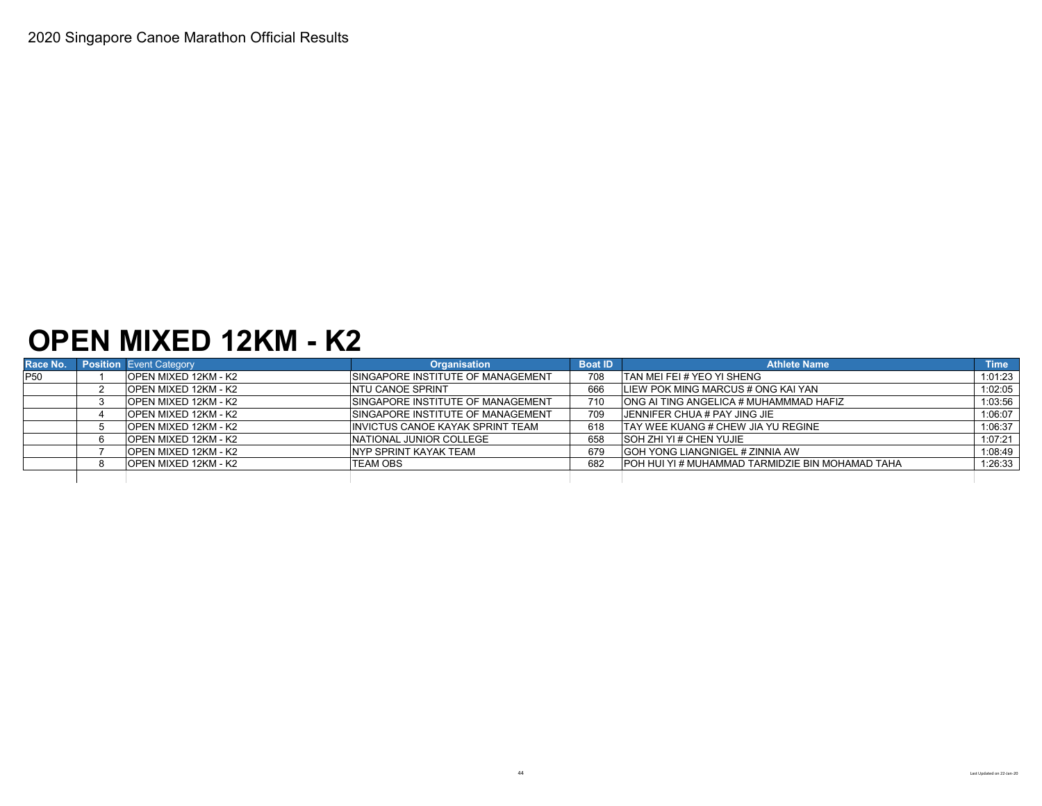2020 Singapore Canoe Marathon Official Results

# OPEN MIXED 12KM - K2

| Race No. | Position | Event Category | Organisation | Boat ID | Athlete Name | Time |
|---|---|---|---|---|---|---|
| P50 | 1 | OPEN MIXED 12KM - K2 | SINGAPORE INSTITUTE OF MANAGEMENT | 708 | TAN MEI FEI # YEO YI SHENG | 1:01:23 |
| | 2 | OPEN MIXED 12KM - K2 | NTU CANOE SPRINT | 666 | LIEW POK MING MARCUS # ONG KAI YAN | 1:02:05 |
| | 3 | OPEN MIXED 12KM - K2 | SINGAPORE INSTITUTE OF MANAGEMENT | 710 | ONG AI TING ANGELICA # MUHAMMMAD HAFIZ | 1:03:56 |
| | 4 | OPEN MIXED 12KM - K2 | SINGAPORE INSTITUTE OF MANAGEMENT | 709 | JENNIFER CHUA # PAY JING JIE | 1:06:07 |
| | 5 | OPEN MIXED 12KM - K2 | INVICTUS CANOE KAYAK SPRINT TEAM | 618 | TAY WEE KUANG # CHEW JIA YU REGINE | 1:06:37 |
| | 6 | OPEN MIXED 12KM - K2 | NATIONAL JUNIOR COLLEGE | 658 | SOH ZHI YI # CHEN YUJIE | 1:07:21 |
| | 7 | OPEN MIXED 12KM - K2 | NYP SPRINT KAYAK TEAM | 679 | GOH YONG LIANGNIGEL # ZINNIA AW | 1:08:49 |
| | 8 | OPEN MIXED 12KM - K2 | TEAM OBS | 682 | POH HUI YI # MUHAMMAD TARMIDZIE BIN MOHAMAD TAHA | 1:26:33 |

Last Updated on 22-Jan-20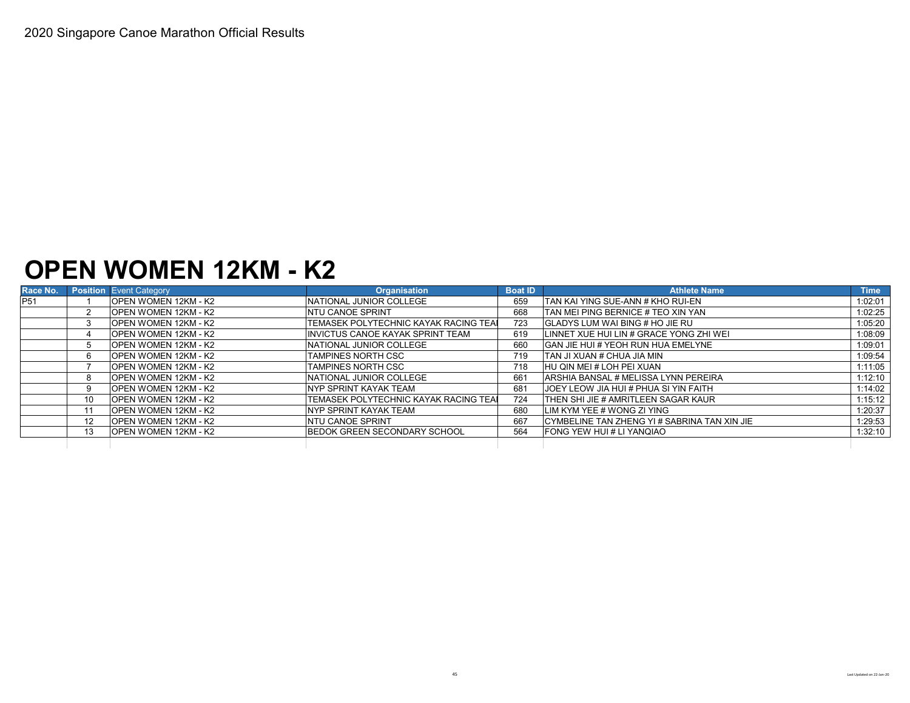2020 Singapore Canoe Marathon Official Results

# OPEN WOMEN 12KM - K2

| Race No. | Position | Event Category | Organisation | Boat ID | Athlete Name | Time |
|---|---|---|---|---|---|---|
| P51 | 1 | OPEN WOMEN 12KM - K2 | NATIONAL JUNIOR COLLEGE | 659 | TAN KAI YING SUE-ANN # KHO RUI-EN | 1:02:01 |
| | 2 | OPEN WOMEN 12KM - K2 | NTU CANOE SPRINT | 668 | TAN MEI PING BERNICE # TEO XIN YAN | 1:02:25 |
| | 3 | OPEN WOMEN 12KM - K2 | TEMASEK POLYTECHNIC KAYAK RACING TEAI | 723 | GLADYS LUM WAI BING # HO JIE RU | 1:05:20 |
| | 4 | OPEN WOMEN 12KM - K2 | INVICTUS CANOE KAYAK SPRINT TEAM | 619 | LINNET XUE HUI LIN # GRACE YONG ZHI WEI | 1:08:09 |
| | 5 | OPEN WOMEN 12KM - K2 | NATIONAL JUNIOR COLLEGE | 660 | GAN JIE HUI # YEOH RUN HUA EMELYNE | 1:09:01 |
| | 6 | OPEN WOMEN 12KM - K2 | TAMPINES NORTH CSC | 719 | TAN JI XUAN # CHUA JIA MIN | 1:09:54 |
| | 7 | OPEN WOMEN 12KM - K2 | TAMPINES NORTH CSC | 718 | HU QIN MEI # LOH PEI XUAN | 1:11:05 |
| | 8 | OPEN WOMEN 12KM - K2 | NATIONAL JUNIOR COLLEGE | 661 | ARSHIA BANSAL # MELISSA LYNN PEREIRA | 1:12:10 |
| | 9 | OPEN WOMEN 12KM - K2 | NYP SPRINT KAYAK TEAM | 681 | JOEY LEOW JIA HUI # PHUA SI YIN FAITH | 1:14:02 |
| | 10 | OPEN WOMEN 12KM - K2 | TEMASEK POLYTECHNIC KAYAK RACING TEAI | 724 | THEN SHI JIE # AMRITLEEN SAGAR KAUR | 1:15:12 |
| | 11 | OPEN WOMEN 12KM - K2 | NYP SPRINT KAYAK TEAM | 680 | LIM KYM YEE # WONG ZI YING | 1:20:37 |
| | 12 | OPEN WOMEN 12KM - K2 | NTU CANOE SPRINT | 667 | CYMBELINE TAN ZHENG YI # SABRINA TAN XIN JIE | 1:29:53 |
| | 13 | OPEN WOMEN 12KM - K2 | BEDOK GREEN SECONDARY SCHOOL | 564 | FONG YEW HUI # LI YANQIAO | 1:32:10 |

Last Updated on 22-Jan-20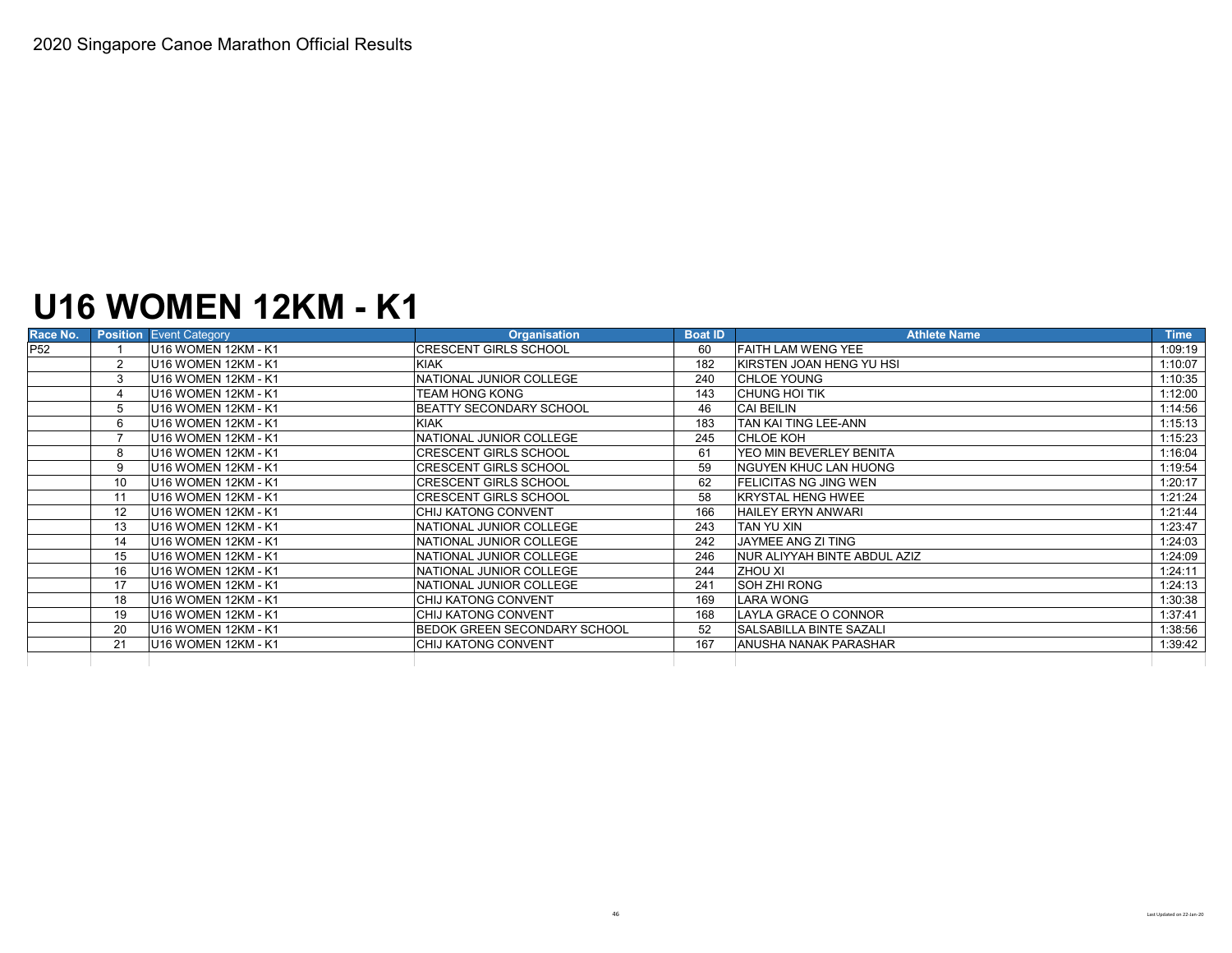2020 Singapore Canoe Marathon Official Results

# U16 WOMEN 12KM - K1

| Race No. | Position | Event Category | Organisation | Boat ID | Athlete Name | Time |
|---|---|---|---|---|---|---|
| P52 | 1 | U16 WOMEN 12KM - K1 | CRESCENT GIRLS SCHOOL | 60 | FAITH LAM WENG YEE | 1:09:19 |
| | 2 | U16 WOMEN 12KM - K1 | KIAK | 182 | KIRSTEN JOAN HENG YU HSI | 1:10:07 |
| | 3 | U16 WOMEN 12KM - K1 | NATIONAL JUNIOR COLLEGE | 240 | CHLOE YOUNG | 1:10:35 |
| | 4 | U16 WOMEN 12KM - K1 | TEAM HONG KONG | 143 | CHUNG HOI TIK | 1:12:00 |
| | 5 | U16 WOMEN 12KM - K1 | BEATTY SECONDARY SCHOOL | 46 | CAI BEILIN | 1:14:56 |
| | 6 | U16 WOMEN 12KM - K1 | KIAK | 183 | TAN KAI TING LEE-ANN | 1:15:13 |
| | 7 | U16 WOMEN 12KM - K1 | NATIONAL JUNIOR COLLEGE | 245 | CHLOE KOH | 1:15:23 |
| | 8 | U16 WOMEN 12KM - K1 | CRESCENT GIRLS SCHOOL | 61 | YEO MIN BEVERLEY BENITA | 1:16:04 |
| | 9 | U16 WOMEN 12KM - K1 | CRESCENT GIRLS SCHOOL | 59 | NGUYEN KHUC LAN HUONG | 1:19:54 |
| | 10 | U16 WOMEN 12KM - K1 | CRESCENT GIRLS SCHOOL | 62 | FELICITAS NG JING WEN | 1:20:17 |
| | 11 | U16 WOMEN 12KM - K1 | CRESCENT GIRLS SCHOOL | 58 | KRYSTAL HENG HWEE | 1:21:24 |
| | 12 | U16 WOMEN 12KM - K1 | CHIJ KATONG CONVENT | 166 | HAILEY ERYN ANWARI | 1:21:44 |
| | 13 | U16 WOMEN 12KM - K1 | NATIONAL JUNIOR COLLEGE | 243 | TAN YU XIN | 1:23:47 |
| | 14 | U16 WOMEN 12KM - K1 | NATIONAL JUNIOR COLLEGE | 242 | JAYMEE ANG ZI TING | 1:24:03 |
| | 15 | U16 WOMEN 12KM - K1 | NATIONAL JUNIOR COLLEGE | 246 | NUR ALIYYAH BINTE ABDUL AZIZ | 1:24:09 |
| | 16 | U16 WOMEN 12KM - K1 | NATIONAL JUNIOR COLLEGE | 244 | ZHOU XI | 1:24:11 |
| | 17 | U16 WOMEN 12KM - K1 | NATIONAL JUNIOR COLLEGE | 241 | SOH ZHI RONG | 1:24:13 |
| | 18 | U16 WOMEN 12KM - K1 | CHIJ KATONG CONVENT | 169 | LARA WONG | 1:30:38 |
| | 19 | U16 WOMEN 12KM - K1 | CHIJ KATONG CONVENT | 168 | LAYLA GRACE O CONNOR | 1:37:41 |
| | 20 | U16 WOMEN 12KM - K1 | BEDOK GREEN SECONDARY SCHOOL | 52 | SALSABILLA BINTE SAZALI | 1:38:56 |
| | 21 | U16 WOMEN 12KM - K1 | CHIJ KATONG CONVENT | 167 | ANUSHA NANAK PARASHAR | 1:39:42 |

Last Updated on 22-Jan-20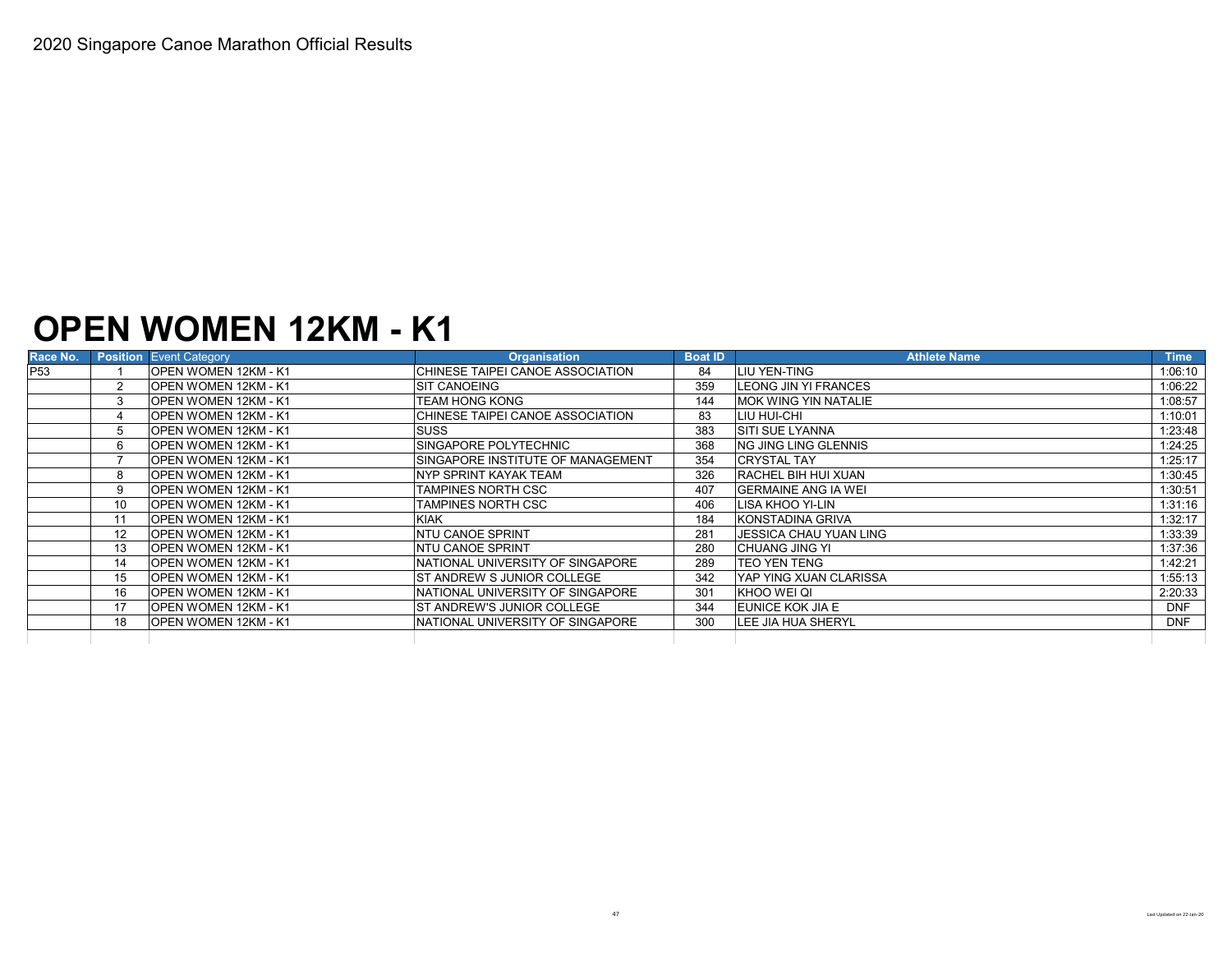2020 Singapore Canoe Marathon Official Results

# OPEN WOMEN 12KM - K1

| Race No. | Position | Event Category | Organisation | Boat ID | Athlete Name | Time |
|---|---|---|---|---|---|---|
| P53 | 1 | OPEN WOMEN 12KM - K1 | CHINESE TAIPEI CANOE ASSOCIATION | 84 | LIU YEN-TING | 1:06:10 |
| | 2 | OPEN WOMEN 12KM - K1 | SIT CANOEING | 359 | LEONG JIN YI FRANCES | 1:06:22 |
| | 3 | OPEN WOMEN 12KM - K1 | TEAM HONG KONG | 144 | MOK WING YIN NATALIE | 1:08:57 |
| | 4 | OPEN WOMEN 12KM - K1 | CHINESE TAIPEI CANOE ASSOCIATION | 83 | LIU HUI-CHI | 1:10:01 |
| | 5 | OPEN WOMEN 12KM - K1 | SUSS | 383 | SITI SUE LYANNA | 1:23:48 |
| | 6 | OPEN WOMEN 12KM - K1 | SINGAPORE POLYTECHNIC | 368 | NG JING LING GLENNIS | 1:24:25 |
| | 7 | OPEN WOMEN 12KM - K1 | SINGAPORE INSTITUTE OF MANAGEMENT | 354 | CRYSTAL TAY | 1:25:17 |
| | 8 | OPEN WOMEN 12KM - K1 | NYP SPRINT KAYAK TEAM | 326 | RACHEL BIH HUI XUAN | 1:30:45 |
| | 9 | OPEN WOMEN 12KM - K1 | TAMPINES NORTH CSC | 407 | GERMAINE ANG IA WEI | 1:30:51 |
| | 10 | OPEN WOMEN 12KM - K1 | TAMPINES NORTH CSC | 406 | LISA KHOO YI-LIN | 1:31:16 |
| | 11 | OPEN WOMEN 12KM - K1 | KIAK | 184 | KONSTADINA GRIVA | 1:32:17 |
| | 12 | OPEN WOMEN 12KM - K1 | NTU CANOE SPRINT | 281 | JESSICA CHAU YUAN LING | 1:33:39 |
| | 13 | OPEN WOMEN 12KM - K1 | NTU CANOE SPRINT | 280 | CHUANG JING YI | 1:37:36 |
| | 14 | OPEN WOMEN 12KM - K1 | NATIONAL UNIVERSITY OF SINGAPORE | 289 | TEO YEN TENG | 1:42:21 |
| | 15 | OPEN WOMEN 12KM - K1 | ST ANDREW S JUNIOR COLLEGE | 342 | YAP YING XUAN CLARISSA | 1:55:13 |
| | 16 | OPEN WOMEN 12KM - K1 | NATIONAL UNIVERSITY OF SINGAPORE | 301 | KHOO WEI QI | 2:20:33 |
| | 17 | OPEN WOMEN 12KM - K1 | ST ANDREW'S JUNIOR COLLEGE | 344 | EUNICE KOK JIA E | DNF |
| | 18 | OPEN WOMEN 12KM - K1 | NATIONAL UNIVERSITY OF SINGAPORE | 300 | LEE JIA HUA SHERYL | DNF |

Last Updated on 22-Jan-20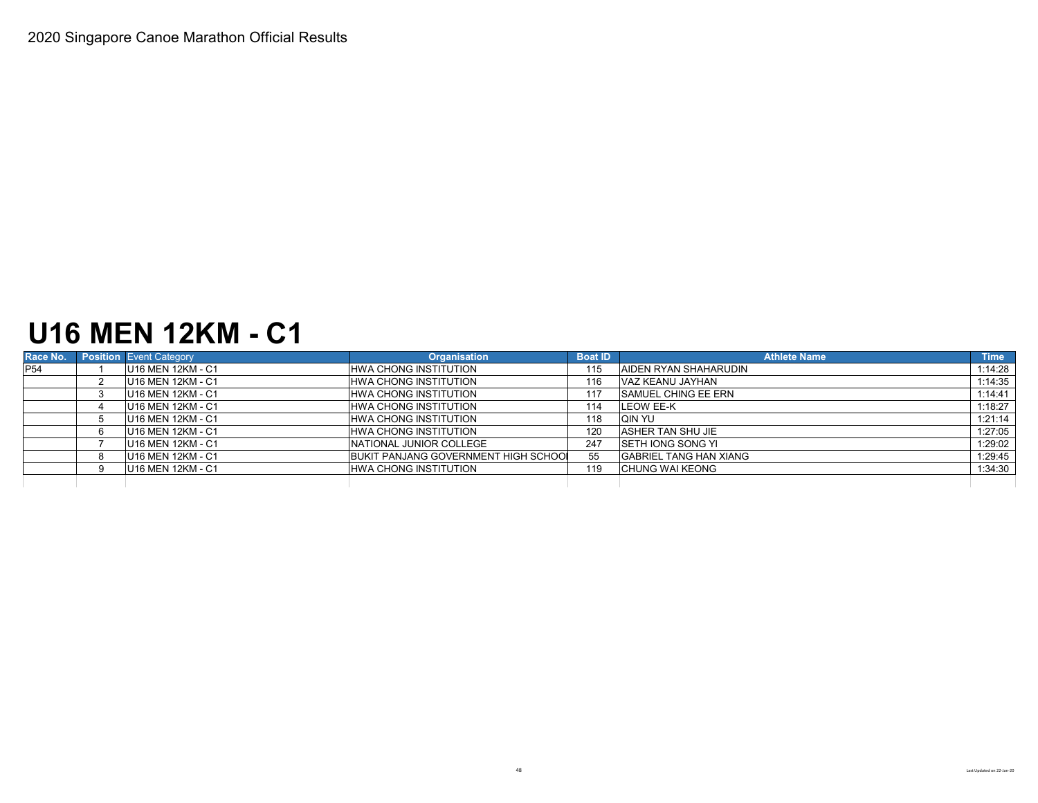2020 Singapore Canoe Marathon Official Results

# U16 MEN 12KM - C1

| Race No. | Position | Event Category | Organisation | Boat ID | Athlete Name | Time |
|---|---|---|---|---|---|---|
| P54 | 1 | U16 MEN 12KM - C1 | HWA CHONG INSTITUTION | 115 | AIDEN RYAN SHAHARUDIN | 1:14:28 |
| | 2 | U16 MEN 12KM - C1 | HWA CHONG INSTITUTION | 116 | VAZ KEANU JAYHAN | 1:14:35 |
| | 3 | U16 MEN 12KM - C1 | HWA CHONG INSTITUTION | 117 | SAMUEL CHING EE ERN | 1:14:41 |
| | 4 | U16 MEN 12KM - C1 | HWA CHONG INSTITUTION | 114 | LEOW EE-K | 1:18:27 |
| | 5 | U16 MEN 12KM - C1 | HWA CHONG INSTITUTION | 118 | QIN YU | 1:21:14 |
| | 6 | U16 MEN 12KM - C1 | HWA CHONG INSTITUTION | 120 | ASHER TAN SHU JIE | 1:27:05 |
| | 7 | U16 MEN 12KM - C1 | NATIONAL JUNIOR COLLEGE | 247 | SETH IONG SONG YI | 1:29:02 |
| | 8 | U16 MEN 12KM - C1 | BUKIT PANJANG GOVERNMENT HIGH SCHOOI | 55 | GABRIEL TANG HAN XIANG | 1:29:45 |
| | 9 | U16 MEN 12KM - C1 | HWA CHONG INSTITUTION | 119 | CHUNG WAI KEONG | 1:34:30 |

Last Updated on 22-Jan-20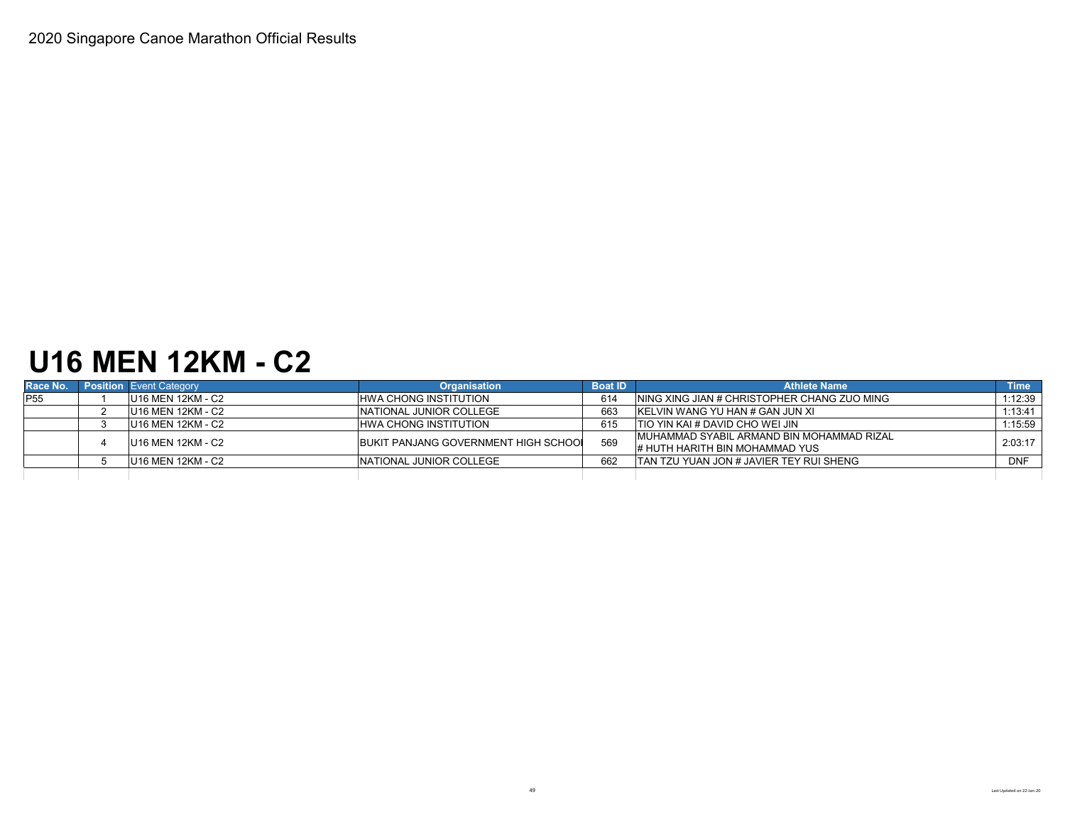2020 Singapore Canoe Marathon Official Results

# U16 MEN 12KM - C2

| Race No. | Position | Event Category | Organisation | Boat ID | Athlete Name | Time |
|---|---|---|---|---|---|---|
| P55 | 1 | U16 MEN 12KM - C2 | HWA CHONG INSTITUTION | 614 | NING XING JIAN # CHRISTOPHER CHANG ZUO MING | 1:12:39 |
| | 2 | U16 MEN 12KM - C2 | NATIONAL JUNIOR COLLEGE | 663 | KELVIN WANG YU HAN # GAN JUN XI | 1:13:41 |
| | 3 | U16 MEN 12KM - C2 | HWA CHONG INSTITUTION | 615 | TIO YIN KAI # DAVID CHO WEI JIN | 1:15:59 |
| | 4 | U16 MEN 12KM - C2 | BUKIT PANJANG GOVERNMENT HIGH SCHOOI | 569 | MUHAMMAD SYABIL ARMAND BIN MOHAMMAD RIZAL # HUTH HARITH BIN MOHAMMAD YUS | 2:03:17 |
| | 5 | U16 MEN 12KM - C2 | NATIONAL JUNIOR COLLEGE | 662 | TAN TZU YUAN JON # JAVIER TEY RUI SHENG | DNF |

Last Updated on 22-Jan-20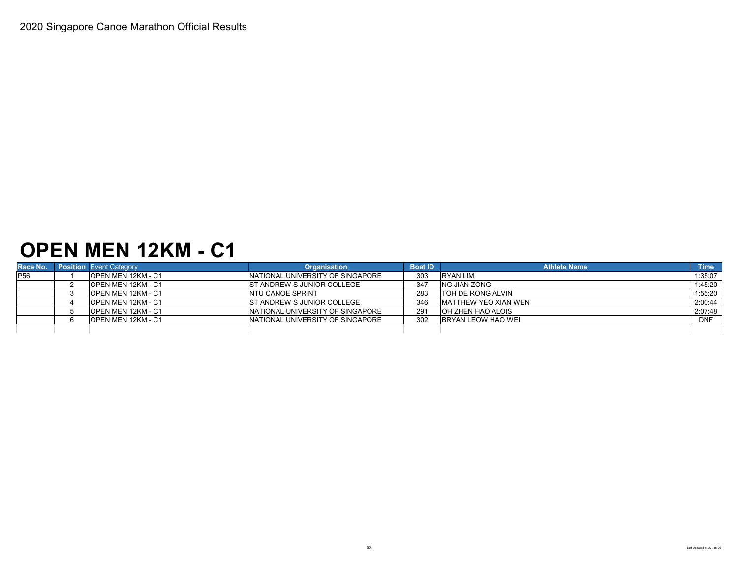2020 Singapore Canoe Marathon Official Results

# OPEN MEN 12KM - C1

| Race No. | Position | Event Category | Organisation | Boat ID | Athlete Name | Time |
|---|---|---|---|---|---|---|
| P56 | 1 | OPEN MEN 12KM - C1 | NATIONAL UNIVERSITY OF SINGAPORE | 303 | RYAN LIM | 1:35:07 |
| | 2 | OPEN MEN 12KM - C1 | ST ANDREW S JUNIOR COLLEGE | 347 | NG JIAN ZONG | 1:45:20 |
| | 3 | OPEN MEN 12KM - C1 | NTU CANOE SPRINT | 283 | TOH DE RONG ALVIN | 1:55:20 |
| | 4 | OPEN MEN 12KM - C1 | ST ANDREW S JUNIOR COLLEGE | 346 | MATTHEW YEO XIAN WEN | 2:00:44 |
| | 5 | OPEN MEN 12KM - C1 | NATIONAL UNIVERSITY OF SINGAPORE | 291 | OH ZHEN HAO ALOIS | 2:07:48 |
| | 6 | OPEN MEN 12KM - C1 | NATIONAL UNIVERSITY OF SINGAPORE | 302 | BRYAN LEOW HAO WEI | DNF |

Last Updated on 22-Jan-20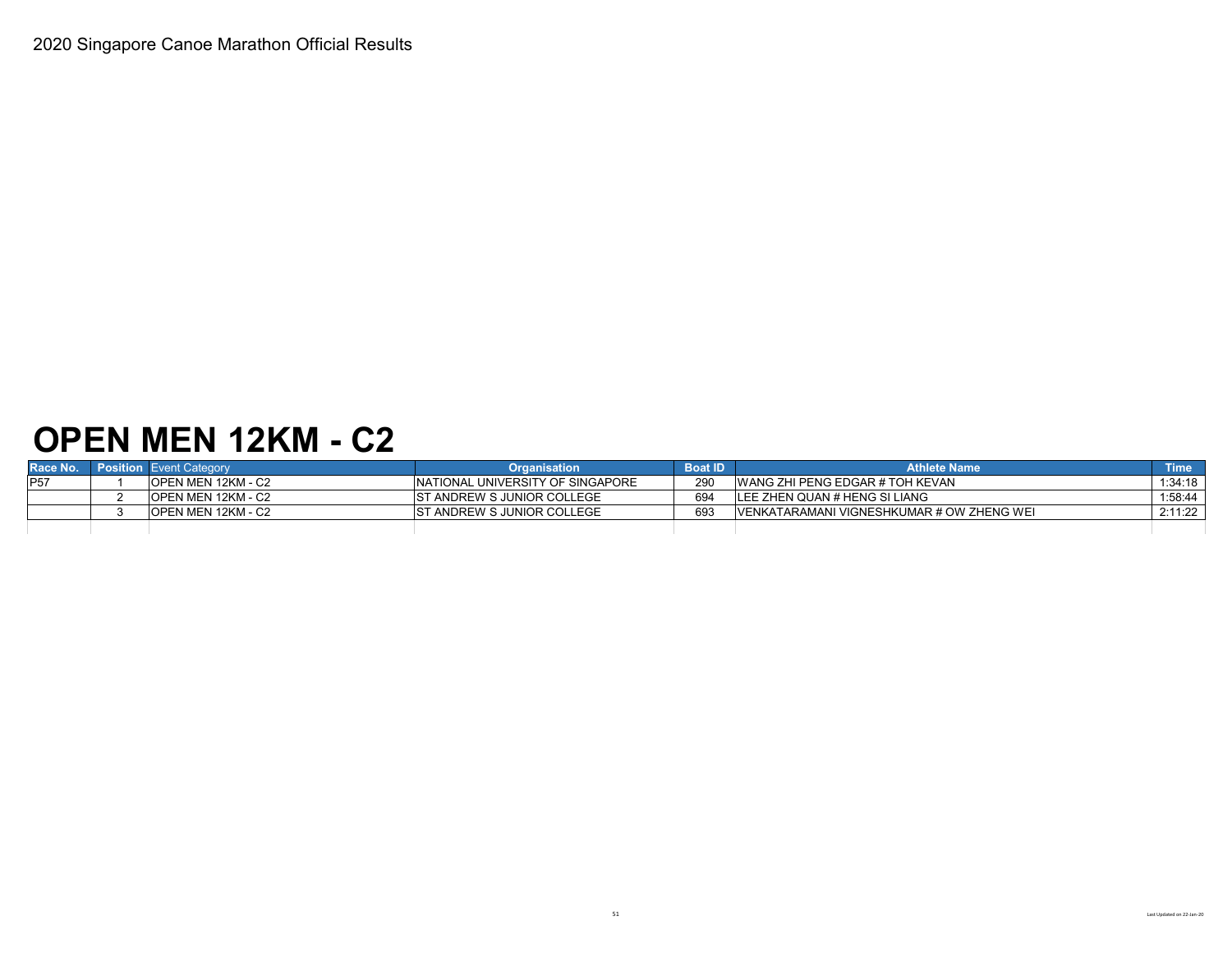2020 Singapore Canoe Marathon Official Results

# OPEN MEN 12KM - C2

| Race No. | Position | Event Category | Organisation | Boat ID | Athlete Name | Time |
|---|---|---|---|---|---|---|
| P57 | 1 | OPEN MEN 12KM - C2 | NATIONAL UNIVERSITY OF SINGAPORE | 290 | WANG ZHI PENG EDGAR # TOH KEVAN | 1:34:18 |
| | 2 | OPEN MEN 12KM - C2 | ST ANDREW S JUNIOR COLLEGE | 694 | LEE ZHEN QUAN # HENG SI LIANG | 1:58:44 |
| | 3 | OPEN MEN 12KM - C2 | ST ANDREW S JUNIOR COLLEGE | 693 | VENKATARAMANI VIGNESHKUMAR # OW ZHENG WEI | 2:11:22 |

Last Updated on 22-Jan-20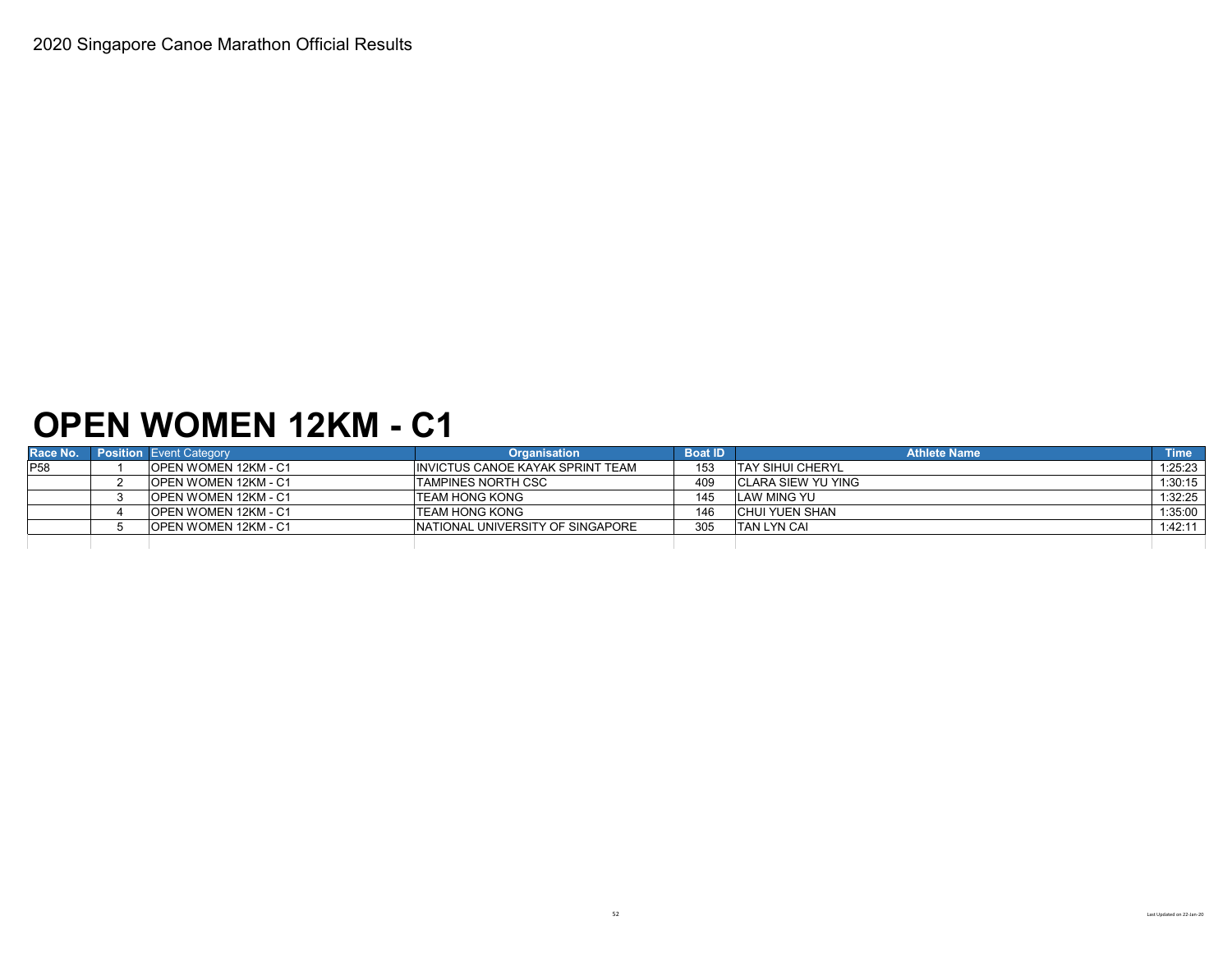2020 Singapore Canoe Marathon Official Results

# OPEN WOMEN 12KM - C1

| Race No. | Position | Event Category | Organisation | Boat ID | Athlete Name | Time |
|---|---|---|---|---|---|---|
| P58 | 1 | OPEN WOMEN 12KM - C1 | INVICTUS CANOE KAYAK SPRINT TEAM | 153 | TAY SIHUI CHERYL | 1:25:23 |
| | 2 | OPEN WOMEN 12KM - C1 | TAMPINES NORTH CSC | 409 | CLARA SIEW YU YING | 1:30:15 |
| | 3 | OPEN WOMEN 12KM - C1 | TEAM HONG KONG | 145 | LAW MING YU | 1:32:25 |
| | 4 | OPEN WOMEN 12KM - C1 | TEAM HONG KONG | 146 | CHUI YUEN SHAN | 1:35:00 |
| | 5 | OPEN WOMEN 12KM - C1 | NATIONAL UNIVERSITY OF SINGAPORE | 305 | TAN LYN CAI | 1:42:11 |

Last Updated on 22-Jan-20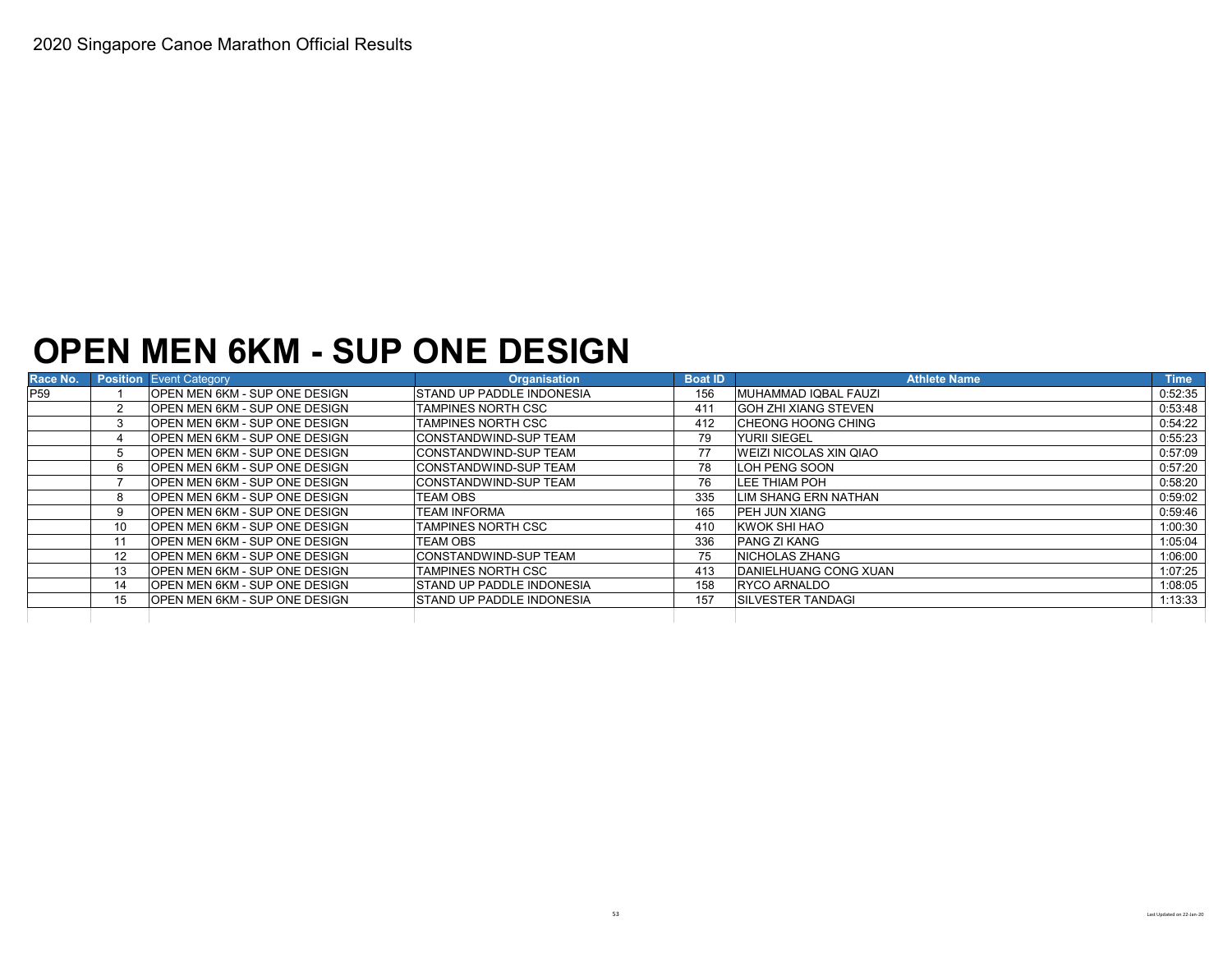2020 Singapore Canoe Marathon Official Results

# OPEN MEN 6KM - SUP ONE DESIGN

| Race No. | Position | Event Category | Organisation | Boat ID | Athlete Name | Time |
|---|---|---|---|---|---|---|
| P59 | 1 | OPEN MEN 6KM - SUP ONE DESIGN | STAND UP PADDLE INDONESIA | 156 | MUHAMMAD IQBAL FAUZI | 0:52:35 |
| | 2 | OPEN MEN 6KM - SUP ONE DESIGN | TAMPINES NORTH CSC | 411 | GOH ZHI XIANG STEVEN | 0:53:48 |
| | 3 | OPEN MEN 6KM - SUP ONE DESIGN | TAMPINES NORTH CSC | 412 | CHEONG HOONG CHING | 0:54:22 |
| | 4 | OPEN MEN 6KM - SUP ONE DESIGN | CONSTANDWIND-SUP TEAM | 79 | YURII SIEGEL | 0:55:23 |
| | 5 | OPEN MEN 6KM - SUP ONE DESIGN | CONSTANDWIND-SUP TEAM | 77 | WEIZI NICOLAS XIN QIAO | 0:57:09 |
| | 6 | OPEN MEN 6KM - SUP ONE DESIGN | CONSTANDWIND-SUP TEAM | 78 | LOH PENG SOON | 0:57:20 |
| | 7 | OPEN MEN 6KM - SUP ONE DESIGN | CONSTANDWIND-SUP TEAM | 76 | LEE THIAM POH | 0:58:20 |
| | 8 | OPEN MEN 6KM - SUP ONE DESIGN | TEAM OBS | 335 | LIM SHANG ERN NATHAN | 0:59:02 |
| | 9 | OPEN MEN 6KM - SUP ONE DESIGN | TEAM INFORMA | 165 | PEH JUN XIANG | 0:59:46 |
| | 10 | OPEN MEN 6KM - SUP ONE DESIGN | TAMPINES NORTH CSC | 410 | KWOK SHI HAO | 1:00:30 |
| | 11 | OPEN MEN 6KM - SUP ONE DESIGN | TEAM OBS | 336 | PANG ZI KANG | 1:05:04 |
| | 12 | OPEN MEN 6KM - SUP ONE DESIGN | CONSTANDWIND-SUP TEAM | 75 | NICHOLAS ZHANG | 1:06:00 |
| | 13 | OPEN MEN 6KM - SUP ONE DESIGN | TAMPINES NORTH CSC | 413 | DANIELHUANG CONG XUAN | 1:07:25 |
| | 14 | OPEN MEN 6KM - SUP ONE DESIGN | STAND UP PADDLE INDONESIA | 158 | RYCO ARNALDO | 1:08:05 |
| | 15 | OPEN MEN 6KM - SUP ONE DESIGN | STAND UP PADDLE INDONESIA | 157 | SILVESTER TANDAGI | 1:13:33 |

Last Updated on 22-Jan-20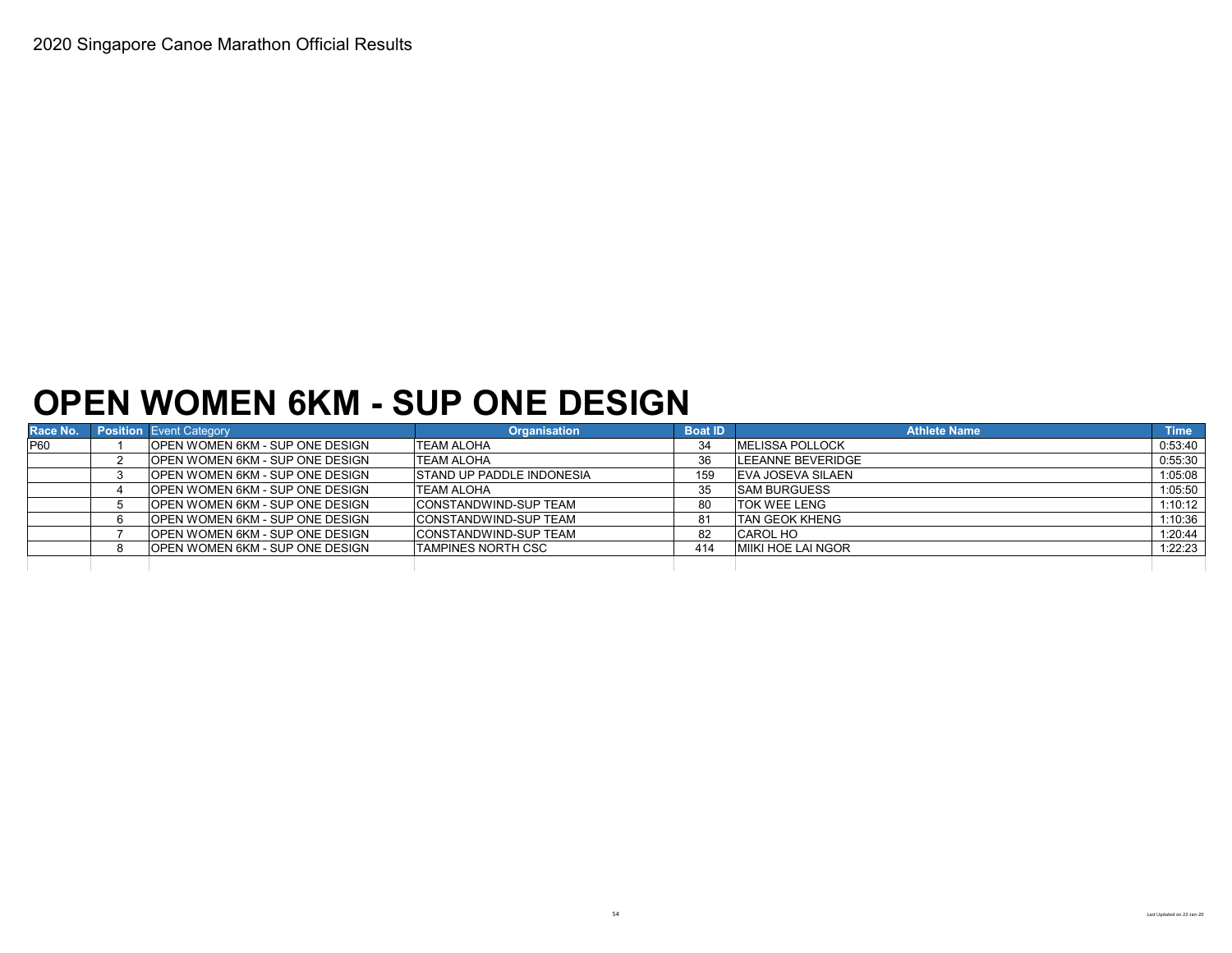2020 Singapore Canoe Marathon Official Results

# OPEN WOMEN 6KM - SUP ONE DESIGN

| Race No. | Position | Event Category | Organisation | Boat ID | Athlete Name | Time |
|---|---|---|---|---|---|---|
| P60 | 1 | OPEN WOMEN 6KM - SUP ONE DESIGN | TEAM ALOHA | 34 | MELISSA POLLOCK | 0:53:40 |
| | 2 | OPEN WOMEN 6KM - SUP ONE DESIGN | TEAM ALOHA | 36 | LEEANNE BEVERIDGE | 0:55:30 |
| | 3 | OPEN WOMEN 6KM - SUP ONE DESIGN | STAND UP PADDLE INDONESIA | 159 | EVA JOSEVA SILAEN | 1:05:08 |
| | 4 | OPEN WOMEN 6KM - SUP ONE DESIGN | TEAM ALOHA | 35 | SAM BURGUESS | 1:05:50 |
| | 5 | OPEN WOMEN 6KM - SUP ONE DESIGN | CONSTANDWIND-SUP TEAM | 80 | TOK WEE LENG | 1:10:12 |
| | 6 | OPEN WOMEN 6KM - SUP ONE DESIGN | CONSTANDWIND-SUP TEAM | 81 | TAN GEOK KHENG | 1:10:36 |
| | 7 | OPEN WOMEN 6KM - SUP ONE DESIGN | CONSTANDWIND-SUP TEAM | 82 | CAROL HO | 1:20:44 |
| | 8 | OPEN WOMEN 6KM - SUP ONE DESIGN | TAMPINES NORTH CSC | 414 | MIIKI HOE LAI NGOR | 1:22:23 |

Last Updated on 22-Jan-20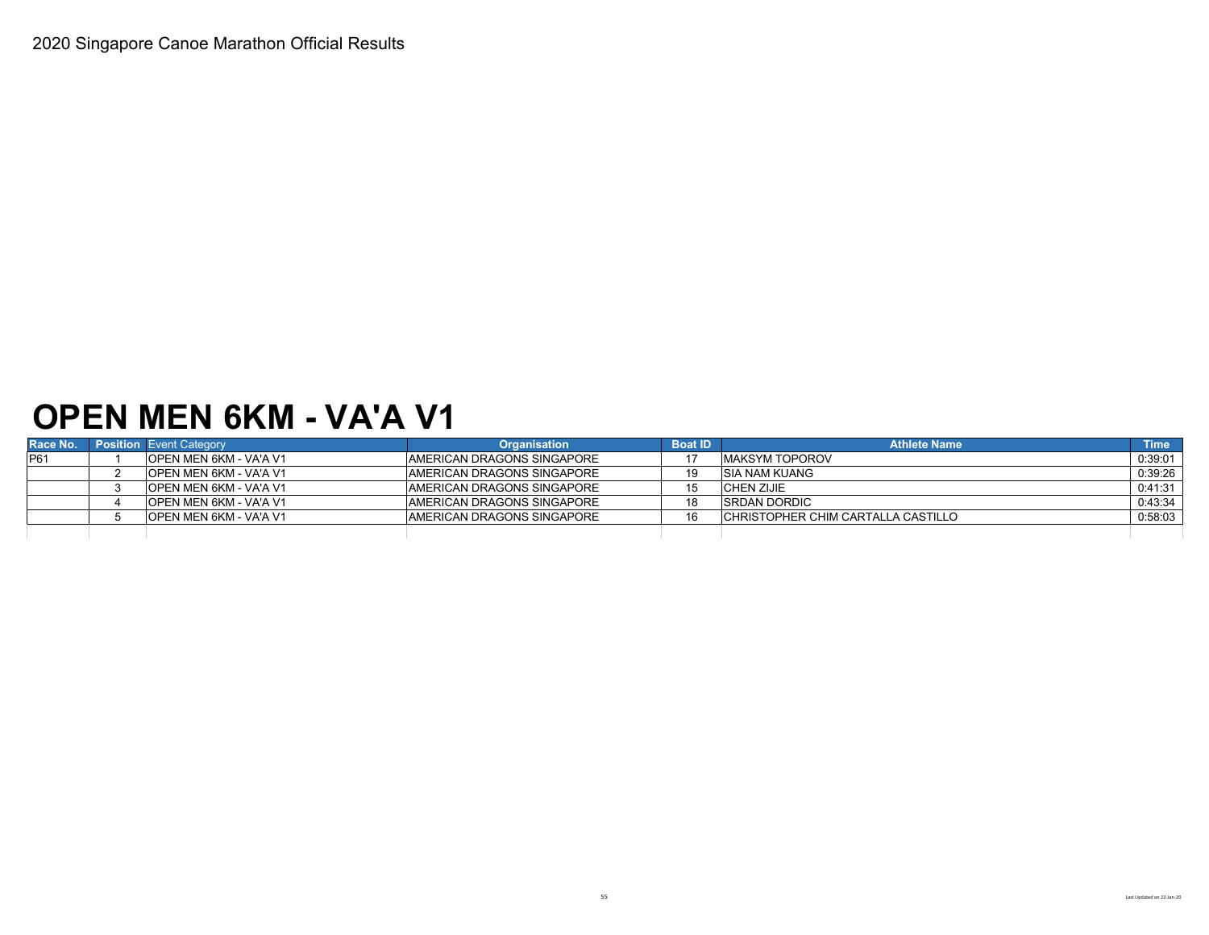2020 Singapore Canoe Marathon Official Results

# OPEN MEN 6KM - VA'A V1

| Race No. | Position | Event Category | Organisation | Boat ID | Athlete Name | Time |
|---|---|---|---|---|---|---|
| P61 | 1 | OPEN MEN 6KM - VA'A V1 | AMERICAN DRAGONS SINGAPORE | 17 | MAKSYM TOPOROV | 0:39:01 |
| | 2 | OPEN MEN 6KM - VA'A V1 | AMERICAN DRAGONS SINGAPORE | 19 | SIA NAM KUANG | 0:39:26 |
| | 3 | OPEN MEN 6KM - VA'A V1 | AMERICAN DRAGONS SINGAPORE | 15 | CHEN ZIJIE | 0:41:31 |
| | 4 | OPEN MEN 6KM - VA'A V1 | AMERICAN DRAGONS SINGAPORE | 18 | SRDAN DORDIC | 0:43:34 |
| | 5 | OPEN MEN 6KM - VA'A V1 | AMERICAN DRAGONS SINGAPORE | 16 | CHRISTOPHER CHIM CARTALLA CASTILLO | 0:58:03 |

Last Updated on 22-Jan-20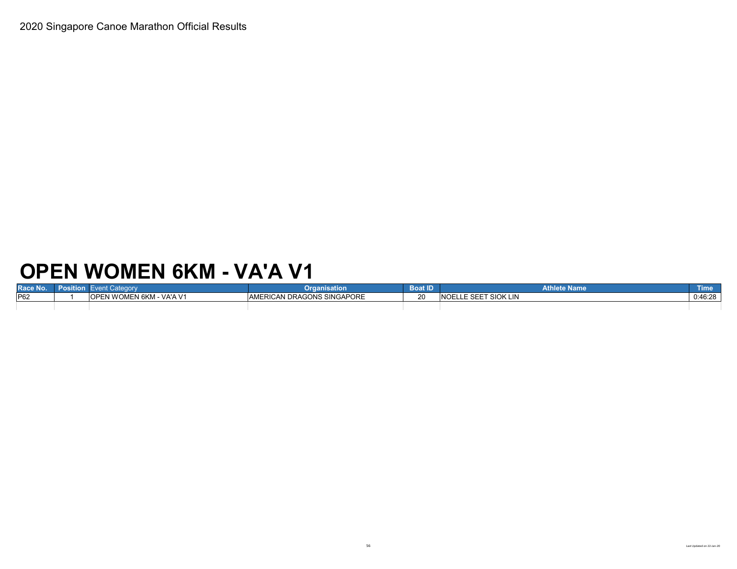2020 Singapore Canoe Marathon Official Results

# OPEN WOMEN 6KM - VA'A V1

| Race No. | Position | Event Category | Organisation | Boat ID | Athlete Name | Time |
|---|---|---|---|---|---|---|
| P62 | 1 | OPEN WOMEN 6KM - VA'A V1 | AMERICAN DRAGONS SINGAPORE | 20 | NOELLE SEET SIOK LIN | 0:46:28 |

Last Updated on 22-Jan-20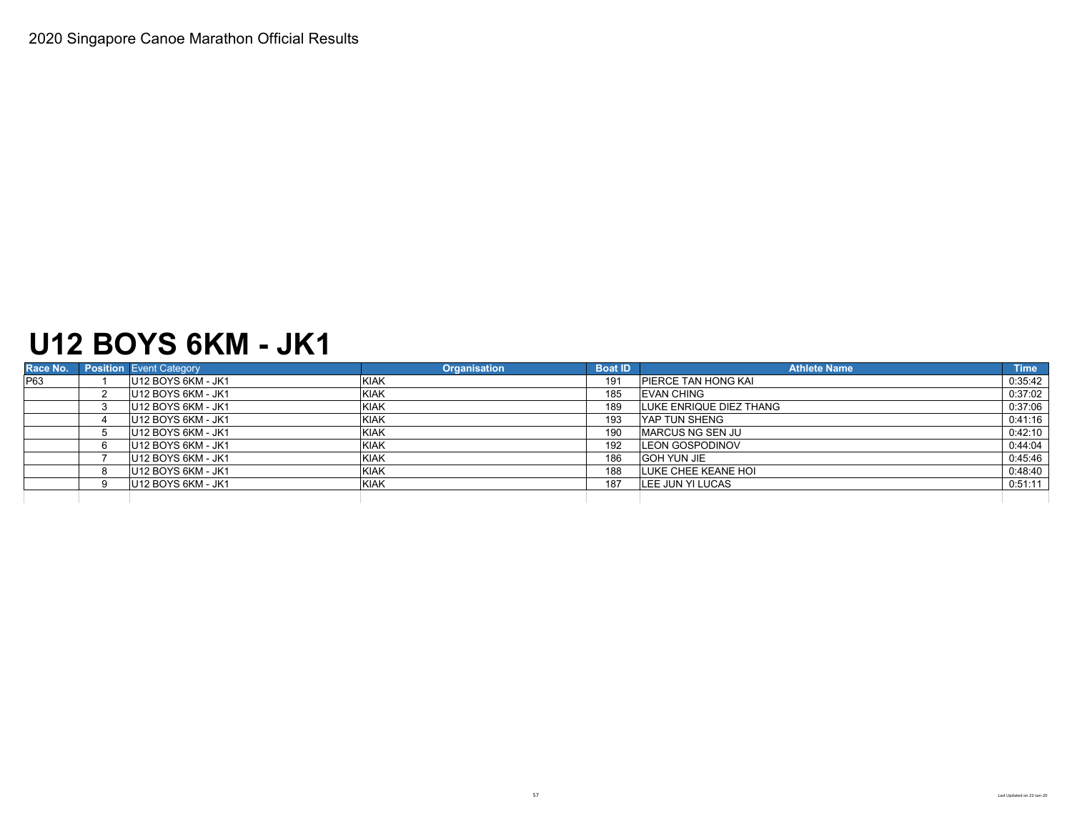2020 Singapore Canoe Marathon Official Results

# U12 BOYS 6KM - JK1

| Race No. | Position | Event Category | Organisation | Boat ID | Athlete Name | Time |
|---|---|---|---|---|---|---|
| P63 | 1 | U12 BOYS 6KM - JK1 | KIAK | 191 | PIERCE TAN HONG KAI | 0:35:42 |
| | 2 | U12 BOYS 6KM - JK1 | KIAK | 185 | EVAN CHING | 0:37:02 |
| | 3 | U12 BOYS 6KM - JK1 | KIAK | 189 | LUKE ENRIQUE DIEZ THANG | 0:37:06 |
| | 4 | U12 BOYS 6KM - JK1 | KIAK | 193 | YAP TUN SHENG | 0:41:16 |
| | 5 | U12 BOYS 6KM - JK1 | KIAK | 190 | MARCUS NG SEN JU | 0:42:10 |
| | 6 | U12 BOYS 6KM - JK1 | KIAK | 192 | LEON GOSPODINOV | 0:44:04 |
| | 7 | U12 BOYS 6KM - JK1 | KIAK | 186 | GOH YUN JIE | 0:45:46 |
| | 8 | U12 BOYS 6KM - JK1 | KIAK | 188 | LUKE CHEE KEANE HOI | 0:48:40 |
| | 9 | U12 BOYS 6KM - JK1 | KIAK | 187 | LEE JUN YI LUCAS | 0:51:11 |

Last Updated on 22-Jan-20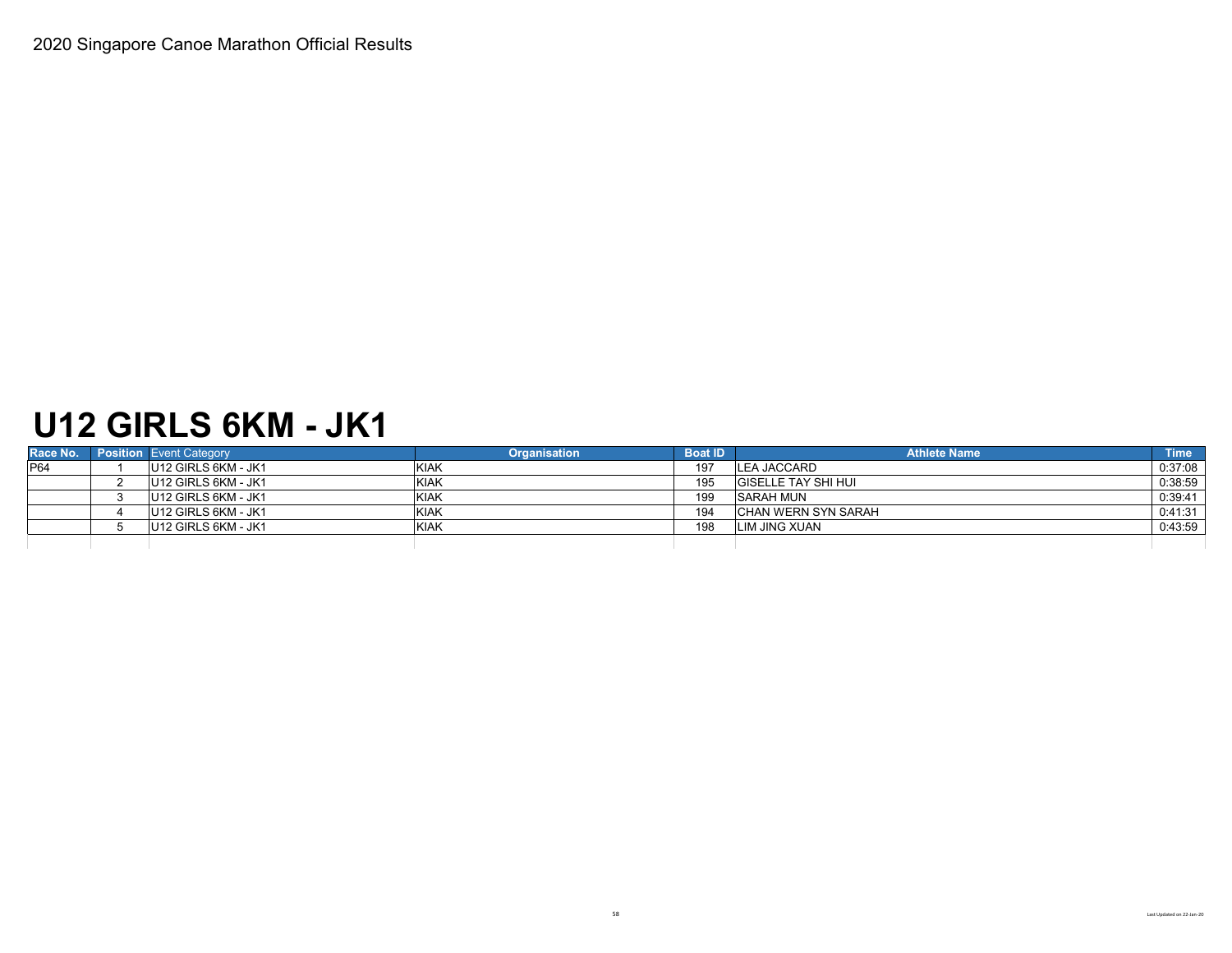2020 Singapore Canoe Marathon Official Results

# U12 GIRLS 6KM - JK1

| Race No. | Position | Event Category | Organisation | Boat ID | Athlete Name | Time |
|---|---|---|---|---|---|---|
| P64 | 1 | U12 GIRLS 6KM - JK1 | KIAK | 197 | LEA JACCARD | 0:37:08 |
| | 2 | U12 GIRLS 6KM - JK1 | KIAK | 195 | GISELLE TAY SHI HUI | 0:38:59 |
| | 3 | U12 GIRLS 6KM - JK1 | KIAK | 199 | SARAH MUN | 0:39:41 |
| | 4 | U12 GIRLS 6KM - JK1 | KIAK | 194 | CHAN WERN SYN SARAH | 0:41:31 |
| | 5 | U12 GIRLS 6KM - JK1 | KIAK | 198 | LIM JING XUAN | 0:43:59 |

Last Updated on 22-Jan-20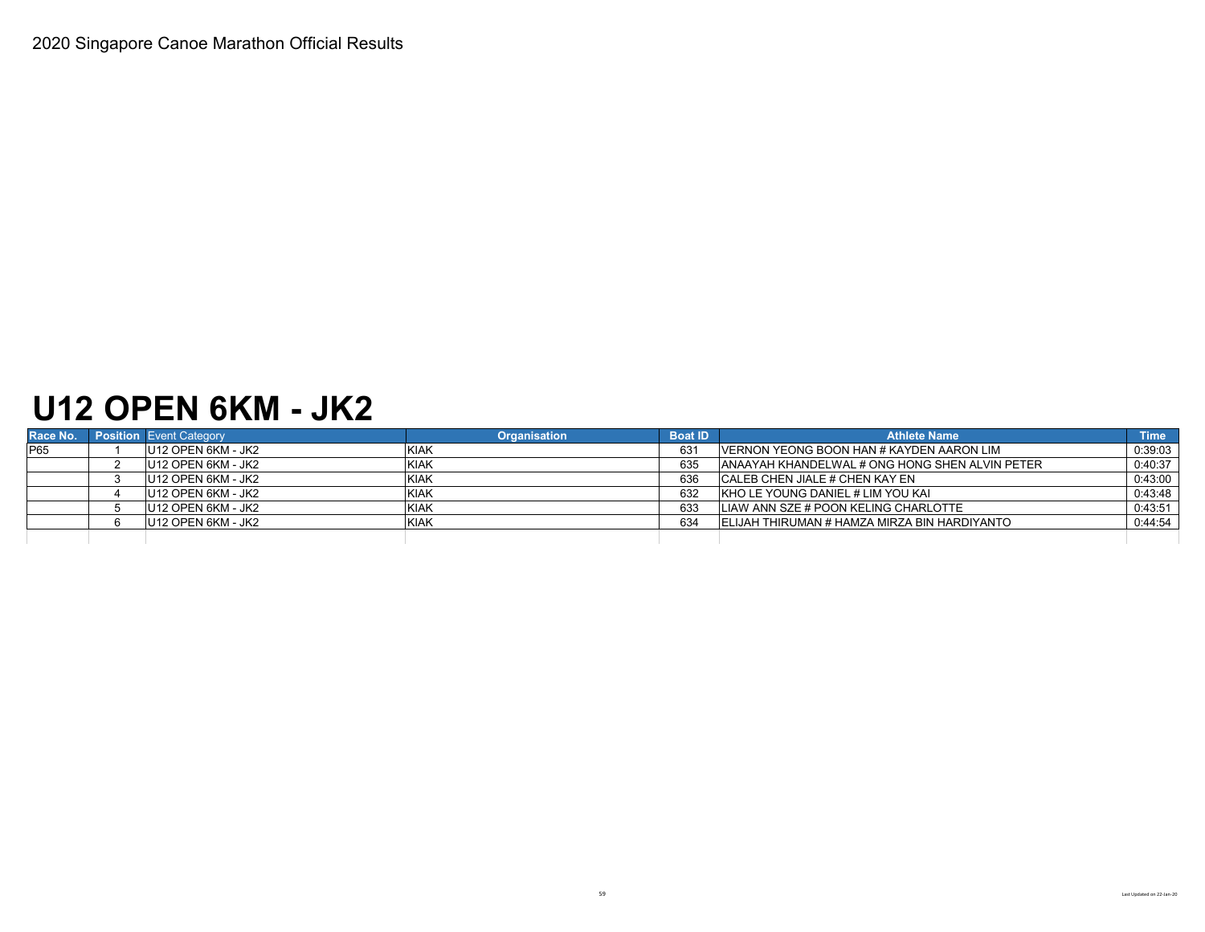2020 Singapore Canoe Marathon Official Results

# U12 OPEN 6KM - JK2

| Race No. | Position | Event Category | Organisation | Boat ID | Athlete Name | Time |
|---|---|---|---|---|---|---|
| P65 | 1 | U12 OPEN 6KM - JK2 | KIAK | 631 | VERNON YEONG BOON HAN # KAYDEN AARON LIM | 0:39:03 |
| | 2 | U12 OPEN 6KM - JK2 | KIAK | 635 | ANAAYAH KHANDELWAL # ONG HONG SHEN ALVIN PETER | 0:40:37 |
| | 3 | U12 OPEN 6KM - JK2 | KIAK | 636 | CALEB CHEN JIALE # CHEN KAY EN | 0:43:00 |
| | 4 | U12 OPEN 6KM - JK2 | KIAK | 632 | KHO LE YOUNG DANIEL # LIM YOU KAI | 0:43:48 |
| | 5 | U12 OPEN 6KM - JK2 | KIAK | 633 | LIAW ANN SZE # POON KELING CHARLOTTE | 0:43:51 |
| | 6 | U12 OPEN 6KM - JK2 | KIAK | 634 | ELIJAH THIRUMAN # HAMZA MIRZA BIN HARDIYANTO | 0:44:54 |

Last Updated on 22-Jan-20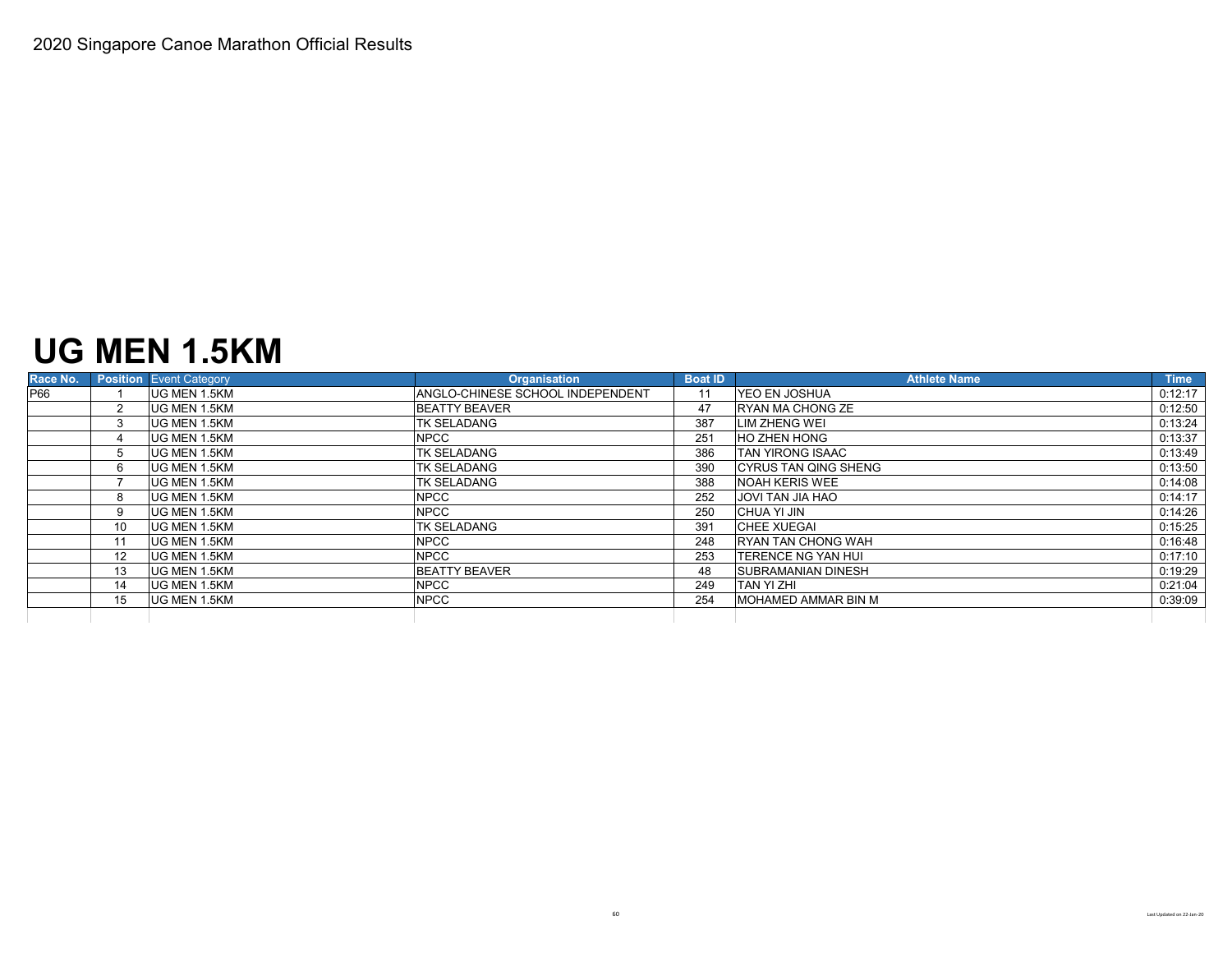2020 Singapore Canoe Marathon Official Results

# UG MEN 1.5KM

| Race No. | Position | Event Category | Organisation | Boat ID | Athlete Name | Time |
|---|---|---|---|---|---|---|
| P66 | 1 | UG MEN 1.5KM | ANGLO-CHINESE SCHOOL INDEPENDENT | 11 | YEO EN JOSHUA | 0:12:17 |
| | 2 | UG MEN 1.5KM | BEATTY BEAVER | 47 | RYAN MA CHONG ZE | 0:12:50 |
| | 3 | UG MEN 1.5KM | TK SELADANG | 387 | LIM ZHENG WEI | 0:13:24 |
| | 4 | UG MEN 1.5KM | NPCC | 251 | HO ZHEN HONG | 0:13:37 |
| | 5 | UG MEN 1.5KM | TK SELADANG | 386 | TAN YIRONG ISAAC | 0:13:49 |
| | 6 | UG MEN 1.5KM | TK SELADANG | 390 | CYRUS TAN QING SHENG | 0:13:50 |
| | 7 | UG MEN 1.5KM | TK SELADANG | 388 | NOAH KERIS WEE | 0:14:08 |
| | 8 | UG MEN 1.5KM | NPCC | 252 | JOVI TAN JIA HAO | 0:14:17 |
| | 9 | UG MEN 1.5KM | NPCC | 250 | CHUA YI JIN | 0:14:26 |
| | 10 | UG MEN 1.5KM | TK SELADANG | 391 | CHEE XUEGAI | 0:15:25 |
| | 11 | UG MEN 1.5KM | NPCC | 248 | RYAN TAN CHONG WAH | 0:16:48 |
| | 12 | UG MEN 1.5KM | NPCC | 253 | TERENCE NG YAN HUI | 0:17:10 |
| | 13 | UG MEN 1.5KM | BEATTY BEAVER | 48 | SUBRAMANIAN DINESH | 0:19:29 |
| | 14 | UG MEN 1.5KM | NPCC | 249 | TAN YI ZHI | 0:21:04 |
| | 15 | UG MEN 1.5KM | NPCC | 254 | MOHAMED AMMAR BIN M | 0:39:09 |

Last Updated on 22-Jan-20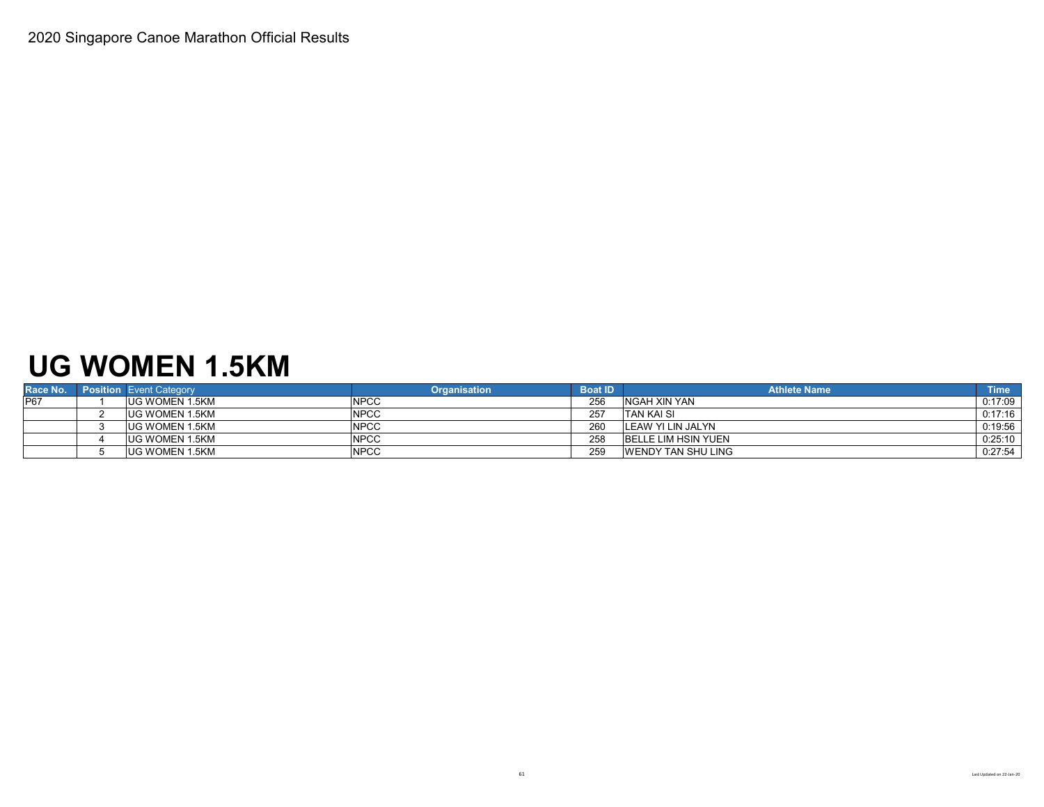2020 Singapore Canoe Marathon Official Results

# UG WOMEN 1.5KM

| Race No. | Position | Event Category | Organisation | Boat ID | Athlete Name | Time |
|---|---|---|---|---|---|---|
| P67 | 1 | UG WOMEN 1.5KM | NPCC | 256 | NGAH XIN YAN | 0:17:09 |
| | 2 | UG WOMEN 1.5KM | NPCC | 257 | TAN KAI SI | 0:17:16 |
| | 3 | UG WOMEN 1.5KM | NPCC | 260 | LEAW YI LIN JALYN | 0:19:56 |
| | 4 | UG WOMEN 1.5KM | NPCC | 258 | BELLE LIM HSIN YUEN | 0:25:10 |
| | 5 | UG WOMEN 1.5KM | NPCC | 259 | WENDY TAN SHU LING | 0:27:54 |

Last Updated on 22-Jan-20